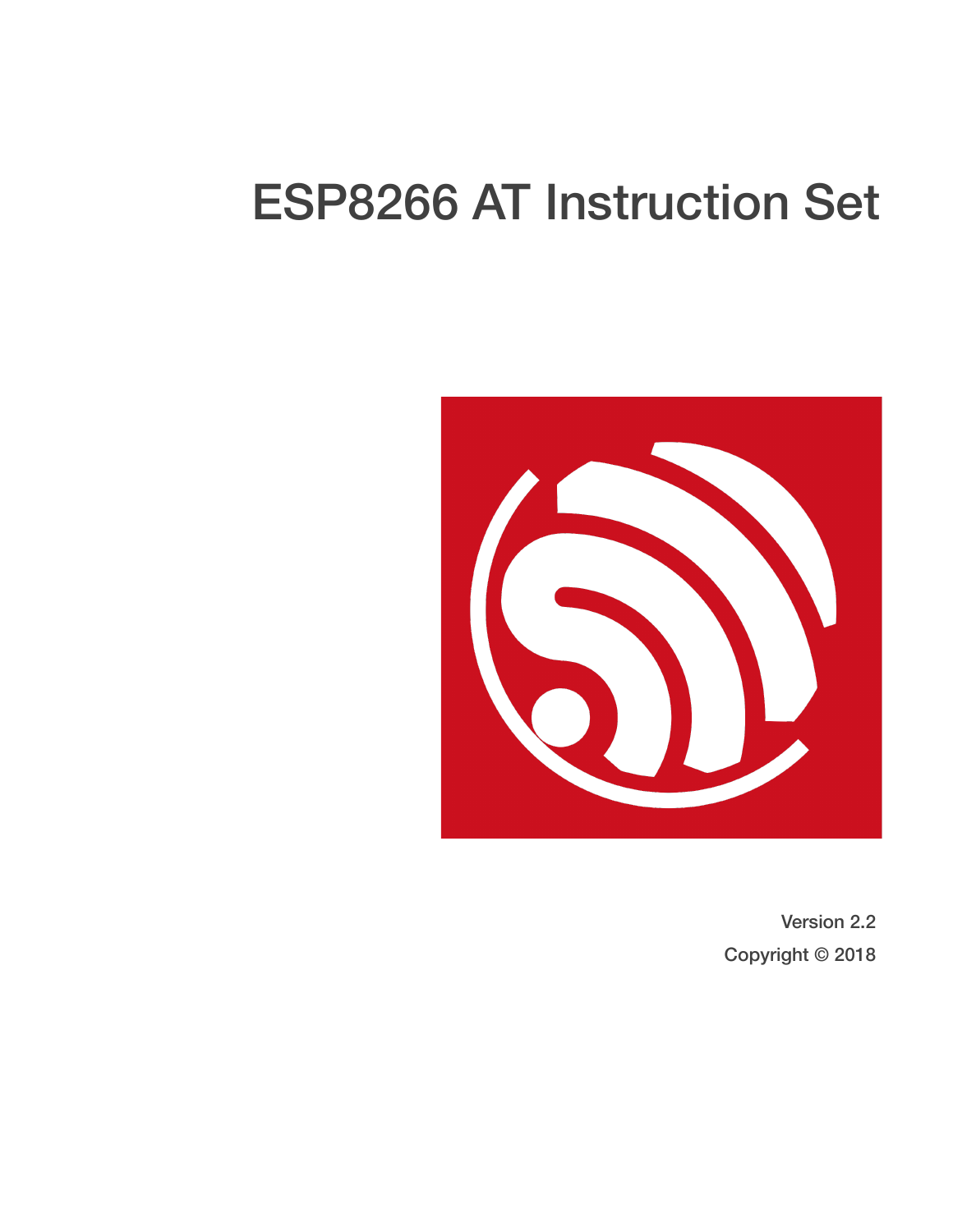# ESP8266 AT Instruction Set

Version 2.2

Copyright © 2018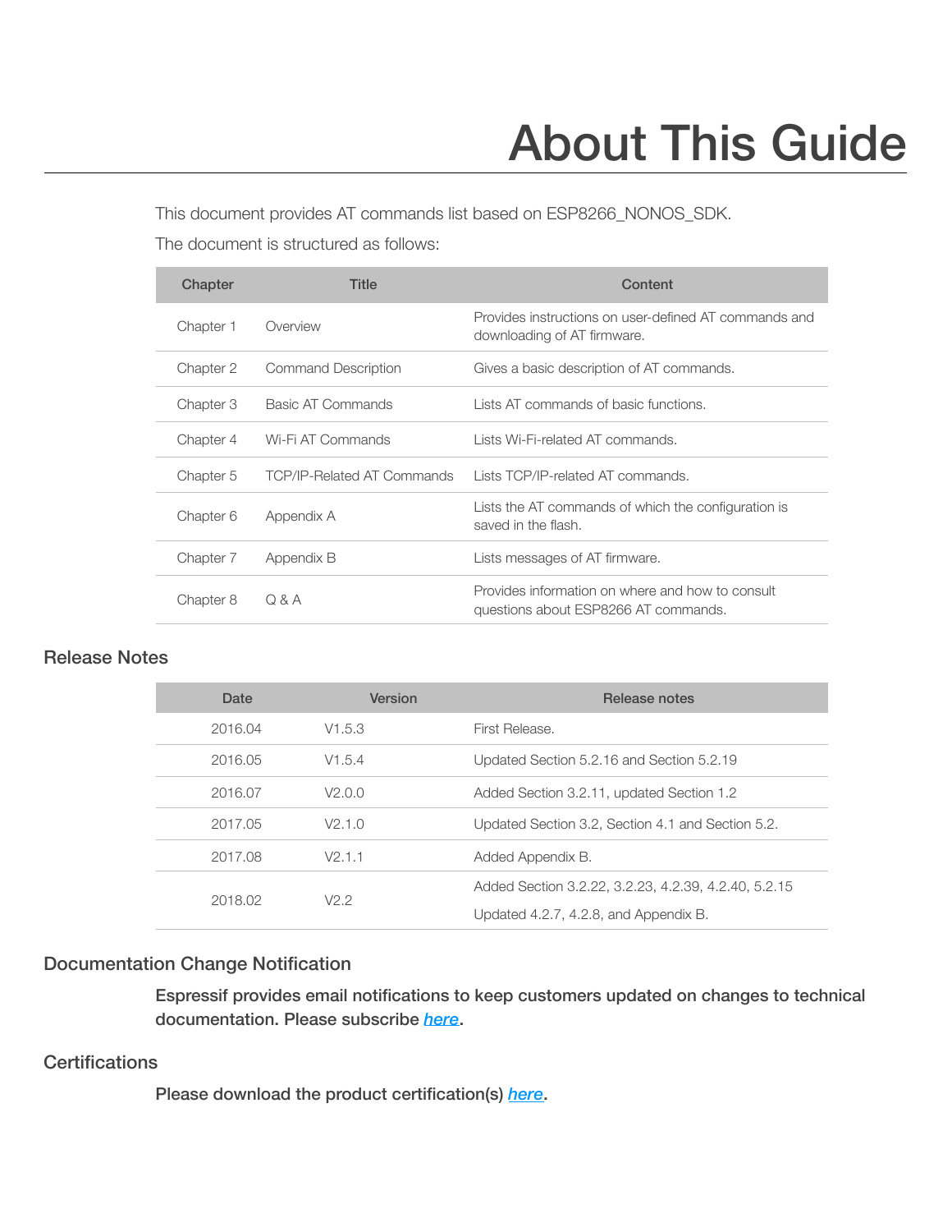# About This Guide

This document provides AT commands list based on ESP8266_NONOS_SDK.

The document is structured as follows:

| Chapter | Title | Content |
|---|---|---|
| Chapter 1 | Overview | Provides instructions on user-defined AT commands and downloading of AT firmware. |
| Chapter 2 | Command Description | Gives a basic description of AT commands. |
| Chapter 3 | Basic AT Commands | Lists AT commands of basic functions. |
| Chapter 4 | Wi-Fi AT Commands | Lists Wi-Fi-related AT commands. |
| Chapter 5 | TCP/IP-Related AT Commands | Lists TCP/IP-related AT commands. |
| Chapter 6 | Appendix A | Lists the AT commands of which the configuration is saved in the flash. |
| Chapter 7 | Appendix B | Lists messages of AT firmware. |
| Chapter 8 | Q & A | Provides information on where and how to consult questions about ESP8266 AT commands. |

## Release Notes

| Date | Version | Release notes |
|---|---|---|
| 2016.04 | V1.5.3 | First Release. |
| 2016.05 | V1.5.4 | Updated Section 5.2.16 and Section 5.2.19 |
| 2016.07 | V2.0.0 | Added Section 3.2.11, updated Section 1.2 |
| 2017.05 | V2.1.0 | Updated Section 3.2, Section 4.1 and Section 5.2. |
| 2017.08 | V2.1.1 | Added Appendix B. |
| 2018.02 | V2.2 | Added Section 3.2.22, 3.2.23, 4.2.39, 4.2.40, 5.2.15<br>Updated 4.2.7, 4.2.8, and Appendix B. |

## Documentation Change Notification

**Espressif provides email notifications to keep customers updated on changes to technical documentation. Please subscribe *here*.**

## Certifications

**Please download the product certification(s) *here*.**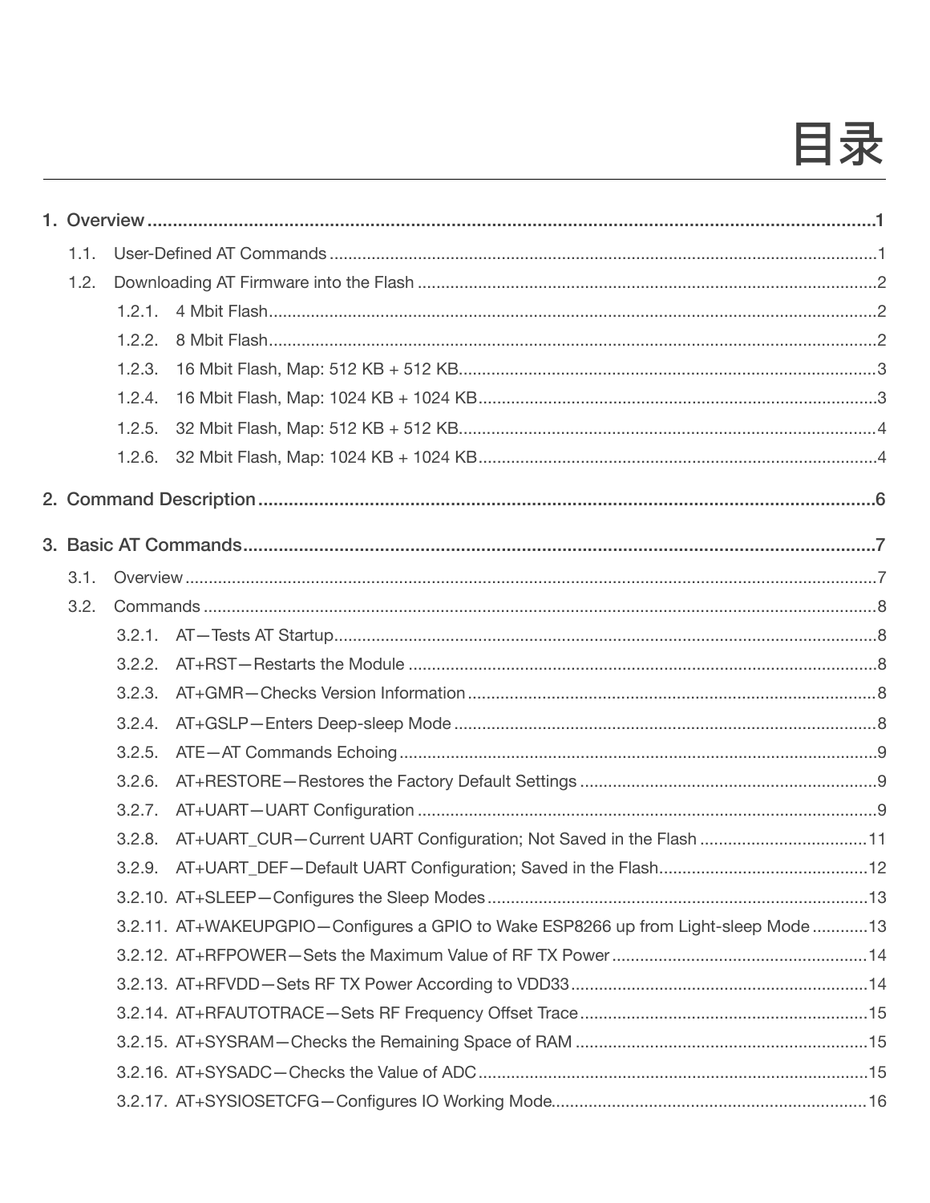# 目录

- 1. Overview ..... 1
  - 1.1. User-Defined AT Commands ..... 1
  - 1.2. Downloading AT Firmware into the Flash ..... 2
    - 1.2.1. 4 Mbit Flash ..... 2
    - 1.2.2. 8 Mbit Flash ..... 2
    - 1.2.3. 16 Mbit Flash, Map: 512 KB + 512 KB ..... 3
    - 1.2.4. 16 Mbit Flash, Map: 1024 KB + 1024 KB ..... 3
    - 1.2.5. 32 Mbit Flash, Map: 512 KB + 512 KB ..... 4
    - 1.2.6. 32 Mbit Flash, Map: 1024 KB + 1024 KB ..... 4
- 2. Command Description ..... 6
- 3. Basic AT Commands ..... 7
  - 3.1. Overview ..... 7
  - 3.2. Commands ..... 8
    - 3.2.1. AT—Tests AT Startup ..... 8
    - 3.2.2. AT+RST—Restarts the Module ..... 8
    - 3.2.3. AT+GMR—Checks Version Information ..... 8
    - 3.2.4. AT+GSLP—Enters Deep-sleep Mode ..... 8
    - 3.2.5. ATE—AT Commands Echoing ..... 9
    - 3.2.6. AT+RESTORE—Restores the Factory Default Settings ..... 9
    - 3.2.7. AT+UART—UART Configuration ..... 9
    - 3.2.8. AT+UART_CUR—Current UART Configuration; Not Saved in the Flash ..... 11
    - 3.2.9. AT+UART_DEF—Default UART Configuration; Saved in the Flash ..... 12
    - 3.2.10. AT+SLEEP—Configures the Sleep Modes ..... 13
    - 3.2.11. AT+WAKEUPGPIO—Configures a GPIO to Wake ESP8266 up from Light-sleep Mode ..... 13
    - 3.2.12. AT+RFPOWER—Sets the Maximum Value of RF TX Power ..... 14
    - 3.2.13. AT+RFVDD—Sets RF TX Power According to VDD33 ..... 14
    - 3.2.14. AT+RFAUTOTRACE—Sets RF Frequency Offset Trace ..... 15
    - 3.2.15. AT+SYSRAM—Checks the Remaining Space of RAM ..... 15
    - 3.2.16. AT+SYSADC—Checks the Value of ADC ..... 15
    - 3.2.17. AT+SYSIOSETCFG—Configures IO Working Mode ..... 16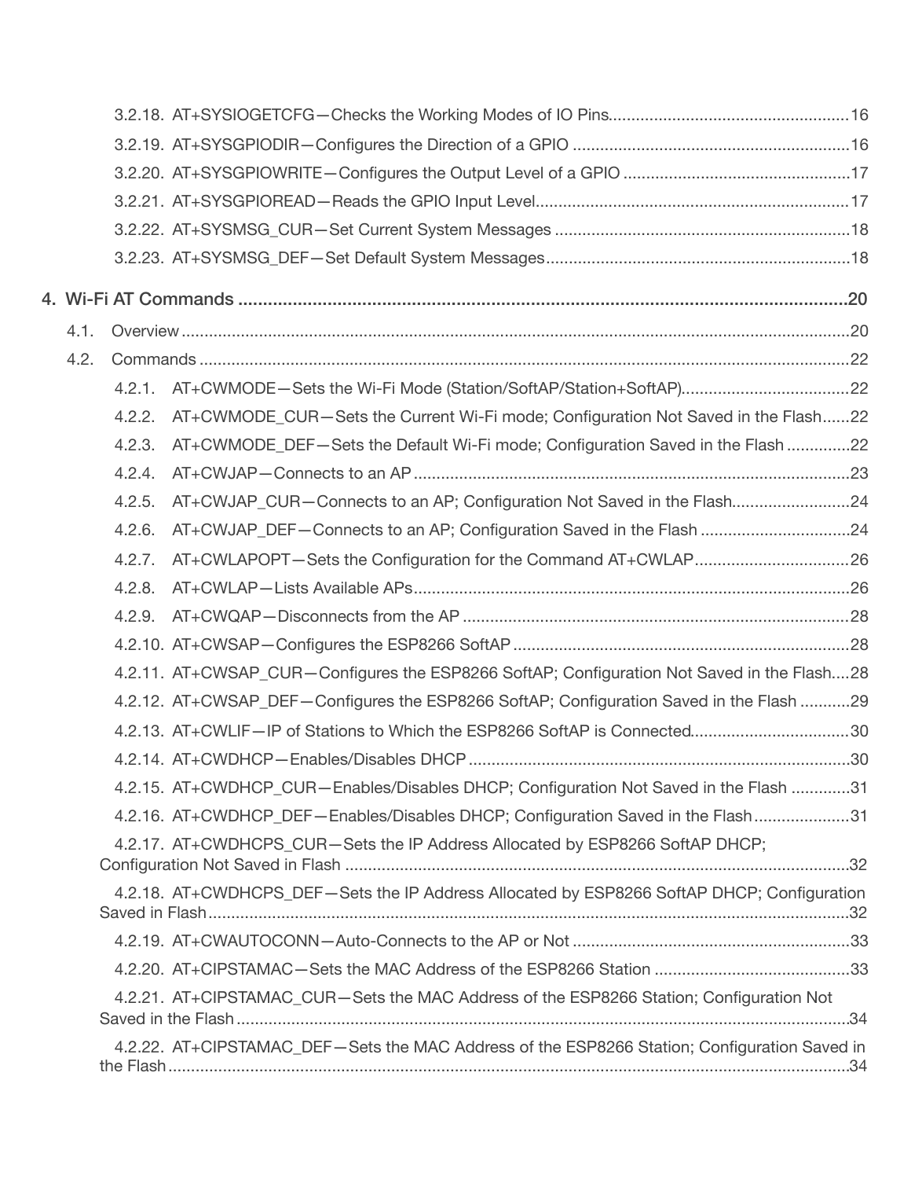3.2.18. AT+SYSIOGETCFG—Checks the Working Modes of IO Pins....................................................16

3.2.19. AT+SYSGPIODIR—Configures the Direction of a GPIO ............................................................16

3.2.20. AT+SYSGPIOWRITE—Configures the Output Level of a GPIO ..................................................17

3.2.21. AT+SYSGPIOREAD—Reads the GPIO Input Level....................................................................17

3.2.22. AT+SYSMSG_CUR—Set Current System Messages ................................................................18

3.2.23. AT+SYSMSG_DEF—Set Default System Messages..................................................................18

4. Wi-Fi AT Commands ............................................................................................................20

4.1. Overview..................................................................................................................................20

4.2. Commands ..............................................................................................................................22

4.2.1. AT+CWMODE—Sets the Wi-Fi Mode (Station/SoftAP/Station+SoftAP)....................................22

4.2.2. AT+CWMODE_CUR—Sets the Current Wi-Fi mode; Configuration Not Saved in the Flash......22

4.2.3. AT+CWMODE_DEF—Sets the Default Wi-Fi mode; Configuration Saved in the Flash ..............22

4.2.4. AT+CWJAP—Connects to an AP ................................................................................................23

4.2.5. AT+CWJAP_CUR—Connects to an AP; Configuration Not Saved in the Flash..........................24

4.2.6. AT+CWJAP_DEF—Connects to an AP; Configuration Saved in the Flash .................................24

4.2.7. AT+CWLAPOPT—Sets the Configuration for the Command AT+CWLAP..................................26

4.2.8. AT+CWLAP—Lists Available APs................................................................................................26

4.2.9. AT+CWQAP—Disconnects from the AP .....................................................................................28

4.2.10. AT+CWSAP—Configures the ESP8266 SoftAP ..........................................................................28

4.2.11. AT+CWSAP_CUR—Configures the ESP8266 SoftAP; Configuration Not Saved in the Flash....28

4.2.12. AT+CWSAP_DEF—Configures the ESP8266 SoftAP; Configuration Saved in the Flash ...........29

4.2.13. AT+CWLIF—IP of Stations to Which the ESP8266 SoftAP is Connected...................................30

4.2.14. AT+CWDHCP—Enables/Disables DHCP ...................................................................................30

4.2.15. AT+CWDHCP_CUR—Enables/Disables DHCP; Configuration Not Saved in the Flash .............31

4.2.16. AT+CWDHCP_DEF—Enables/Disables DHCP; Configuration Saved in the Flash .....................31

4.2.17. AT+CWDHCPS_CUR—Sets the IP Address Allocated by ESP8266 SoftAP DHCP; Configuration Not Saved in Flash ...............................................................................................................32

4.2.18. AT+CWDHCPS_DEF—Sets the IP Address Allocated by ESP8266 SoftAP DHCP; Configuration Saved in Flash............................................................................................................................32

4.2.19. AT+CWAUTOCONN—Auto-Connects to the AP or Not ............................................................33

4.2.20. AT+CIPSTAMAC—Sets the MAC Address of the ESP8266 Station ...........................................33

4.2.21. AT+CIPSTAMAC_CUR—Sets the MAC Address of the ESP8266 Station; Configuration Not Saved in the Flash.......................................................................................................................34

4.2.22. AT+CIPSTAMAC_DEF—Sets the MAC Address of the ESP8266 Station; Configuration Saved in the Flash.....................................................................................................................................34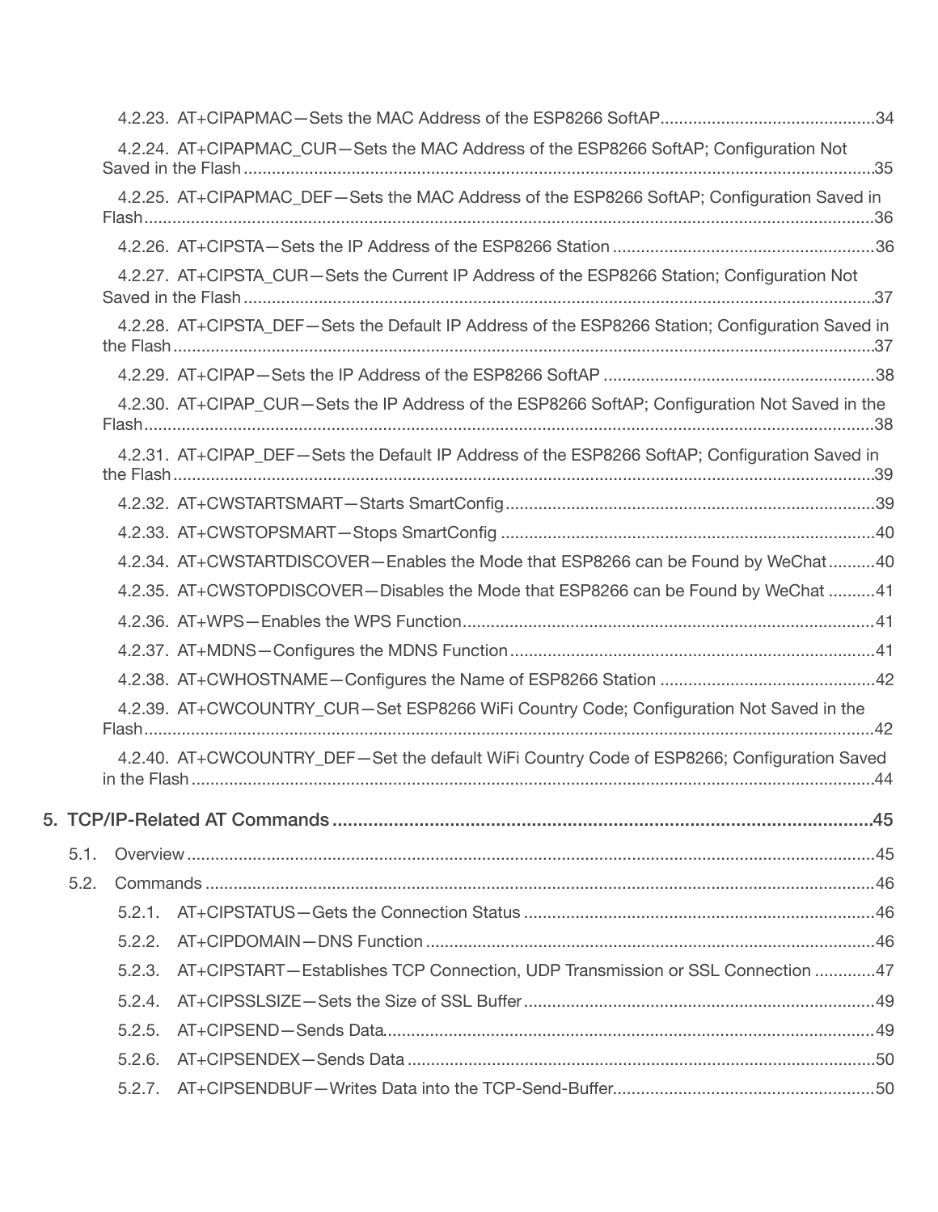4.2.23. AT+CIPAPMAC—Sets the MAC Address of the ESP8266 SoftAP.............................................34

4.2.24. AT+CIPAPMAC_CUR—Sets the MAC Address of the ESP8266 SoftAP; Configuration Not Saved in the Flash.......................................................................................................................................35

4.2.25. AT+CIPAPMAC_DEF—Sets the MAC Address of the ESP8266 SoftAP; Configuration Saved in Flash.............................................................................................................................................36

4.2.26. AT+CIPSTA—Sets the IP Address of the ESP8266 Station ........................................................36

4.2.27. AT+CIPSTA_CUR—Sets the Current IP Address of the ESP8266 Station; Configuration Not Saved in the Flash .......................................................................................................................................37

4.2.28. AT+CIPSTA_DEF—Sets the Default IP Address of the ESP8266 Station; Configuration Saved in the Flash .......................................................................................................................................37

4.2.29. AT+CIPAP—Sets the IP Address of the ESP8266 SoftAP ..........................................................38

4.2.30. AT+CIPAP_CUR—Sets the IP Address of the ESP8266 SoftAP; Configuration Not Saved in the Flash.............................................................................................................................................38

4.2.31. AT+CIPAP_DEF—Sets the Default IP Address of the ESP8266 SoftAP; Configuration Saved in the Flash.......................................................................................................................................39

4.2.32. AT+CWSTARTSMART—Starts SmartConfig...............................................................................39

4.2.33. AT+CWSTOPSMART—Stops SmartConfig ................................................................................40

4.2.34. AT+CWSTARTDISCOVER—Enables the Mode that ESP8266 can be Found by WeChat..........40

4.2.35. AT+CWSTOPDISCOVER—Disables the Mode that ESP8266 can be Found by WeChat ..........41

4.2.36. AT+WPS—Enables the WPS Function.......................................................................................41

4.2.37. AT+MDNS—Configures the MDNS Function.............................................................................41

4.2.38. AT+CWHOSTNAME—Configures the Name of ESP8266 Station .............................................42

4.2.39. AT+CWCOUNTRY_CUR—Set ESP8266 WiFi Country Code; Configuration Not Saved in the Flash.............................................................................................................................................42

4.2.40. AT+CWCOUNTRY_DEF—Set the default WiFi Country Code of ESP8266; Configuration Saved in the Flash ..................................................................................................................................44

**5. TCP/IP-Related AT Commands ...........................................................................................................45**

5.1. Overview ...................................................................................................................................45

5.2. Commands ................................................................................................................................46

5.2.1. AT+CIPSTATUS—Gets the Connection Status ...........................................................................46

5.2.2. AT+CIPDOMAIN—DNS Function ...............................................................................................46

5.2.3. AT+CIPSTART—Establishes TCP Connection, UDP Transmission or SSL Connection .............47

5.2.4. AT+CIPSSLSIZE—Sets the Size of SSL Buffer...........................................................................49

5.2.5. AT+CIPSEND—Sends Data........................................................................................................49

5.2.6. AT+CIPSENDEX—Sends Data ....................................................................................................50

5.2.7. AT+CIPSENDBUF—Writes Data into the TCP-Send-Buffer........................................................50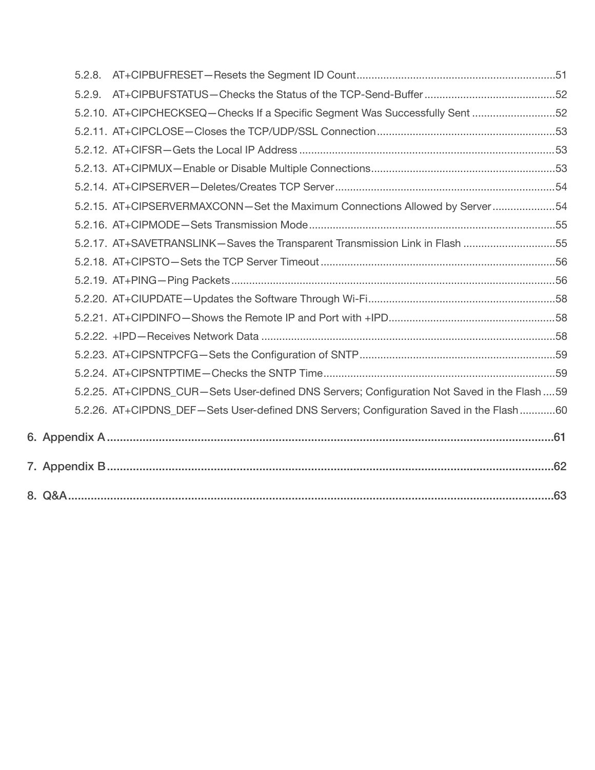5.2.8. AT+CIPBUFRESET—Resets the Segment ID Count ..... 51

5.2.9. AT+CIPBUFSTATUS—Checks the Status of the TCP-Send-Buffer ..... 52

5.2.10. AT+CIPCHECKSEQ—Checks If a Specific Segment Was Successfully Sent ..... 52

5.2.11. AT+CIPCLOSE—Closes the TCP/UDP/SSL Connection ..... 53

5.2.12. AT+CIFSR—Gets the Local IP Address ..... 53

5.2.13. AT+CIPMUX—Enable or Disable Multiple Connections ..... 53

5.2.14. AT+CIPSERVER—Deletes/Creates TCP Server ..... 54

5.2.15. AT+CIPSERVERMAXCONN—Set the Maximum Connections Allowed by Server ..... 54

5.2.16. AT+CIPMODE—Sets Transmission Mode ..... 55

5.2.17. AT+SAVETRANSLINK—Saves the Transparent Transmission Link in Flash ..... 55

5.2.18. AT+CIPSTO—Sets the TCP Server Timeout ..... 56

5.2.19. AT+PING—Ping Packets ..... 56

5.2.20. AT+CIUPDATE—Updates the Software Through Wi-Fi ..... 58

5.2.21. AT+CIPDINFO—Shows the Remote IP and Port with +IPD ..... 58

5.2.22. +IPD—Receives Network Data ..... 58

5.2.23. AT+CIPSNTPCFG—Sets the Configuration of SNTP ..... 59

5.2.24. AT+CIPSNTPTIME—Checks the SNTP Time ..... 59

5.2.25. AT+CIPDNS_CUR—Sets User-defined DNS Servers; Configuration Not Saved in the Flash ..... 59

5.2.26. AT+CIPDNS_DEF—Sets User-defined DNS Servers; Configuration Saved in the Flash ..... 60

**6. Appendix A ..... 61**

**7. Appendix B ..... 62**

**8. Q&A ..... 63**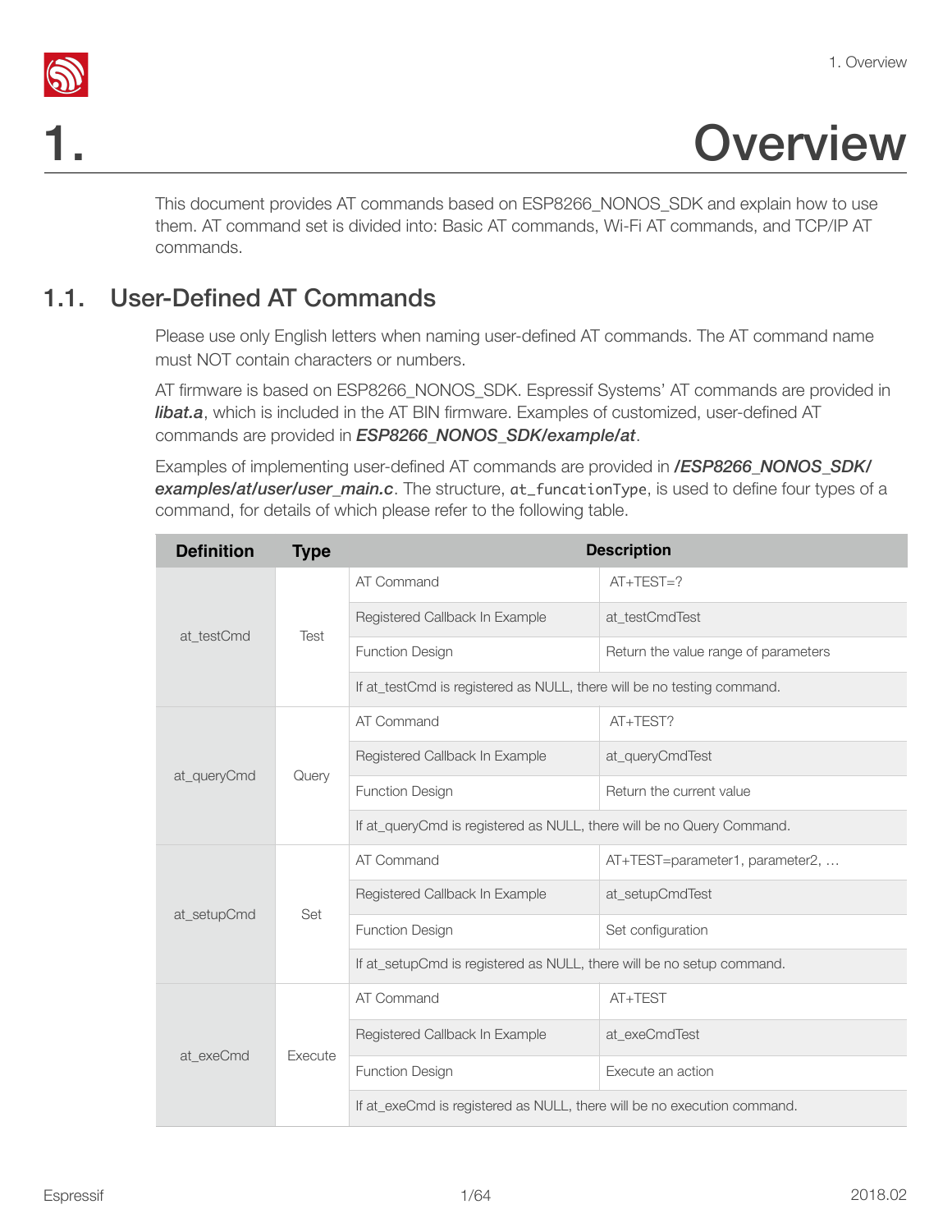# 1. Overview

This document provides AT commands based on ESP8266_NONOS_SDK and explain how to use them. AT command set is divided into: Basic AT commands, Wi-Fi AT commands, and TCP/IP AT commands.

## 1.1. User-Defined AT Commands

Please use only English letters when naming user-defined AT commands. The AT command name must NOT contain characters or numbers.

AT firmware is based on ESP8266_NONOS_SDK. Espressif Systems' AT commands are provided in ***libat.a***, which is included in the AT BIN firmware. Examples of customized, user-defined AT commands are provided in ***ESP8266_NONOS_SDK/example/at***.

Examples of implementing user-defined AT commands are provided in ***/ESP8266_NONOS_SDK/examples/at/user/user_main.c***. The structure, `at_funcationType`, is used to define four types of a command, for details of which please refer to the following table.

| Definition | Type | Description | |
|---|---|---|---|
| at_testCmd | Test | AT Command | AT+TEST=? |
| | | Registered Callback In Example | at_testCmdTest |
| | | Function Design | Return the value range of parameters |
| | | If at_testCmd is registered as NULL, there will be no testing command. | |
| at_queryCmd | Query | AT Command | AT+TEST? |
| | | Registered Callback In Example | at_queryCmdTest |
| | | Function Design | Return the current value |
| | | If at_queryCmd is registered as NULL, there will be no Query Command. | |
| at_setupCmd | Set | AT Command | AT+TEST=parameter1, parameter2, ... |
| | | Registered Callback In Example | at_setupCmdTest |
| | | Function Design | Set configuration |
| | | If at_setupCmd is registered as NULL, there will be no setup command. | |
| at_exeCmd | Execute | AT Command | AT+TEST |
| | | Registered Callback In Example | at_exeCmdTest |
| | | Function Design | Execute an action |
| | | If at_exeCmd is registered as NULL, there will be no execution command. | |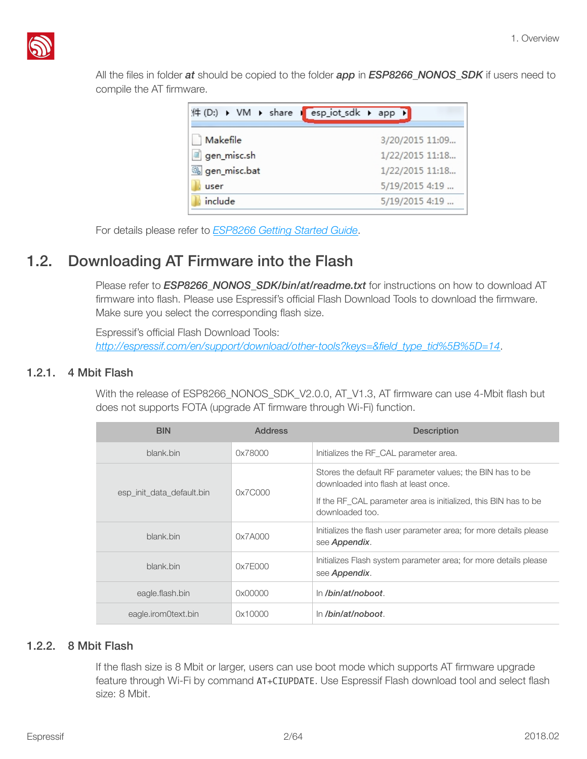All the files in folder ***at*** should be copied to the folder ***app*** in ***ESP8266_NONOS_SDK*** if users need to compile the AT firmware.

For details please refer to [ESP8266 Getting Started Guide](ESP8266 Getting Started Guide).

## 1.2. Downloading AT Firmware into the Flash

Please refer to ***ESP8266_NONOS_SDK/bin/at/readme.txt*** for instructions on how to download AT firmware into flash. Please use Espressif's official Flash Download Tools to download the firmware. Make sure you select the corresponding flash size.

Espressif's official Flash Download Tools:
http://espressif.com/en/support/download/other-tools?keys=&field_type_tid%5B%5D=14.

### 1.2.1. 4 Mbit Flash

With the release of ESP8266_NONOS_SDK_V2.0.0, AT_V1.3, AT firmware can use 4-Mbit flash but does not supports FOTA (upgrade AT firmware through Wi-Fi) function.

| BIN | Address | Description |
|---|---|---|
| blank.bin | 0x78000 | Initializes the RF_CAL parameter area. |
| esp_init_data_default.bin | 0x7C000 | Stores the default RF parameter values; the BIN has to be downloaded into flash at least once.<br>If the RF_CAL parameter area is initialized, this BIN has to be downloaded too. |
| blank.bin | 0x7A000 | Initializes the flash user parameter area; for more details please see ***Appendix***. |
| blank.bin | 0x7E000 | Initializes Flash system parameter area; for more details please see ***Appendix***. |
| eagle.flash.bin | 0x00000 | In ***/bin/at/noboot***. |
| eagle.irom0text.bin | 0x10000 | In ***/bin/at/noboot***. |

### 1.2.2. 8 Mbit Flash

If the flash size is 8 Mbit or larger, users can use boot mode which supports AT firmware upgrade feature through Wi-Fi by command `AT+CIUPDATE`. Use Espressif Flash download tool and select flash size: 8 Mbit.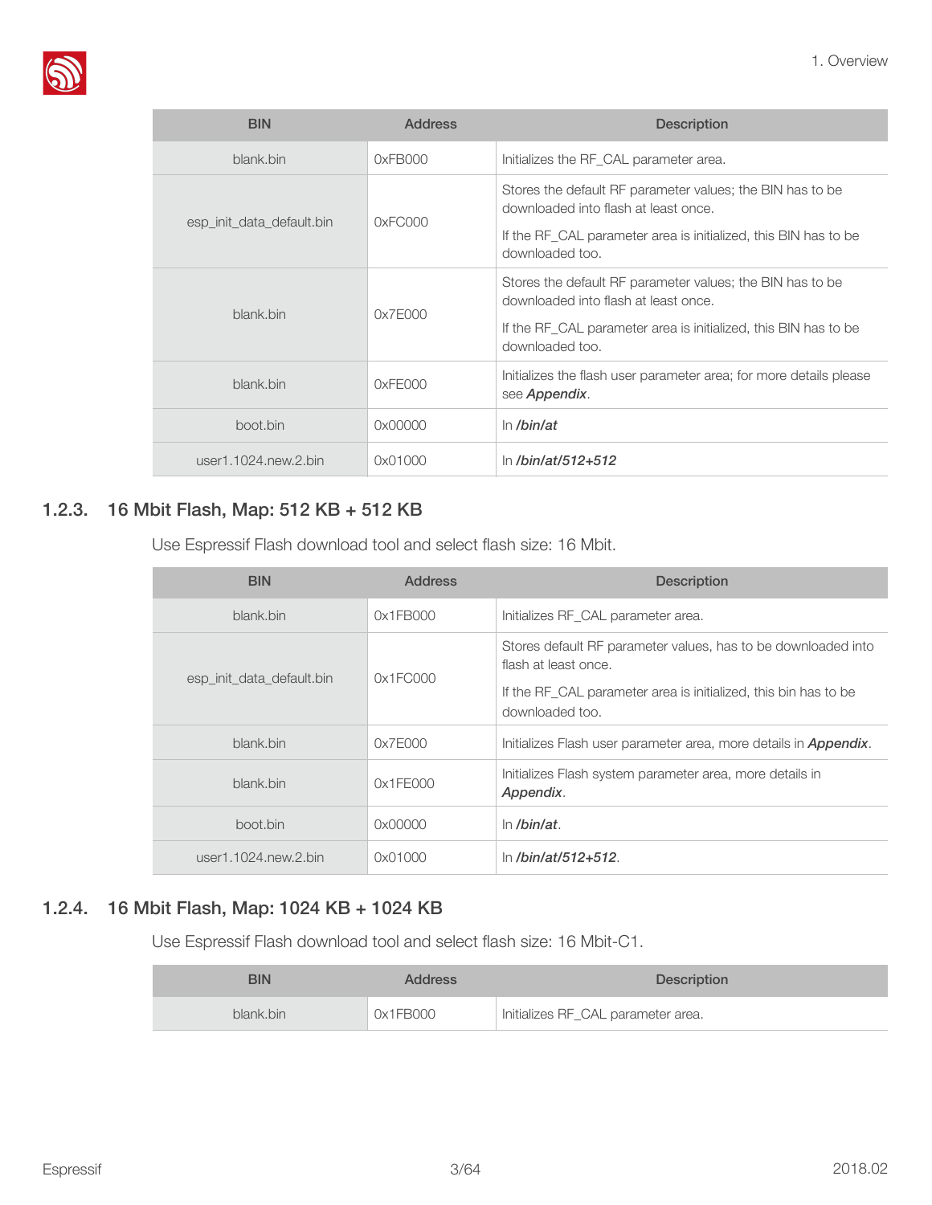| BIN | Address | Description |
|---|---|---|
| blank.bin | 0xFB000 | Initializes the RF_CAL parameter area. |
| esp_init_data_default.bin | 0xFC000 | Stores the default RF parameter values; the BIN has to be downloaded into flash at least once.<br><br>If the RF_CAL parameter area is initialized, this BIN has to be downloaded too. |
| blank.bin | 0x7E000 | Stores the default RF parameter values; the BIN has to be downloaded into flash at least once.<br><br>If the RF_CAL parameter area is initialized, this BIN has to be downloaded too. |
| blank.bin | 0xFE000 | Initializes the flash user parameter area; for more details please see ***Appendix***. |
| boot.bin | 0x00000 | In ***/bin/at*** |
| user1.1024.new.2.bin | 0x01000 | In ***/bin/at/512+512*** |

### 1.2.3. 16 Mbit Flash, Map: 512 KB + 512 KB

Use Espressif Flash download tool and select flash size: 16 Mbit.

| BIN | Address | Description |
|---|---|---|
| blank.bin | 0x1FB000 | Initializes RF_CAL parameter area. |
| esp_init_data_default.bin | 0x1FC000 | Stores default RF parameter values, has to be downloaded into flash at least once.<br><br>If the RF_CAL parameter area is initialized, this bin has to be downloaded too. |
| blank.bin | 0x7E000 | Initializes Flash user parameter area, more details in ***Appendix***. |
| blank.bin | 0x1FE000 | Initializes Flash system parameter area, more details in ***Appendix***. |
| boot.bin | 0x00000 | In ***/bin/at***. |
| user1.1024.new.2.bin | 0x01000 | In ***/bin/at/512+512***. |

### 1.2.4. 16 Mbit Flash, Map: 1024 KB + 1024 KB

Use Espressif Flash download tool and select flash size: 16 Mbit-C1.

| BIN | Address | Description |
|---|---|---|
| blank.bin | 0x1FB000 | Initializes RF_CAL parameter area. |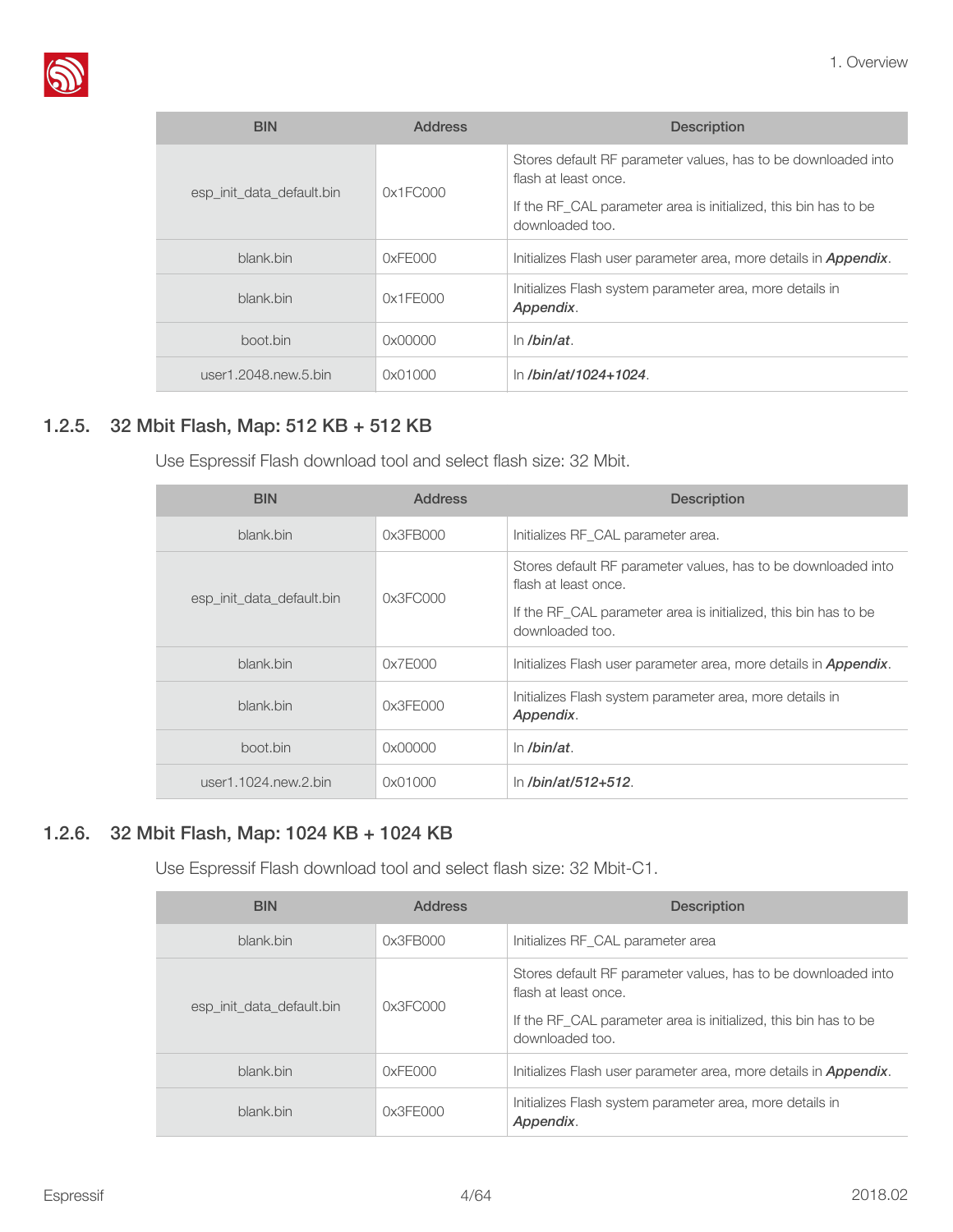| BIN | Address | Description |
| --- | --- | --- |
| esp_init_data_default.bin | 0x1FC000 | Stores default RF parameter values, has to be downloaded into flash at least once. If the RF_CAL parameter area is initialized, this bin has to be downloaded too. |
| blank.bin | 0xFE000 | Initializes Flash user parameter area, more details in ***Appendix***. |
| blank.bin | 0x1FE000 | Initializes Flash system parameter area, more details in ***Appendix***. |
| boot.bin | 0x00000 | In ***/bin/at***. |
| user1.2048.new.5.bin | 0x01000 | In ***/bin/at/1024+1024***. |

### 1.2.5. 32 Mbit Flash, Map: 512 KB + 512 KB

Use Espressif Flash download tool and select flash size: 32 Mbit.

| BIN | Address | Description |
| --- | --- | --- |
| blank.bin | 0x3FB000 | Initializes RF_CAL parameter area. |
| esp_init_data_default.bin | 0x3FC000 | Stores default RF parameter values, has to be downloaded into flash at least once. If the RF_CAL parameter area is initialized, this bin has to be downloaded too. |
| blank.bin | 0x7E000 | Initializes Flash user parameter area, more details in ***Appendix***. |
| blank.bin | 0x3FE000 | Initializes Flash system parameter area, more details in ***Appendix***. |
| boot.bin | 0x00000 | In ***/bin/at***. |
| user1.1024.new.2.bin | 0x01000 | In ***/bin/at/512+512***. |

### 1.2.6. 32 Mbit Flash, Map: 1024 KB + 1024 KB

Use Espressif Flash download tool and select flash size: 32 Mbit-C1.

| BIN | Address | Description |
| --- | --- | --- |
| blank.bin | 0x3FB000 | Initializes RF_CAL parameter area |
| esp_init_data_default.bin | 0x3FC000 | Stores default RF parameter values, has to be downloaded into flash at least once. If the RF_CAL parameter area is initialized, this bin has to be downloaded too. |
| blank.bin | 0xFE000 | Initializes Flash user parameter area, more details in ***Appendix***. |
| blank.bin | 0x3FE000 | Initializes Flash system parameter area, more details in ***Appendix***. |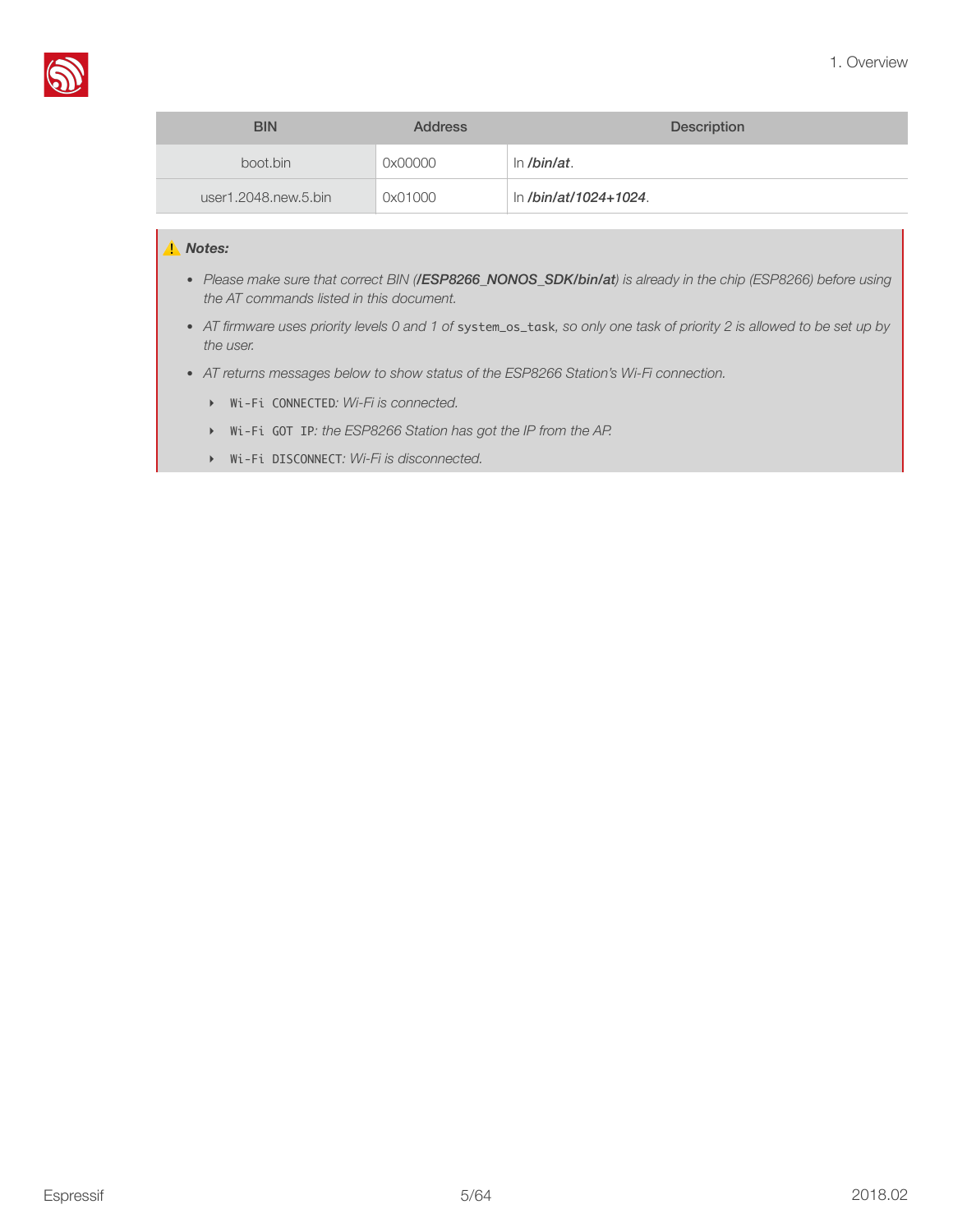| BIN | Address | Description |
|---|---|---|
| boot.bin | 0x00000 | In ***/bin/at***. |
| user1.2048.new.5.bin | 0x01000 | In ***/bin/at/1024+1024***. |

> ⚠️ ***Notes:***
>
> - *Please make sure that correct BIN (**/ESP8266_NONOS_SDK/bin/at**) is already in the chip (ESP8266) before using the AT commands listed in this document.*
> - *AT firmware uses priority levels 0 and 1 of `system_os_task`, so only one task of priority 2 is allowed to be set up by the user.*
> - *AT returns messages below to show status of the ESP8266 Station's Wi-Fi connection.*
>     - `Wi-Fi CONNECTED`*: Wi-Fi is connected.*
>     - `Wi-Fi GOT IP`*: the ESP8266 Station has got the IP from the AP.*
>     - `Wi-Fi DISCONNECT`*: Wi-Fi is disconnected.*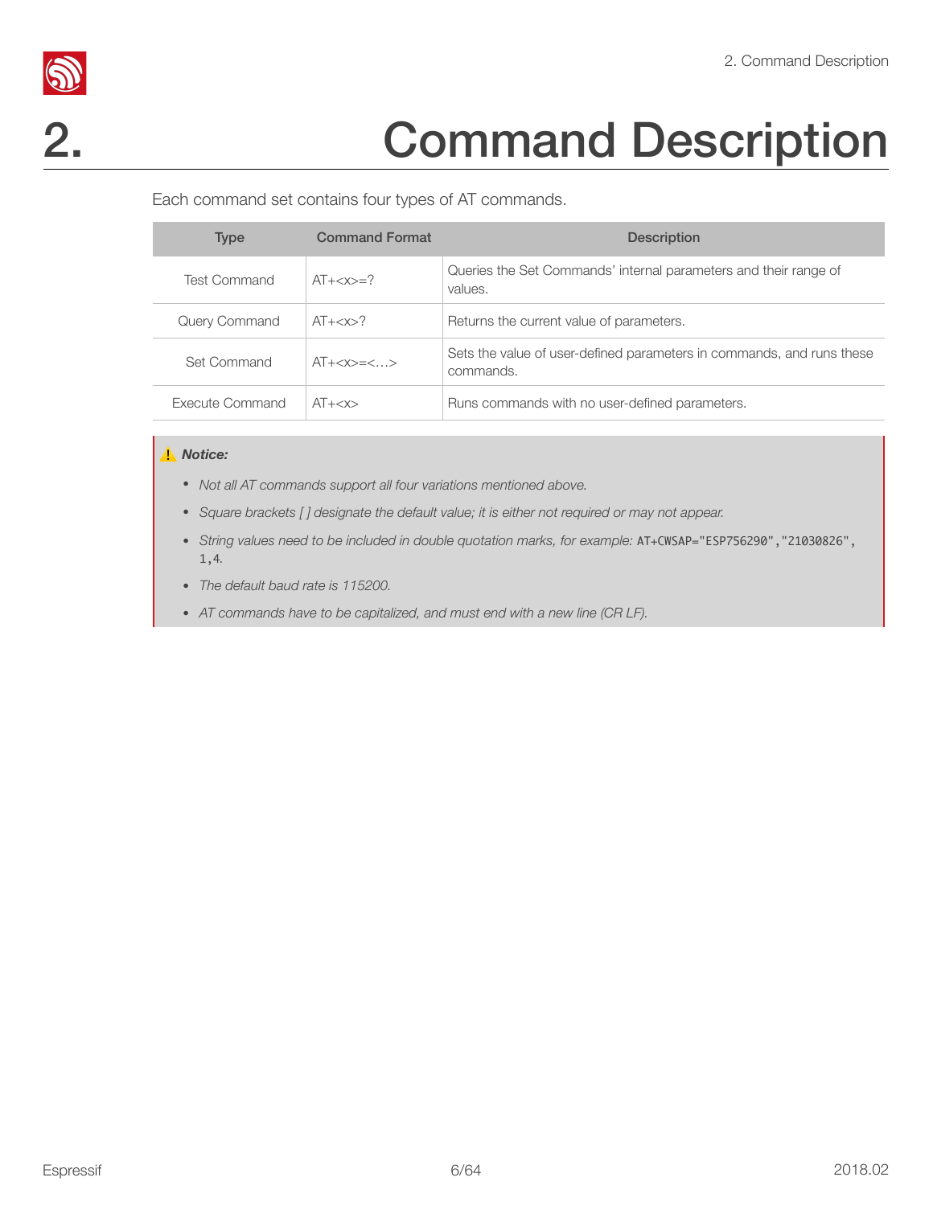# 2. Command Description

Each command set contains four types of AT commands.

| Type | Command Format | Description |
| --- | --- | --- |
| Test Command | AT+<x>=? | Queries the Set Commands' internal parameters and their range of values. |
| Query Command | AT+<x>? | Returns the current value of parameters. |
| Set Command | AT+<x>=<…> | Sets the value of user-defined parameters in commands, and runs these commands. |
| Execute Command | AT+<x> | Runs commands with no user-defined parameters. |

> ⚠️ ***Notice:***
>
> - *Not all AT commands support all four variations mentioned above.*
> - *Square brackets [ ] designate the default value; it is either not required or may not appear.*
> - *String values need to be included in double quotation marks, for example:* `AT+CWSAP="ESP756290","21030826",1,4`.
> - *The default baud rate is 115200.*
> - *AT commands have to be capitalized, and must end with a new line (CR LF).*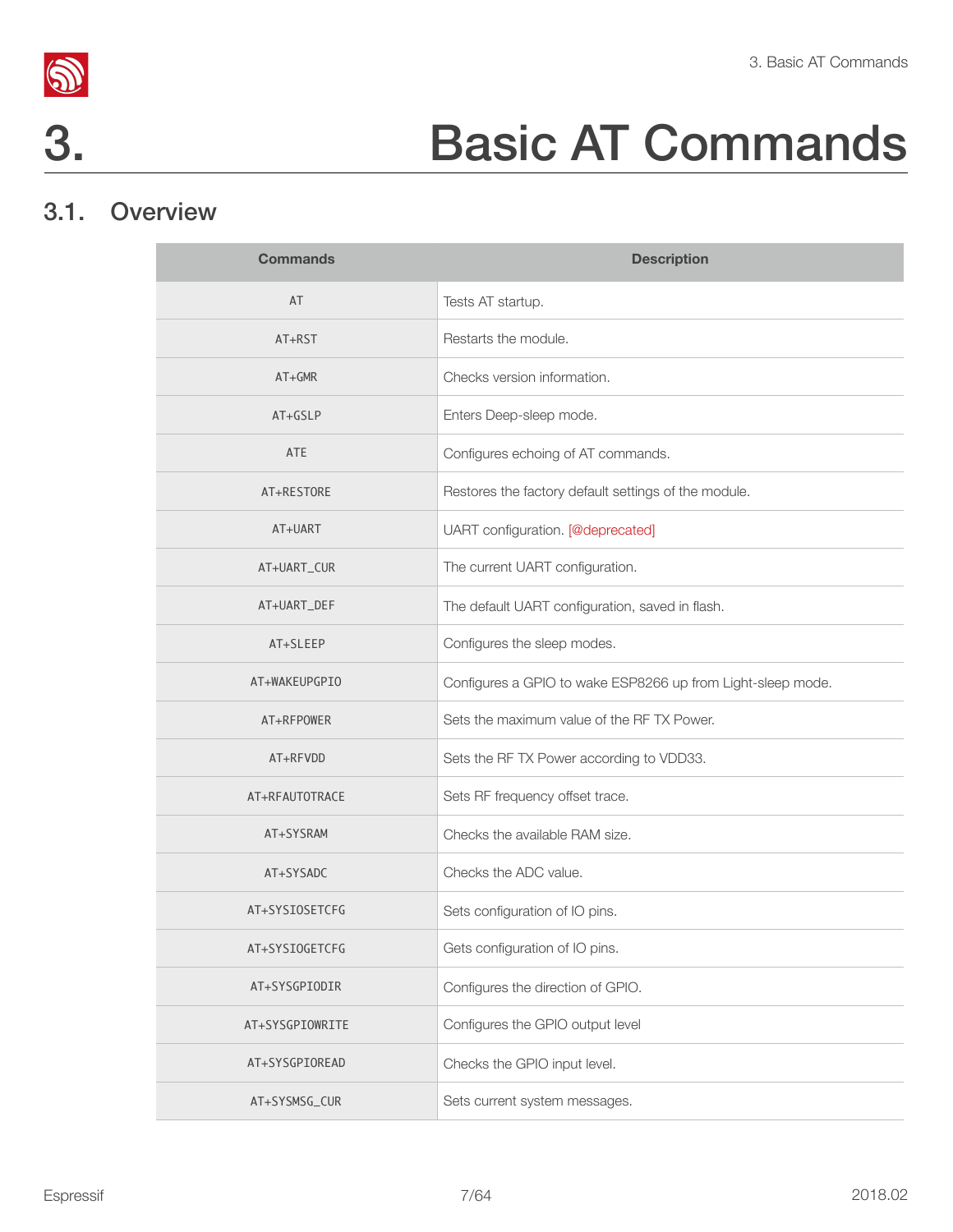# 3. Basic AT Commands

## 3.1. Overview

| Commands | Description |
| --- | --- |
| AT | Tests AT startup. |
| AT+RST | Restarts the module. |
| AT+GMR | Checks version information. |
| AT+GSLP | Enters Deep-sleep mode. |
| ATE | Configures echoing of AT commands. |
| AT+RESTORE | Restores the factory default settings of the module. |
| AT+UART | UART configuration. [@deprecated] |
| AT+UART_CUR | The current UART configuration. |
| AT+UART_DEF | The default UART configuration, saved in flash. |
| AT+SLEEP | Configures the sleep modes. |
| AT+WAKEUPGPIO | Configures a GPIO to wake ESP8266 up from Light-sleep mode. |
| AT+RFPOWER | Sets the maximum value of the RF TX Power. |
| AT+RFVDD | Sets the RF TX Power according to VDD33. |
| AT+RFAUTOTRACE | Sets RF frequency offset trace. |
| AT+SYSRAM | Checks the available RAM size. |
| AT+SYSADC | Checks the ADC value. |
| AT+SYSIOSETCFG | Sets configuration of IO pins. |
| AT+SYSIOGETCFG | Gets configuration of IO pins. |
| AT+SYSGPIODIR | Configures the direction of GPIO. |
| AT+SYSGPIOWRITE | Configures the GPIO output level |
| AT+SYSGPIOREAD | Checks the GPIO input level. |
| AT+SYSMSG_CUR | Sets current system messages. |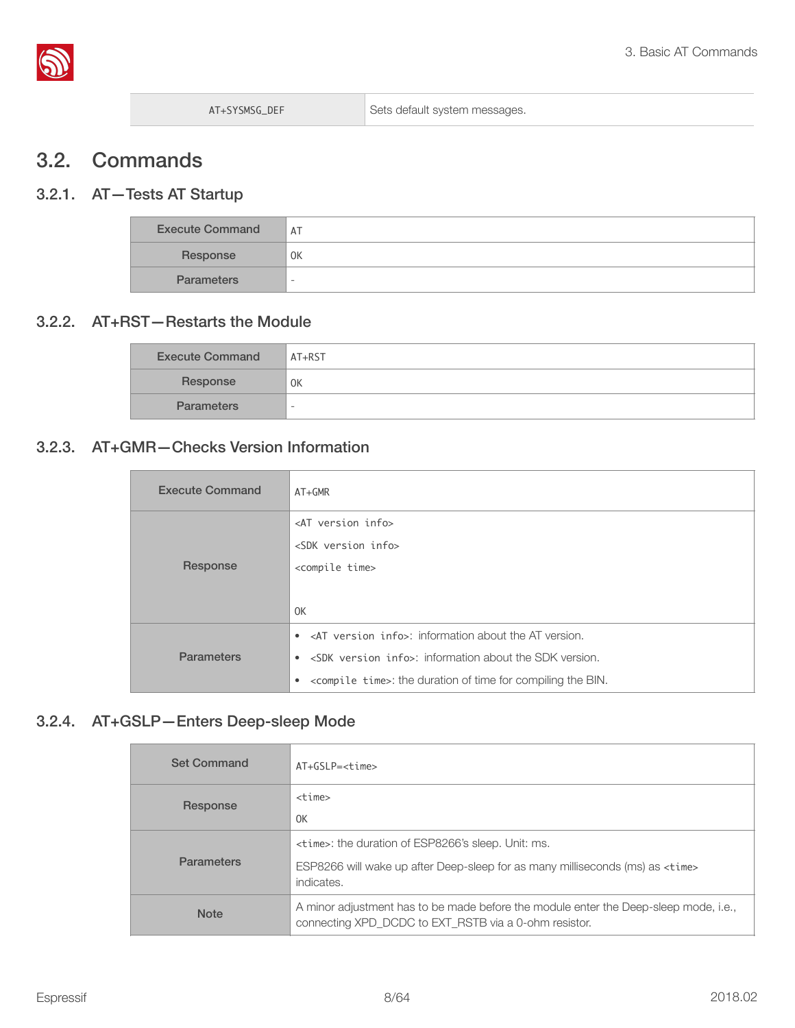| AT+SYSMSG_DEF | Sets default system messages. |
|---|---|

## 3.2. Commands

### 3.2.1. AT—Tests AT Startup

| Execute Command | AT |
|---|---|
| Response | OK |
| Parameters | - |

### 3.2.2. AT+RST—Restarts the Module

| Execute Command | AT+RST |
|---|---|
| Response | OK |
| Parameters | - |

### 3.2.3. AT+GMR—Checks Version Information

| Execute Command | AT+GMR |
|---|---|
| Response | <AT version info><br><SDK version info><br><compile time><br><br>OK |
| Parameters | • <AT version info>: information about the AT version.<br>• <SDK version info>: information about the SDK version.<br>• <compile time>: the duration of time for compiling the BIN. |

### 3.2.4. AT+GSLP—Enters Deep-sleep Mode

| Set Command | AT+GSLP=<time> |
|---|---|
| Response | <time><br>OK |
| Parameters | <time>: the duration of ESP8266's sleep. Unit: ms.<br>ESP8266 will wake up after Deep-sleep for as many milliseconds (ms) as <time> indicates. |
| Note | A minor adjustment has to be made before the module enter the Deep-sleep mode, i.e., connecting XPD_DCDC to EXT_RSTB via a 0-ohm resistor. |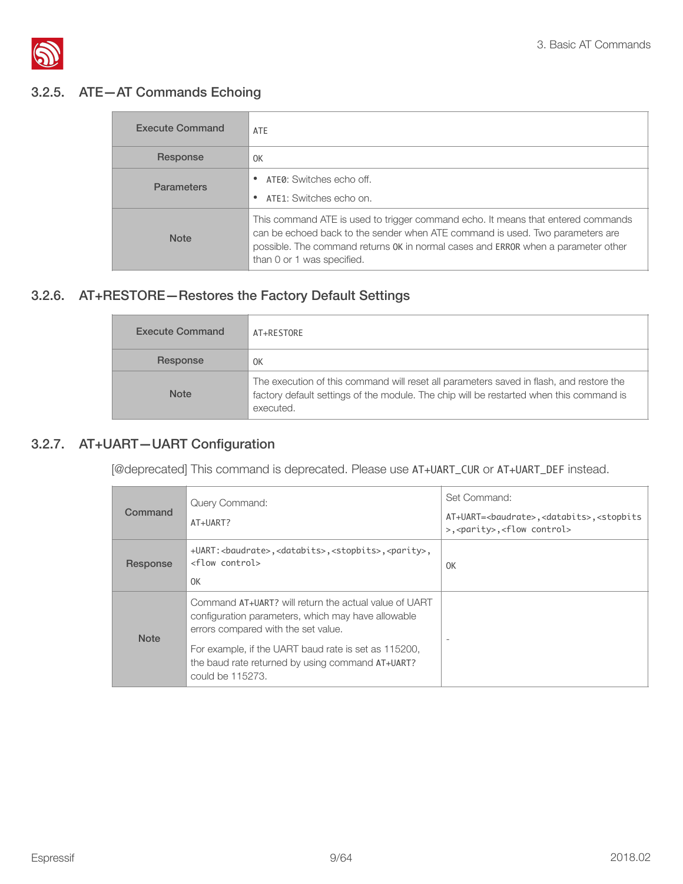### 3.2.5. ATE—AT Commands Echoing

| Execute Command | ATE |
|---|---|
| Response | OK |
| Parameters | • ATE0: Switches echo off.<br>• ATE1: Switches echo on. |
| Note | This command ATE is used to trigger command echo. It means that entered commands can be echoed back to the sender when ATE command is used. Two parameters are possible. The command returns OK in normal cases and ERROR when a parameter other than 0 or 1 was specified. |

### 3.2.6. AT+RESTORE—Restores the Factory Default Settings

| Execute Command | AT+RESTORE |
|---|---|
| Response | OK |
| Note | The execution of this command will reset all parameters saved in flash, and restore the factory default settings of the module. The chip will be restarted when this command is executed. |

### 3.2.7. AT+UART—UART Configuration

[@deprecated] This command is deprecated. Please use AT+UART_CUR or AT+UART_DEF instead.

| Command | Query Command:<br>AT+UART? | Set Command:<br>AT+UART=<baudrate>,<databits>,<stopbits>,<parity>,<flow control> |
|---|---|---|
| Response | +UART:<baudrate>,<databits>,<stopbits>,<parity>,<flow control><br>OK | OK |
| Note | Command AT+UART? will return the actual value of UART configuration parameters, which may have allowable errors compared with the set value.<br>For example, if the UART baud rate is set as 115200, the baud rate returned by using command AT+UART? could be 115273. | - |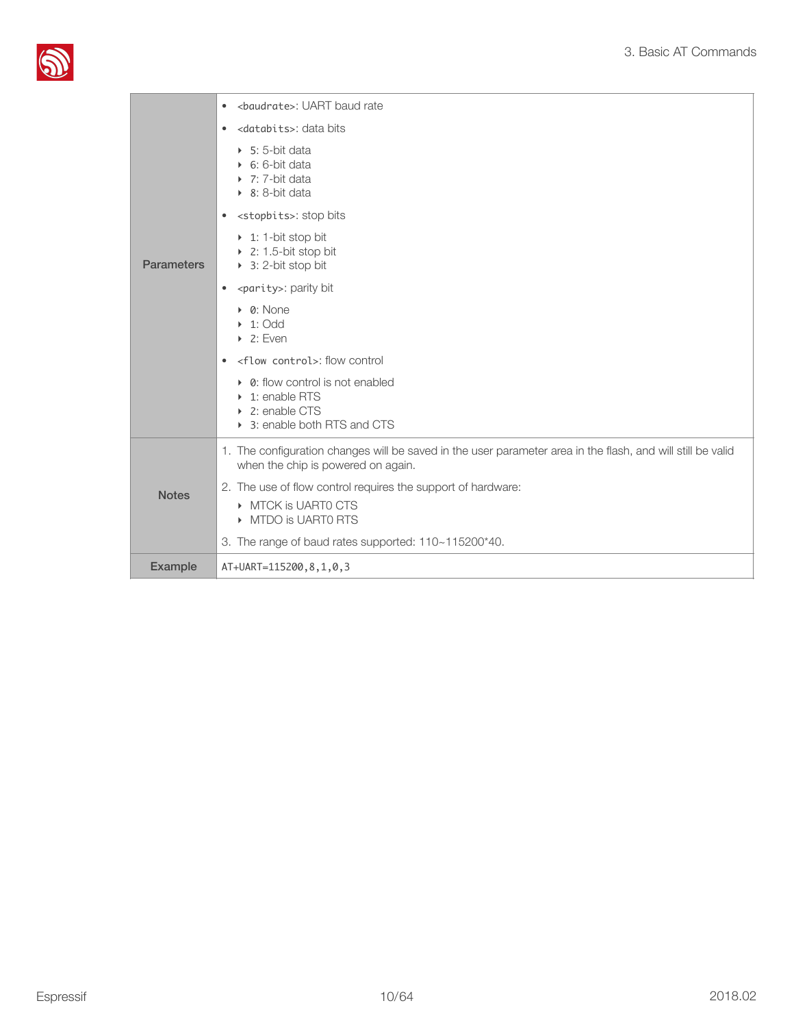| | |
|---|---|
| Parameters | • `<baudrate>`: UART baud rate<br>• `<databits>`: data bits<br>  ‣ 5: 5-bit data<br>  ‣ 6: 6-bit data<br>  ‣ 7: 7-bit data<br>  ‣ 8: 8-bit data<br>• `<stopbits>`: stop bits<br>  ‣ 1: 1-bit stop bit<br>  ‣ 2: 1.5-bit stop bit<br>  ‣ 3: 2-bit stop bit<br>• `<parity>`: parity bit<br>  ‣ 0: None<br>  ‣ 1: Odd<br>  ‣ 2: Even<br>• `<flow control>`: flow control<br>  ‣ 0: flow control is not enabled<br>  ‣ 1: enable RTS<br>  ‣ 2: enable CTS<br>  ‣ 3: enable both RTS and CTS |
| Notes | 1. The configuration changes will be saved in the user parameter area in the flash, and will still be valid when the chip is powered on again.<br>2. The use of flow control requires the support of hardware:<br>  ‣ MTCK is UART0 CTS<br>  ‣ MTDO is UART0 RTS<br>3. The range of baud rates supported: 110~115200*40. |
| Example | `AT+UART=115200,8,1,0,3` |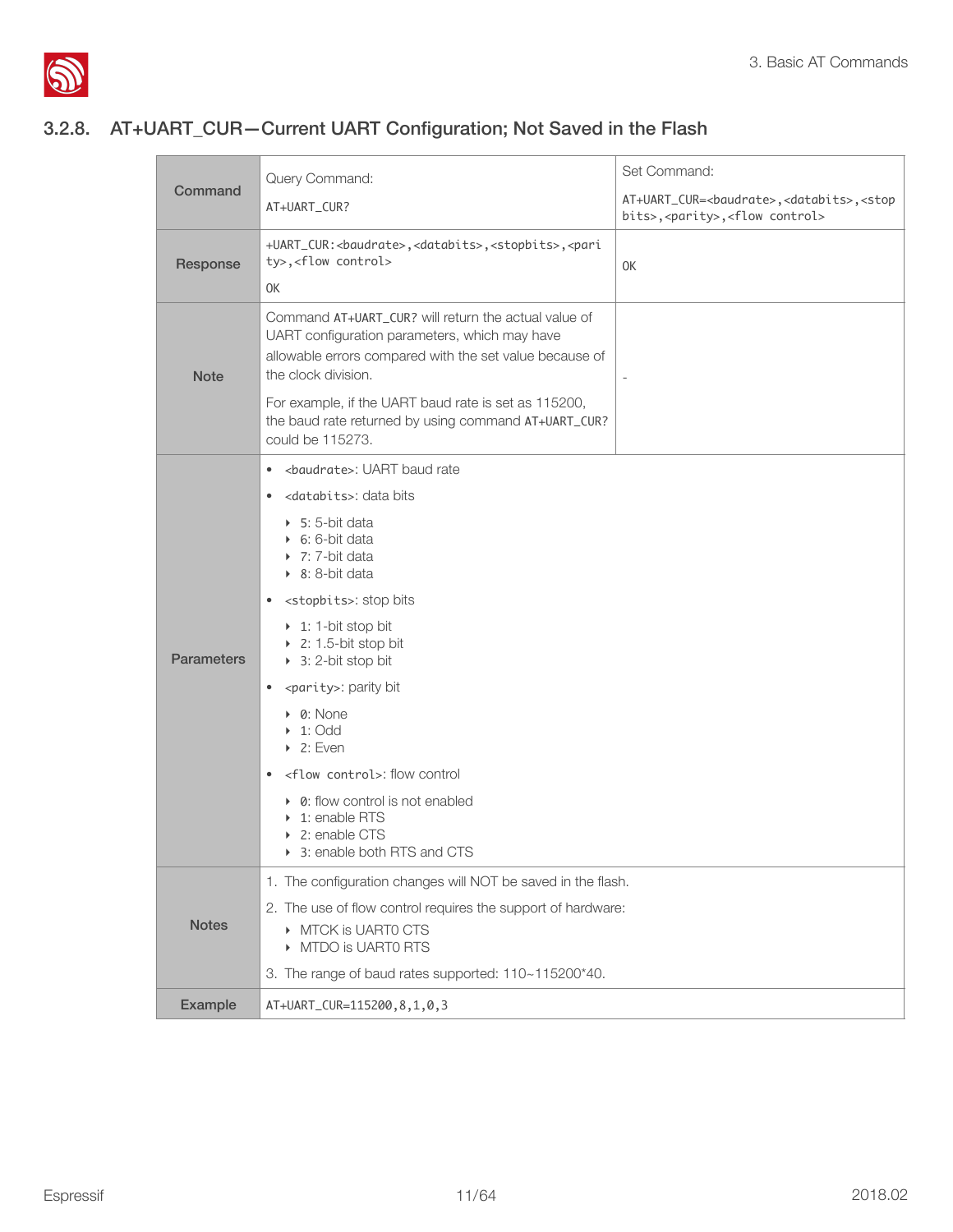### 3.2.8. AT+UART_CUR—Current UART Configuration; Not Saved in the Flash

| Command | Query Command:<br>AT+UART_CUR? | Set Command:<br>AT+UART_CUR=<baudrate>,<databits>,<stopbits>,<parity>,<flow control> |
|---|---|---|
| Response | +UART_CUR:<baudrate>,<databits>,<stopbits>,<parity>,<flow control><br>OK | OK |
| Note | Command AT+UART_CUR? will return the actual value of UART configuration parameters, which may have allowable errors compared with the set value because of the clock division.<br>For example, if the UART baud rate is set as 115200, the baud rate returned by using command AT+UART_CUR? could be 115273. | - |
| Parameters | • <baudrate>: UART baud rate<br>• <databits>: data bits<br>‣ 5: 5-bit data<br>‣ 6: 6-bit data<br>‣ 7: 7-bit data<br>‣ 8: 8-bit data<br>• <stopbits>: stop bits<br>‣ 1: 1-bit stop bit<br>‣ 2: 1.5-bit stop bit<br>‣ 3: 2-bit stop bit<br>• <parity>: parity bit<br>‣ 0: None<br>‣ 1: Odd<br>‣ 2: Even<br>• <flow control>: flow control<br>‣ 0: flow control is not enabled<br>‣ 1: enable RTS<br>‣ 2: enable CTS<br>‣ 3: enable both RTS and CTS | |
| Notes | 1. The configuration changes will NOT be saved in the flash.<br>2. The use of flow control requires the support of hardware:<br>‣ MTCK is UART0 CTS<br>‣ MTDO is UART0 RTS<br>3. The range of baud rates supported: 110~115200*40. | |
| Example | AT+UART_CUR=115200,8,1,0,3 | |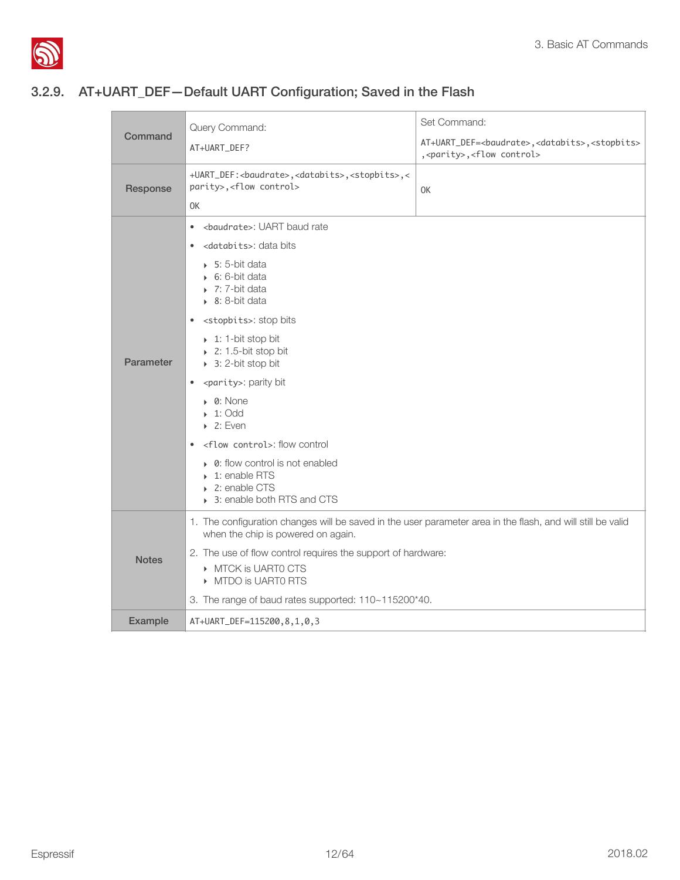### 3.2.9. AT+UART_DEF—Default UART Configuration; Saved in the Flash

| | | |
|---|---|---|
| **Command** | Query Command:<br><br>`AT+UART_DEF?` | Set Command:<br><br>`AT+UART_DEF=<baudrate>,<databits>,<stopbits>,<parity>,<flow control>` |
| **Response** | `+UART_DEF:<baudrate>,<databits>,<stopbits>,<parity>,<flow control>`<br><br>`OK` | `OK` |
| **Parameter** | • `<baudrate>`: UART baud rate<br>• `<databits>`: data bits<br>  ‣ `5`: 5-bit data<br>  ‣ `6`: 6-bit data<br>  ‣ `7`: 7-bit data<br>  ‣ `8`: 8-bit data<br>• `<stopbits>`: stop bits<br>  ‣ `1`: 1-bit stop bit<br>  ‣ `2`: 1.5-bit stop bit<br>  ‣ `3`: 2-bit stop bit<br>• `<parity>`: parity bit<br>  ‣ `0`: None<br>  ‣ `1`: Odd<br>  ‣ `2`: Even<br>• `<flow control>`: flow control<br>  ‣ `0`: flow control is not enabled<br>  ‣ `1`: enable RTS<br>  ‣ `2`: enable CTS<br>  ‣ `3`: enable both RTS and CTS | |
| **Notes** | 1. The configuration changes will be saved in the user parameter area in the flash, and will still be valid when the chip is powered on again.<br>2. The use of flow control requires the support of hardware:<br>  ‣ MTCK is UART0 CTS<br>  ‣ MTDO is UART0 RTS<br>3. The range of baud rates supported: 110~115200*40. | |
| **Example** | `AT+UART_DEF=115200,8,1,0,3` | |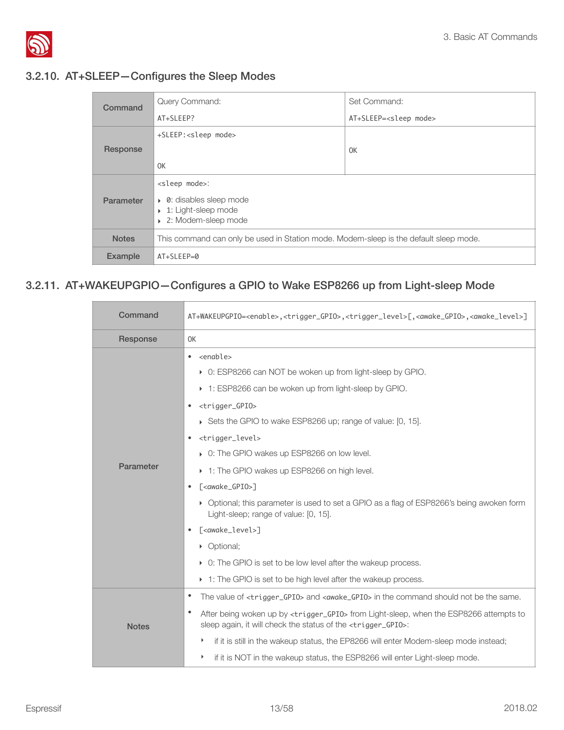### 3.2.10. AT+SLEEP—Configures the Sleep Modes

| | | |
|---|---|---|
| **Command** | Query Command:<br>AT+SLEEP? | Set Command:<br>AT+SLEEP=<sleep mode> |
| **Response** | +SLEEP:<sleep mode><br><br>OK | OK |
| **Parameter** | <sleep mode>:<br>‣ 0: disables sleep mode<br>‣ 1: Light-sleep mode<br>‣ 2: Modem-sleep mode | |
| **Notes** | This command can only be used in Station mode. Modem-sleep is the default sleep mode. | |
| **Example** | AT+SLEEP=0 | |

### 3.2.11. AT+WAKEUPGPIO—Configures a GPIO to Wake ESP8266 up from Light-sleep Mode

| | |
|---|---|
| **Command** | AT+WAKEUPGPIO=<enable>,<trigger_GPIO>,<trigger_level>[,<awake_GPIO>,<awake_level>] |
| **Response** | OK |
| **Parameter** | • <enable><br>‣ 0: ESP8266 can NOT be woken up from light-sleep by GPIO.<br>‣ 1: ESP8266 can be woken up from light-sleep by GPIO.<br>• <trigger_GPIO><br>‣ Sets the GPIO to wake ESP8266 up; range of value: [0, 15].<br>• <trigger_level><br>‣ 0: The GPIO wakes up ESP8266 on low level.<br>‣ 1: The GPIO wakes up ESP8266 on high level.<br>• [<awake_GPIO>]<br>‣ Optional; this parameter is used to set a GPIO as a flag of ESP8266's being awoken form Light-sleep; range of value: [0, 15].<br>• [<awake_level>]<br>‣ Optional;<br>‣ 0: The GPIO is set to be low level after the wakeup process.<br>‣ 1: The GPIO is set to be high level after the wakeup process. |
| **Notes** | • The value of <trigger_GPIO> and <awake_GPIO> in the command should not be the same.<br>• After being woken up by <trigger_GPIO> from Light-sleep, when the ESP8266 attempts to sleep again, it will check the status of the <trigger_GPIO>:<br>‣ if it is still in the wakeup status, the EP8266 will enter Modem-sleep mode instead;<br>‣ if it is NOT in the wakeup status, the ESP8266 will enter Light-sleep mode. |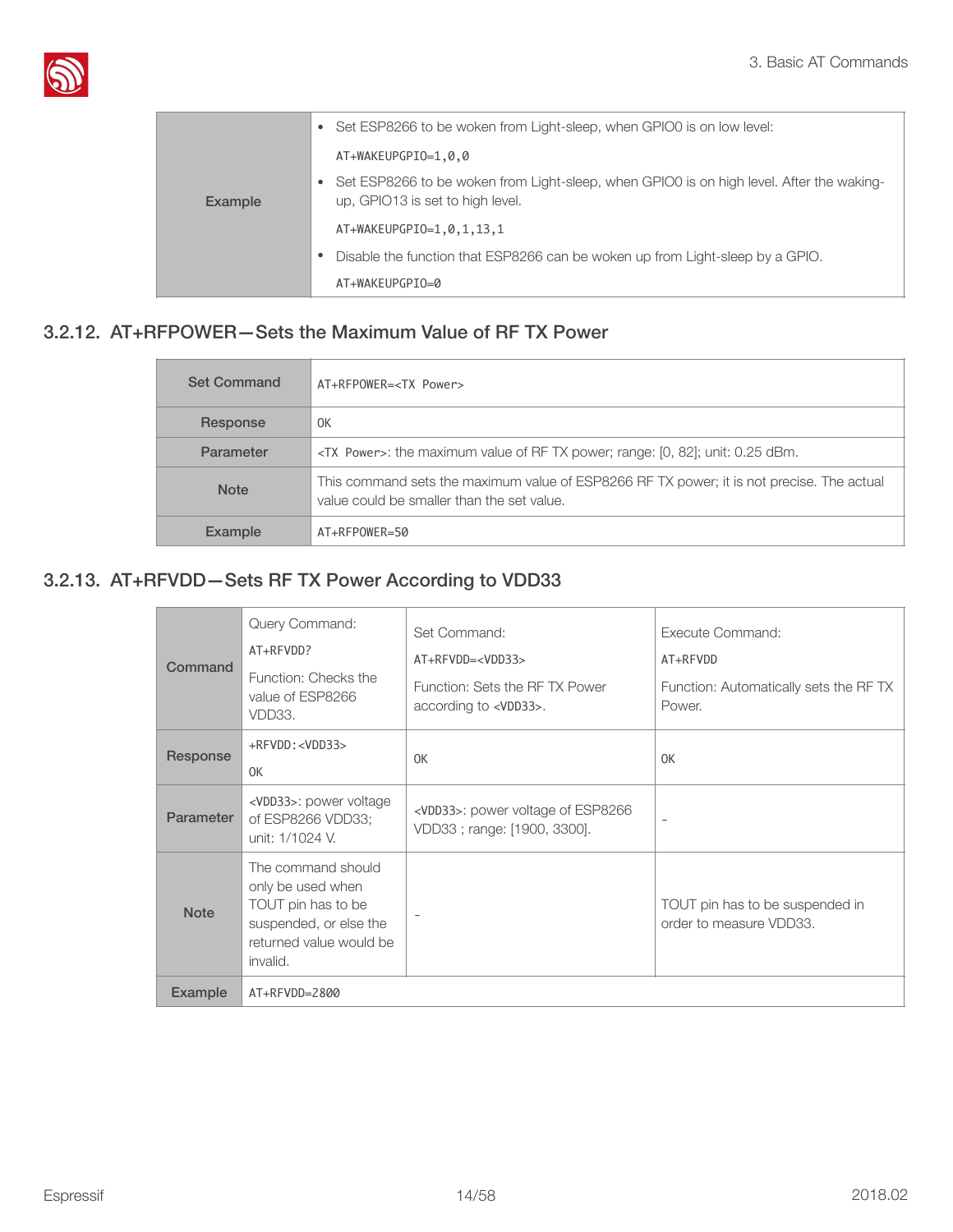| | |
|---|---|
| **Example** | • Set ESP8266 to be woken from Light-sleep, when GPIO0 is on low level:<br>`AT+WAKEUPGPIO=1,0,0`<br>• Set ESP8266 to be woken from Light-sleep, when GPIO0 is on high level. After the waking-up, GPIO13 is set to high level.<br>`AT+WAKEUPGPIO=1,0,1,13,1`<br>• Disable the function that ESP8266 can be woken up from Light-sleep by a GPIO.<br>`AT+WAKEUPGPIO=0` |

### 3.2.12. AT+RFPOWER—Sets the Maximum Value of RF TX Power

| | |
|---|---|
| **Set Command** | `AT+RFPOWER=<TX Power>` |
| **Response** | `OK` |
| **Parameter** | `<TX Power>`: the maximum value of RF TX power; range: [0, 82]; unit: 0.25 dBm. |
| **Note** | This command sets the maximum value of ESP8266 RF TX power; it is not precise. The actual value could be smaller than the set value. |
| **Example** | `AT+RFPOWER=50` |

### 3.2.13. AT+RFVDD—Sets RF TX Power According to VDD33

| | | | |
|---|---|---|---|
| **Command** | Query Command:<br>`AT+RFVDD?`<br>Function: Checks the value of ESP8266 VDD33. | Set Command:<br>`AT+RFVDD=<VDD33>`<br>Function: Sets the RF TX Power according to `<VDD33>`. | Execute Command:<br>`AT+RFVDD`<br>Function: Automatically sets the RF TX Power. |
| **Response** | `+RFVDD:<VDD33>`<br>`OK` | `OK` | `OK` |
| **Parameter** | `<VDD33>`: power voltage of ESP8266 VDD33; unit: 1/1024 V. | `<VDD33>`: power voltage of ESP8266 VDD33 ; range: [1900, 3300]. | - |
| **Note** | The command should only be used when TOUT pin has to be suspended, or else the returned value would be invalid. | - | TOUT pin has to be suspended in order to measure VDD33. |
| **Example** | `AT+RFVDD=2800` | | |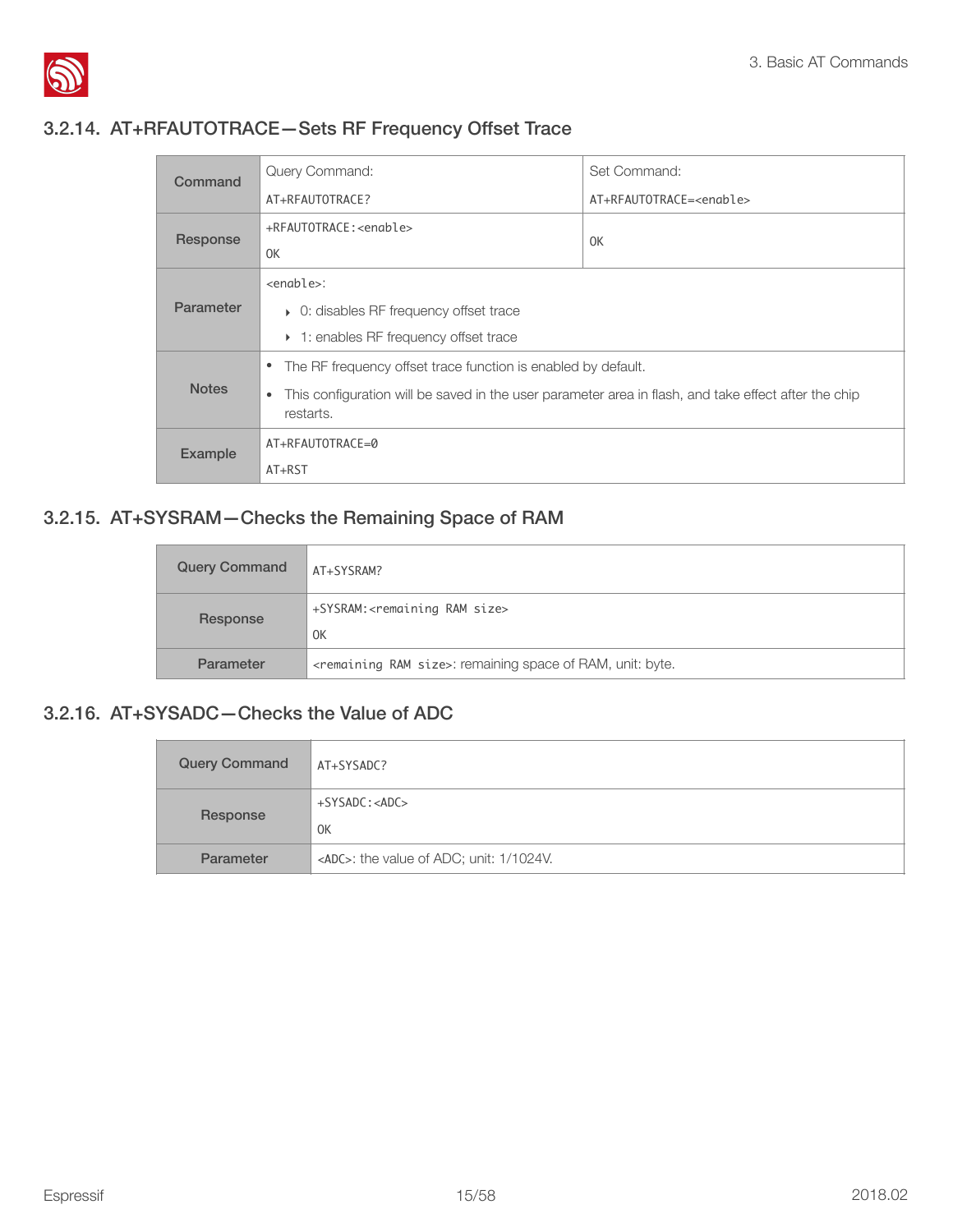### 3.2.14. AT+RFAUTOTRACE—Sets RF Frequency Offset Trace

| Command | Query Command:<br>AT+RFAUTOTRACE? | Set Command:<br>AT+RFAUTOTRACE=<enable> |
|---|---|---|
| Response | +RFAUTOTRACE:<enable><br>OK | OK |
| Parameter | <enable>:<br>‣ 0: disables RF frequency offset trace<br>‣ 1: enables RF frequency offset trace | |
| Notes | • The RF frequency offset trace function is enabled by default.<br>• This configuration will be saved in the user parameter area in flash, and take effect after the chip restarts. | |
| Example | AT+RFAUTOTRACE=0<br>AT+RST | |

### 3.2.15. AT+SYSRAM—Checks the Remaining Space of RAM

| Query Command | AT+SYSRAM? |
|---|---|
| Response | +SYSRAM:<remaining RAM size><br>OK |
| Parameter | <remaining RAM size>: remaining space of RAM, unit: byte. |

### 3.2.16. AT+SYSADC—Checks the Value of ADC

| Query Command | AT+SYSADC? |
|---|---|
| Response | +SYSADC:<ADC><br>OK |
| Parameter | <ADC>: the value of ADC; unit: 1/1024V. |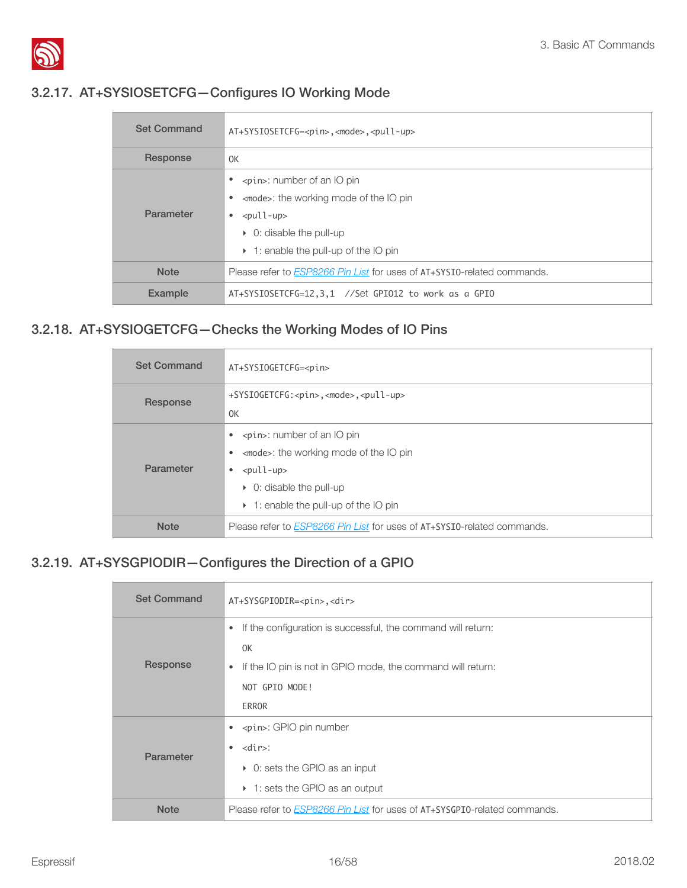### 3.2.17. AT+SYSIOSETCFG—Configures IO Working Mode

| | |
|---|---|
| **Set Command** | `AT+SYSIOSETCFG=<pin>,<mode>,<pull-up>` |
| **Response** | `OK` |
| **Parameter** | • `<pin>`: number of an IO pin<br>• `<mode>`: the working mode of the IO pin<br>• `<pull-up>`<br>‣ 0: disable the pull-up<br>‣ 1: enable the pull-up of the IO pin |
| **Note** | Please refer to *ESP8266 Pin List* for uses of `AT+SYSIO`-related commands. |
| **Example** | `AT+SYSIOSETCFG=12,3,1  //Set GPIO12 to work as a GPIO` |

### 3.2.18. AT+SYSIOGETCFG—Checks the Working Modes of IO Pins

| | |
|---|---|
| **Set Command** | `AT+SYSIOGETCFG=<pin>` |
| **Response** | `+SYSIOGETCFG:<pin>,<mode>,<pull-up>`<br>`OK` |
| **Parameter** | • `<pin>`: number of an IO pin<br>• `<mode>`: the working mode of the IO pin<br>• `<pull-up>`<br>‣ 0: disable the pull-up<br>‣ 1: enable the pull-up of the IO pin |
| **Note** | Please refer to *ESP8266 Pin List* for uses of `AT+SYSIO`-related commands. |

### 3.2.19. AT+SYSGPIODIR—Configures the Direction of a GPIO

| | |
|---|---|
| **Set Command** | `AT+SYSGPIODIR=<pin>,<dir>` |
| **Response** | • If the configuration is successful, the command will return:<br>`OK`<br>• If the IO pin is not in GPIO mode, the command will return:<br>`NOT GPIO MODE!`<br>`ERROR` |
| **Parameter** | • `<pin>`: GPIO pin number<br>• `<dir>`:<br>‣ 0: sets the GPIO as an input<br>‣ 1: sets the GPIO as an output |
| **Note** | Please refer to *ESP8266 Pin List* for uses of `AT+SYSGPIO`-related commands. |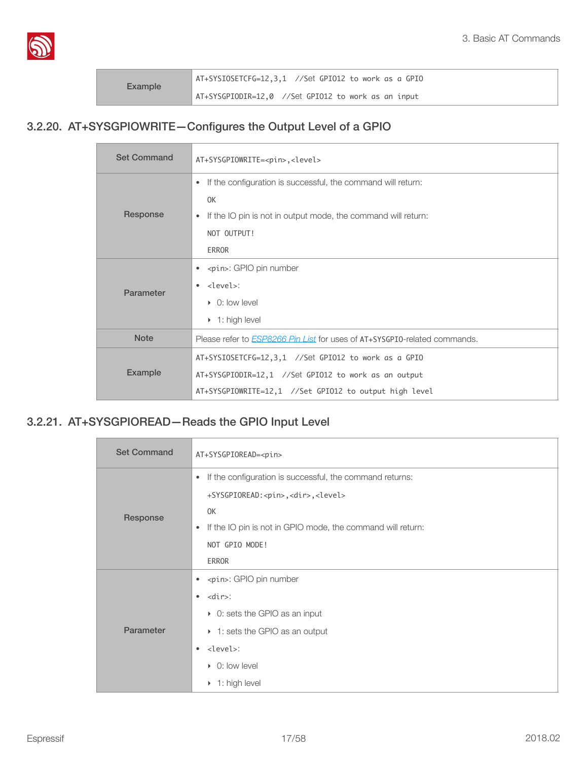| Example | AT+SYSIOSETCFG=12,3,1  //Set GPIO12 to work as a GPIO<br>AT+SYSGPIODIR=12,0  //Set GPIO12 to work as an input |
|---|---|

### 3.2.20. AT+SYSGPIOWRITE—Configures the Output Level of a GPIO

| Set Command | AT+SYSGPIOWRITE=<pin>,<level> |
|---|---|
| Response | • If the configuration is successful, the command will return:<br>OK<br>• If the IO pin is not in output mode, the command will return:<br>NOT OUTPUT!<br>ERROR |
| Parameter | • <pin>: GPIO pin number<br>• <level>:<br>‣ 0: low level<br>‣ 1: high level |
| Note | Please refer to ESP8266 Pin List for uses of AT+SYSGPIO-related commands. |
| Example | AT+SYSIOSETCFG=12,3,1  //Set GPIO12 to work as a GPIO<br>AT+SYSGPIODIR=12,1  //Set GPIO12 to work as an output<br>AT+SYSGPIOWRITE=12,1  //Set GPIO12 to output high level |

### 3.2.21. AT+SYSGPIOREAD—Reads the GPIO Input Level

| Set Command | AT+SYSGPIOREAD=<pin> |
|---|---|
| Response | • If the configuration is successful, the command returns:<br>+SYSGPIOREAD:<pin>,<dir>,<level><br>OK<br>• If the IO pin is not in GPIO mode, the command will return:<br>NOT GPIO MODE!<br>ERROR |
| Parameter | • <pin>: GPIO pin number<br>• <dir>:<br>‣ 0: sets the GPIO as an input<br>‣ 1: sets the GPIO as an output<br>• <level>:<br>‣ 0: low level<br>‣ 1: high level |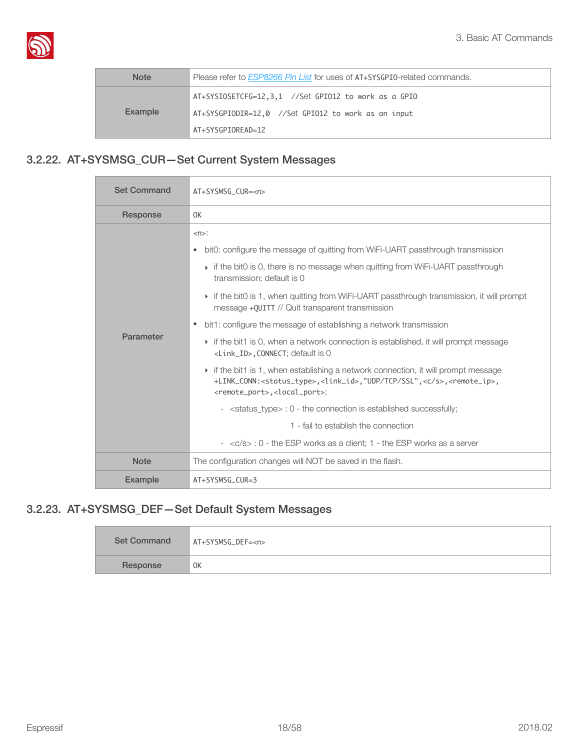| Note | Please refer to *ESP8266 Pin List* for uses of AT+SYSGPIO-related commands. |
|---|---|
| Example | AT+SYSIOSETCFG=12,3,1 //Set GPIO12 to work as a GPIO<br>AT+SYSGPIODIR=12,0 //Set GPIO12 to work as an input<br>AT+SYSGPIOREAD=12 |

### 3.2.22. AT+SYSMSG_CUR—Set Current System Messages

| Set Command | AT+SYSMSG_CUR=<n> |
|---|---|
| Response | OK |
| Parameter | <n>:<br>• bit0: configure the message of quitting from WiFi-UART passthrough transmission<br>  ‣ if the bit0 is 0, there is no message when quitting from WiFi-UART passthrough transmission; default is 0<br>  ‣ if the bit0 is 1, when quitting from WiFi-UART passthrough transmission, it will prompt message +QUITT // Quit transparent transmission<br>• bit1: configure the message of establishing a network transmission<br>  ‣ if the bit1 is 0, when a network connection is established, it will prompt message <Link_ID>,CONNECT; default is 0<br>  ‣ if the bit1 is 1, when establishing a network connection, it will prompt message +LINK_CONN:<status_type>,<link_id>,"UDP/TCP/SSL",<c/s>,<remote_ip>,<remote_port>,<local_port>;<br>    - <status_type> : 0 - the connection is established successfully;<br>      1 - fail to establish the connection<br>    - <c/s> : 0 - the ESP works as a client; 1 - the ESP works as a server |
| Note | The configuration changes will NOT be saved in the flash. |
| Example | AT+SYSMSG_CUR=3 |

### 3.2.23. AT+SYSMSG_DEF—Set Default System Messages

| Set Command | AT+SYSMSG_DEF=<n> |
|---|---|
| Response | OK |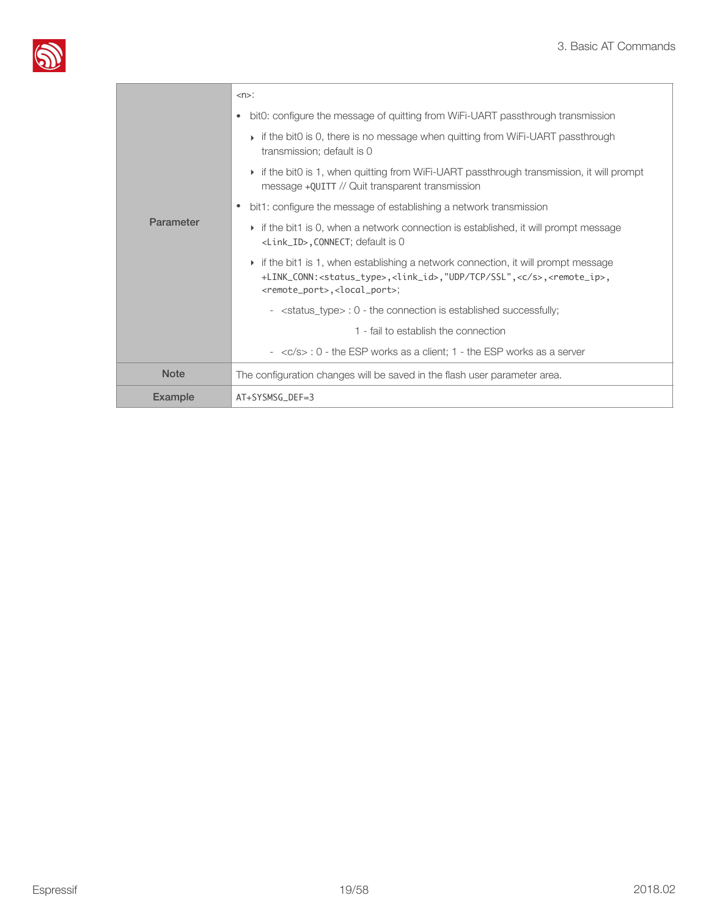| | |
|---|---|
| **Parameter** | `<n>`:<br>• bit0: configure the message of quitting from WiFi-UART passthrough transmission<br>  ‣ if the bit0 is 0, there is no message when quitting from WiFi-UART passthrough transmission; default is 0<br>  ‣ if the bit0 is 1, when quitting from WiFi-UART passthrough transmission, it will prompt message `+QUITT` // Quit transparent transmission<br>• bit1: configure the message of establishing a network transmission<br>  ‣ if the bit1 is 0, when a network connection is established, it will prompt message `<Link_ID>,CONNECT`; default is 0<br>  ‣ if the bit1 is 1, when establishing a network connection, it will prompt message `+LINK_CONN:<status_type>,<link_id>,"UDP/TCP/SSL",<c/s>,<remote_ip>,<remote_port>,<local_port>`;<br>    - `<status_type>` : 0 - the connection is established successfully; 1 - fail to establish the connection<br>    - `<c/s>` : 0 - the ESP works as a client; 1 - the ESP works as a server |
| **Note** | The configuration changes will be saved in the flash user parameter area. |
| **Example** | `AT+SYSMSG_DEF=3` |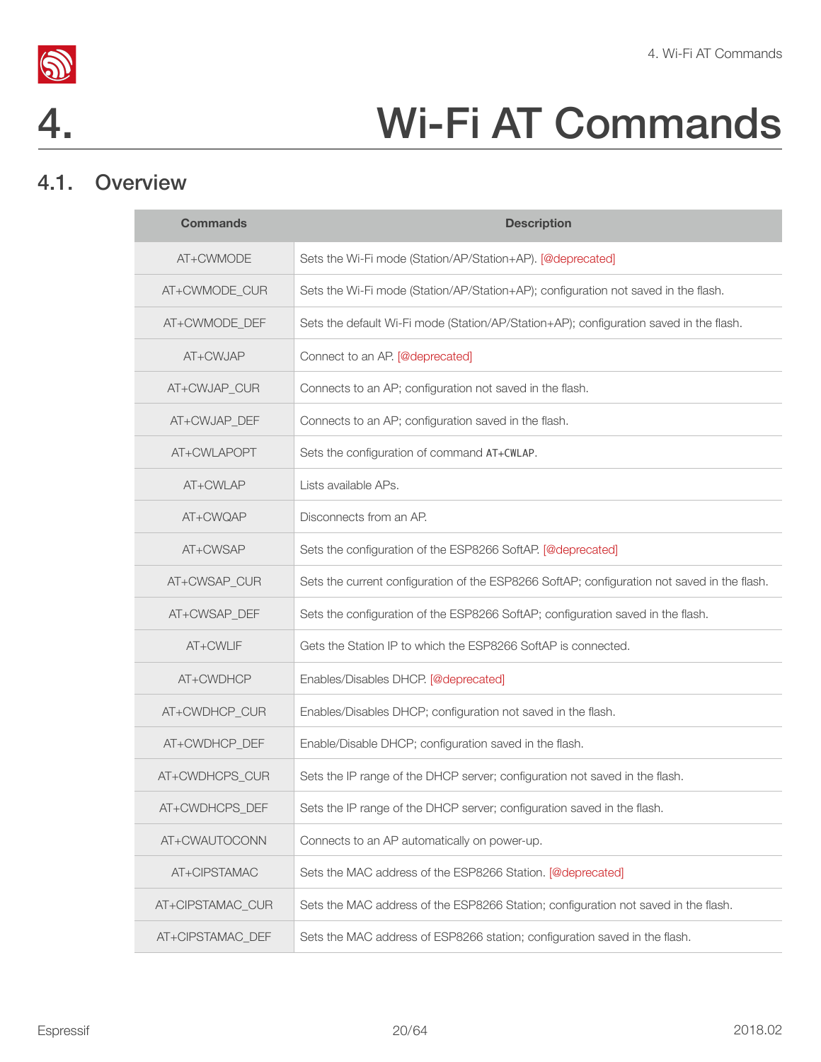# 4. Wi-Fi AT Commands

## 4.1. Overview

| Commands | Description |
|---|---|
| AT+CWMODE | Sets the Wi-Fi mode (Station/AP/Station+AP). [@deprecated] |
| AT+CWMODE_CUR | Sets the Wi-Fi mode (Station/AP/Station+AP); configuration not saved in the flash. |
| AT+CWMODE_DEF | Sets the default Wi-Fi mode (Station/AP/Station+AP); configuration saved in the flash. |
| AT+CWJAP | Connect to an AP. [@deprecated] |
| AT+CWJAP_CUR | Connects to an AP; configuration not saved in the flash. |
| AT+CWJAP_DEF | Connects to an AP; configuration saved in the flash. |
| AT+CWLAPOPT | Sets the configuration of command `AT+CWLAP`. |
| AT+CWLAP | Lists available APs. |
| AT+CWQAP | Disconnects from an AP. |
| AT+CWSAP | Sets the configuration of the ESP8266 SoftAP. [@deprecated] |
| AT+CWSAP_CUR | Sets the current configuration of the ESP8266 SoftAP; configuration not saved in the flash. |
| AT+CWSAP_DEF | Sets the configuration of the ESP8266 SoftAP; configuration saved in the flash. |
| AT+CWLIF | Gets the Station IP to which the ESP8266 SoftAP is connected. |
| AT+CWDHCP | Enables/Disables DHCP. [@deprecated] |
| AT+CWDHCP_CUR | Enables/Disables DHCP; configuration not saved in the flash. |
| AT+CWDHCP_DEF | Enable/Disable DHCP; configuration saved in the flash. |
| AT+CWDHCPS_CUR | Sets the IP range of the DHCP server; configuration not saved in the flash. |
| AT+CWDHCPS_DEF | Sets the IP range of the DHCP server; configuration saved in the flash. |
| AT+CWAUTOCONN | Connects to an AP automatically on power-up. |
| AT+CIPSTAMAC | Sets the MAC address of the ESP8266 Station. [@deprecated] |
| AT+CIPSTAMAC_CUR | Sets the MAC address of the ESP8266 Station; configuration not saved in the flash. |
| AT+CIPSTAMAC_DEF | Sets the MAC address of ESP8266 station; configuration saved in the flash. |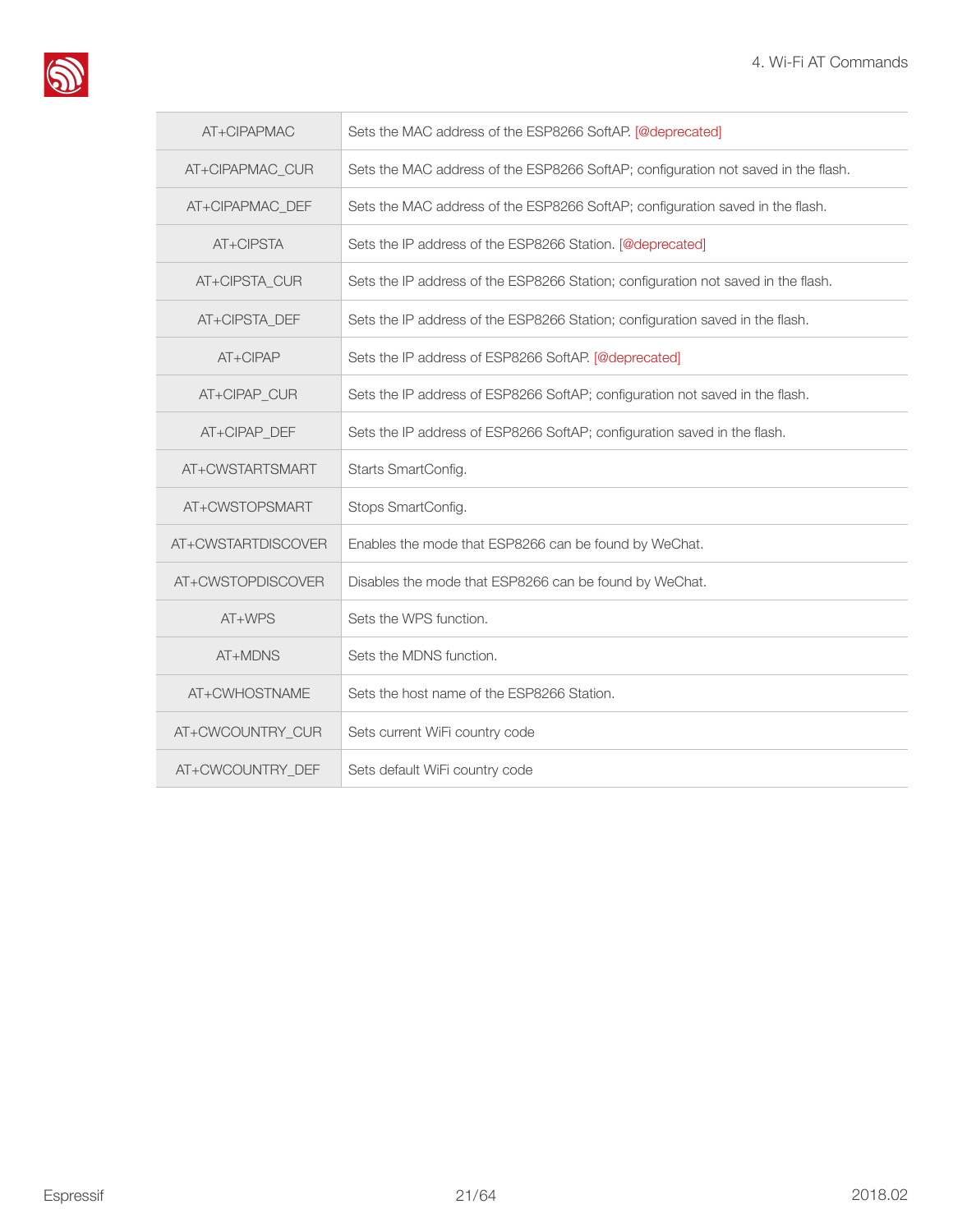| | |
|---|---|
| AT+CIPAPMAC | Sets the MAC address of the ESP8266 SoftAP. [@deprecated] |
| AT+CIPAPMAC_CUR | Sets the MAC address of the ESP8266 SoftAP; configuration not saved in the flash. |
| AT+CIPAPMAC_DEF | Sets the MAC address of the ESP8266 SoftAP; configuration saved in the flash. |
| AT+CIPSTA | Sets the IP address of the ESP8266 Station. [@deprecated] |
| AT+CIPSTA_CUR | Sets the IP address of the ESP8266 Station; configuration not saved in the flash. |
| AT+CIPSTA_DEF | Sets the IP address of the ESP8266 Station; configuration saved in the flash. |
| AT+CIPAP | Sets the IP address of ESP8266 SoftAP. [@deprecated] |
| AT+CIPAP_CUR | Sets the IP address of ESP8266 SoftAP; configuration not saved in the flash. |
| AT+CIPAP_DEF | Sets the IP address of ESP8266 SoftAP; configuration saved in the flash. |
| AT+CWSTARTSMART | Starts SmartConfig. |
| AT+CWSTOPSMART | Stops SmartConfig. |
| AT+CWSTARTDISCOVER | Enables the mode that ESP8266 can be found by WeChat. |
| AT+CWSTOPDISCOVER | Disables the mode that ESP8266 can be found by WeChat. |
| AT+WPS | Sets the WPS function. |
| AT+MDNS | Sets the MDNS function. |
| AT+CWHOSTNAME | Sets the host name of the ESP8266 Station. |
| AT+CWCOUNTRY_CUR | Sets current WiFi country code |
| AT+CWCOUNTRY_DEF | Sets default WiFi country code |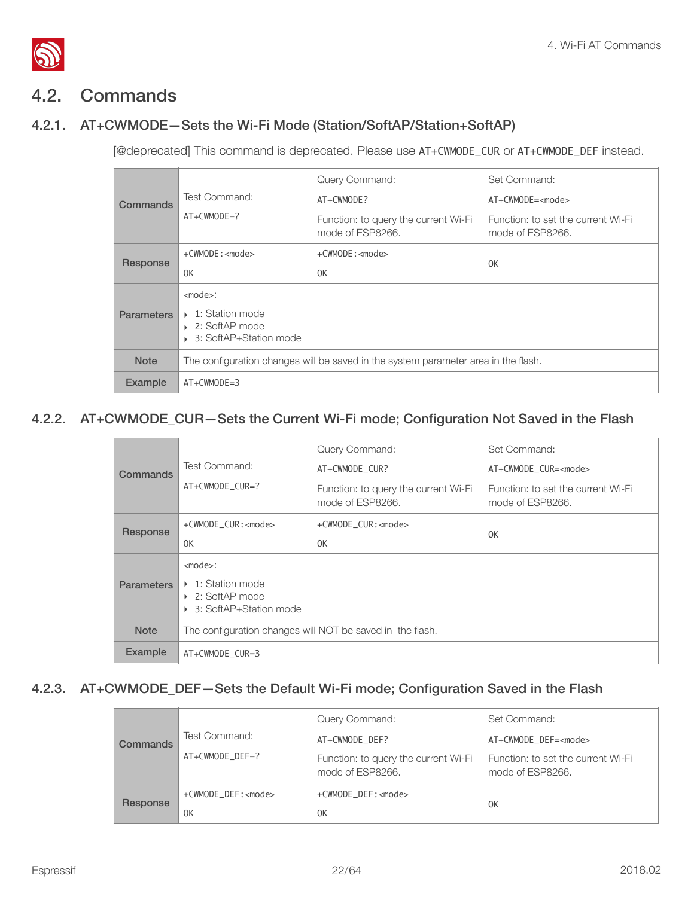## 4.2. Commands

### 4.2.1. AT+CWMODE—Sets the Wi-Fi Mode (Station/SoftAP/Station+SoftAP)

[@deprecated] This command is deprecated. Please use AT+CWMODE_CUR or AT+CWMODE_DEF instead.

| | | | |
|---|---|---|---|
| **Commands** | Test Command:<br>AT+CWMODE=? | Query Command:<br>AT+CWMODE?<br>Function: to query the current Wi-Fi mode of ESP8266. | Set Command:<br>AT+CWMODE=<mode><br>Function: to set the current Wi-Fi mode of ESP8266. |
| **Response** | +CWMODE:<mode><br>OK | +CWMODE:<mode><br>OK | OK |
| **Parameters** | <mode>:<br>‣ 1: Station mode<br>‣ 2: SoftAP mode<br>‣ 3: SoftAP+Station mode | | |
| **Note** | The configuration changes will be saved in the system parameter area in the flash. | | |
| **Example** | AT+CWMODE=3 | | |

### 4.2.2. AT+CWMODE_CUR—Sets the Current Wi-Fi mode; Configuration Not Saved in the Flash

| | | | |
|---|---|---|---|
| **Commands** | Test Command:<br>AT+CWMODE_CUR=? | Query Command:<br>AT+CWMODE_CUR?<br>Function: to query the current Wi-Fi mode of ESP8266. | Set Command:<br>AT+CWMODE_CUR=<mode><br>Function: to set the current Wi-Fi mode of ESP8266. |
| **Response** | +CWMODE_CUR:<mode><br>OK | +CWMODE_CUR:<mode><br>OK | OK |
| **Parameters** | <mode>:<br>‣ 1: Station mode<br>‣ 2: SoftAP mode<br>‣ 3: SoftAP+Station mode | | |
| **Note** | The configuration changes will NOT be saved in the flash. | | |
| **Example** | AT+CWMODE_CUR=3 | | |

### 4.2.3. AT+CWMODE_DEF—Sets the Default Wi-Fi mode; Configuration Saved in the Flash

| | | | |
|---|---|---|---|
| **Commands** | Test Command:<br>AT+CWMODE_DEF=? | Query Command:<br>AT+CWMODE_DEF?<br>Function: to query the current Wi-Fi mode of ESP8266. | Set Command:<br>AT+CWMODE_DEF=<mode><br>Function: to set the current Wi-Fi mode of ESP8266. |
| **Response** | +CWMODE_DEF:<mode><br>OK | +CWMODE_DEF:<mode><br>OK | OK |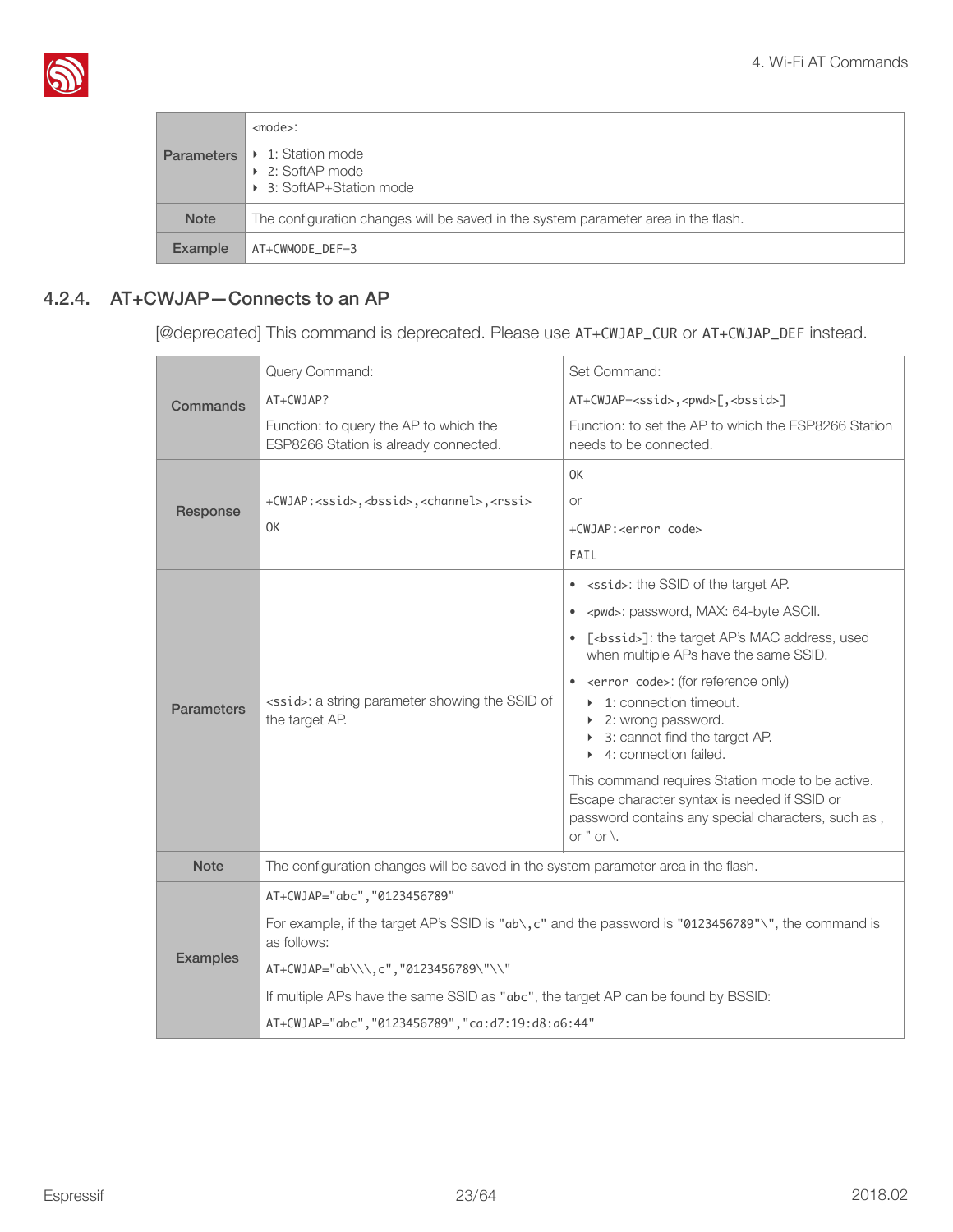| | |
|---|---|
| **Parameters** | `<mode>`:<br>‣ 1: Station mode<br>‣ 2: SoftAP mode<br>‣ 3: SoftAP+Station mode |
| **Note** | The configuration changes will be saved in the system parameter area in the flash. |
| **Example** | `AT+CWMODE_DEF=3` |

### 4.2.4. AT+CWJAP—Connects to an AP

[@deprecated] This command is deprecated. Please use `AT+CWJAP_CUR` or `AT+CWJAP_DEF` instead.

| | | |
|---|---|---|
| **Commands** | Query Command:<br>`AT+CWJAP?`<br>Function: to query the AP to which the ESP8266 Station is already connected. | Set Command:<br>`AT+CWJAP=<ssid>,<pwd>[,<bssid>]`<br>Function: to set the AP to which the ESP8266 Station needs to be connected. |
| **Response** | `+CWJAP:<ssid>,<bssid>,<channel>,<rssi>`<br>`OK` | `OK`<br>or<br>`+CWJAP:<error code>`<br>`FAIL` |
| **Parameters** | `<ssid>`: a string parameter showing the SSID of the target AP. | • `<ssid>`: the SSID of the target AP.<br>• `<pwd>`: password, MAX: 64-byte ASCII.<br>• `[<bssid>]`: the target AP's MAC address, used when multiple APs have the same SSID.<br>• `<error code>`: (for reference only)<br>‣ 1: connection timeout.<br>‣ 2: wrong password.<br>‣ 3: cannot find the target AP.<br>‣ 4: connection failed.<br>This command requires Station mode to be active. Escape character syntax is needed if SSID or password contains any special characters, such as , or " or \. |
| **Note** | The configuration changes will be saved in the system parameter area in the flash. | |
| **Examples** | `AT+CWJAP="abc","0123456789"`<br>For example, if the target AP's SSID is `"ab\,c"` and the password is `"0123456789"\"`, the command is as follows:<br>`AT+CWJAP="ab\\\,c","0123456789\"\\"`<br>If multiple APs have the same SSID as `"abc"`, the target AP can be found by BSSID:<br>`AT+CWJAP="abc","0123456789","ca:d7:19:d8:a6:44"` | |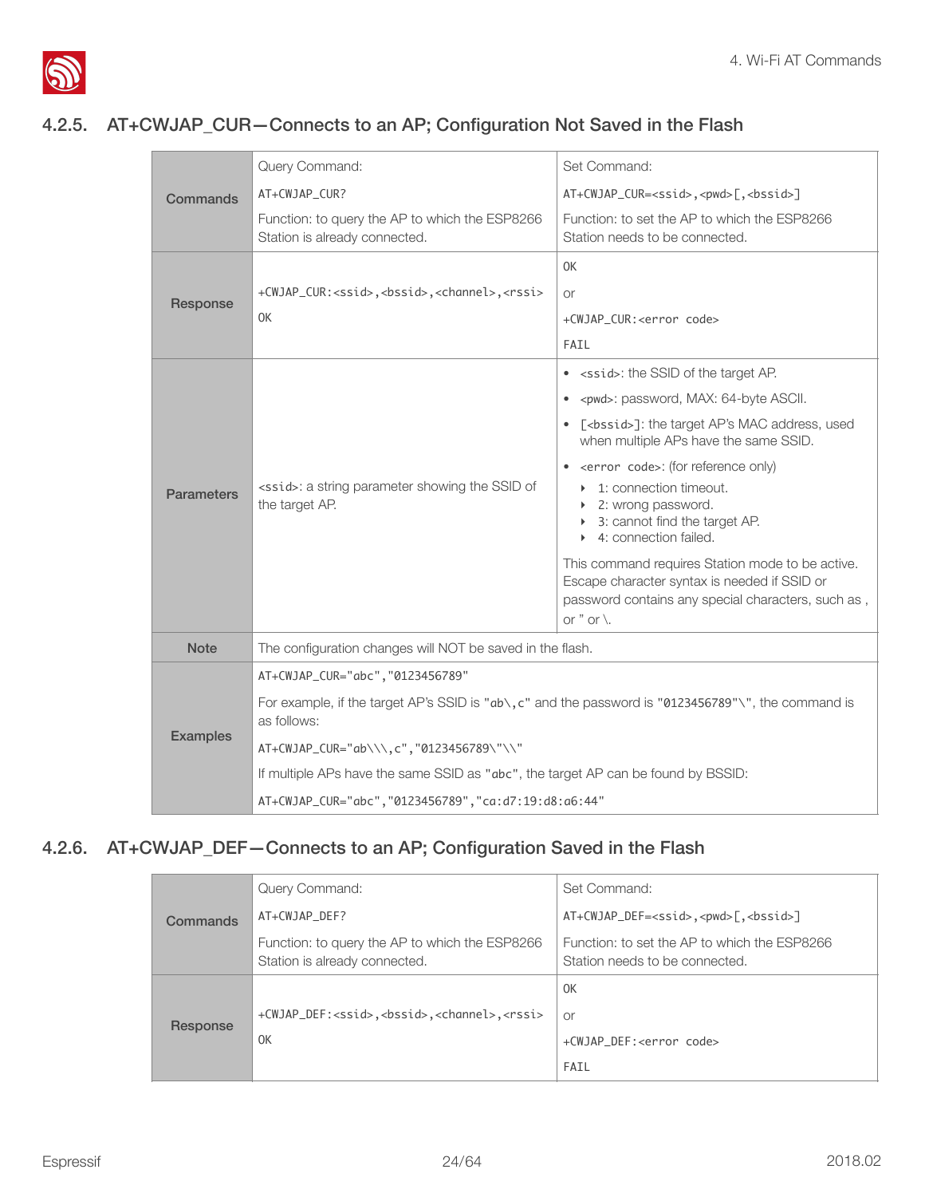### 4.2.5. AT+CWJAP_CUR—Connects to an AP; Configuration Not Saved in the Flash

| | Query Command: | Set Command: |
|---|---|---|
| **Commands** | Query Command:<br>`AT+CWJAP_CUR?`<br>Function: to query the AP to which the ESP8266 Station is already connected. | Set Command:<br>`AT+CWJAP_CUR=<ssid>,<pwd>[,<bssid>]`<br>Function: to set the AP to which the ESP8266 Station needs to be connected. |
| **Response** | `+CWJAP_CUR:<ssid>,<bssid>,<channel>,<rssi>`<br>`OK` | `OK`<br>or<br>`+CWJAP_CUR:<error code>`<br>`FAIL` |
| **Parameters** | `<ssid>`: a string parameter showing the SSID of the target AP. | • `<ssid>`: the SSID of the target AP.<br>• `<pwd>`: password, MAX: 64-byte ASCII.<br>• `[<bssid>]`: the target AP's MAC address, used when multiple APs have the same SSID.<br>• `<error code>`: (for reference only)<br>  ‣ 1: connection timeout.<br>  ‣ 2: wrong password.<br>  ‣ 3: cannot find the target AP.<br>  ‣ 4: connection failed.<br>This command requires Station mode to be active. Escape character syntax is needed if SSID or password contains any special characters, such as , or " or \. |
| **Note** | The configuration changes will NOT be saved in the flash. | |
| **Examples** | `AT+CWJAP_CUR="abc","0123456789"`<br>For example, if the target AP's SSID is `"ab\,c"` and the password is `"0123456789"\"`, the command is as follows:<br>`AT+CWJAP_CUR="ab\\\,c","0123456789\"\\"`<br>If multiple APs have the same SSID as `"abc"`, the target AP can be found by BSSID:<br>`AT+CWJAP_CUR="abc","0123456789","ca:d7:19:d8:a6:44"` | |

### 4.2.6. AT+CWJAP_DEF—Connects to an AP; Configuration Saved in the Flash

| | Query Command: | Set Command: |
|---|---|---|
| **Commands** | Query Command:<br>`AT+CWJAP_DEF?`<br>Function: to query the AP to which the ESP8266 Station is already connected. | Set Command:<br>`AT+CWJAP_DEF=<ssid>,<pwd>[,<bssid>]`<br>Function: to set the AP to which the ESP8266 Station needs to be connected. |
| **Response** | `+CWJAP_DEF:<ssid>,<bssid>,<channel>,<rssi>`<br>`OK` | `OK`<br>or<br>`+CWJAP_DEF:<error code>`<br>`FAIL` |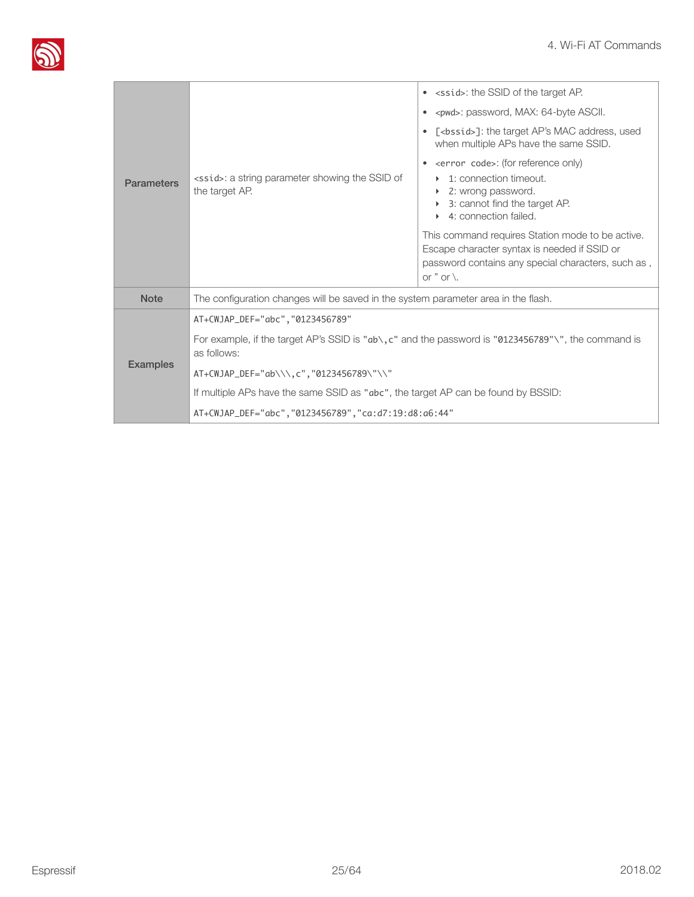| | | |
|---|---|---|
| **Parameters** | `<ssid>`: a string parameter showing the SSID of the target AP. | • `<ssid>`: the SSID of the target AP.<br>• `<pwd>`: password, MAX: 64-byte ASCII.<br>• `[<bssid>]`: the target AP's MAC address, used when multiple APs have the same SSID.<br>• `<error code>`: (for reference only)<br>&nbsp;&nbsp;‣ 1: connection timeout.<br>&nbsp;&nbsp;‣ 2: wrong password.<br>&nbsp;&nbsp;‣ 3: cannot find the target AP.<br>&nbsp;&nbsp;‣ 4: connection failed.<br><br>This command requires Station mode to be active. Escape character syntax is needed if SSID or password contains any special characters, such as , or " or \. |
| **Note** | The configuration changes will be saved in the system parameter area in the flash. | |
| **Examples** | `AT+CWJAP_DEF="abc","0123456789"`<br><br>For example, if the target AP's SSID is `"ab\,c"` and the password is `"0123456789"\"`, the command is as follows:<br><br>`AT+CWJAP_DEF="ab\\\,c","0123456789\"\\"`<br><br>If multiple APs have the same SSID as `"abc"`, the target AP can be found by BSSID:<br><br>`AT+CWJAP_DEF="abc","0123456789","ca:d7:19:d8:a6:44"` | |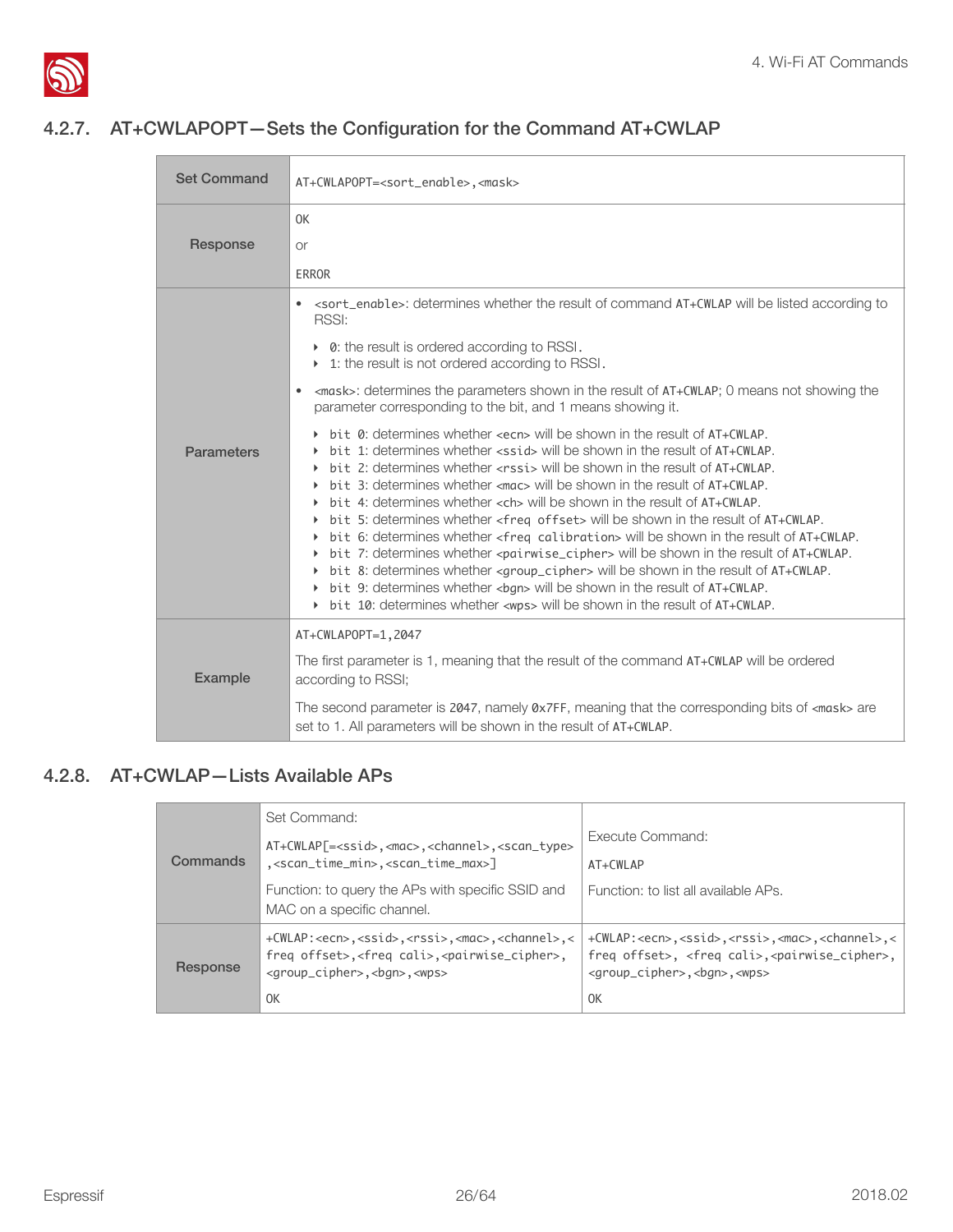### 4.2.7. AT+CWLAPOPT—Sets the Configuration for the Command AT+CWLAP

| | |
|---|---|
| **Set Command** | AT+CWLAPOPT=<sort_enable>,<mask> |
| **Response** | OK<br>or<br>ERROR |
| **Parameters** | • <sort_enable>: determines whether the result of command AT+CWLAP will be listed according to RSSI:<br>‣ 0: the result is ordered according to RSSI.<br>‣ 1: the result is not ordered according to RSSI.<br>• <mask>: determines the parameters shown in the result of AT+CWLAP; 0 means not showing the parameter corresponding to the bit, and 1 means showing it.<br>‣ bit 0: determines whether <ecn> will be shown in the result of AT+CWLAP.<br>‣ bit 1: determines whether <ssid> will be shown in the result of AT+CWLAP.<br>‣ bit 2: determines whether <rssi> will be shown in the result of AT+CWLAP.<br>‣ bit 3: determines whether <mac> will be shown in the result of AT+CWLAP.<br>‣ bit 4: determines whether <ch> will be shown in the result of AT+CWLAP.<br>‣ bit 5: determines whether <freq offset> will be shown in the result of AT+CWLAP.<br>‣ bit 6: determines whether <freq calibration> will be shown in the result of AT+CWLAP.<br>‣ bit 7: determines whether <pairwise_cipher> will be shown in the result of AT+CWLAP.<br>‣ bit 8: determines whether <group_cipher> will be shown in the result of AT+CWLAP.<br>‣ bit 9: determines whether <bgn> will be shown in the result of AT+CWLAP.<br>‣ bit 10: determines whether <wps> will be shown in the result of AT+CWLAP. |
| **Example** | AT+CWLAPOPT=1,2047<br>The first parameter is 1, meaning that the result of the command AT+CWLAP will be ordered according to RSSI;<br>The second parameter is 2047, namely 0x7FF, meaning that the corresponding bits of <mask> are set to 1. All parameters will be shown in the result of AT+CWLAP. |

### 4.2.8. AT+CWLAP—Lists Available APs

| | | |
|---|---|---|
| **Commands** | Set Command:<br>AT+CWLAP[=<ssid>,<mac>,<channel>,<scan_type>,<scan_time_min>,<scan_time_max>]<br>Function: to query the APs with specific SSID and MAC on a specific channel. | Execute Command:<br>AT+CWLAP<br>Function: to list all available APs. |
| **Response** | +CWLAP:<ecn>,<ssid>,<rssi>,<mac>,<channel>,<freq offset>,<freq cali>,<pairwise_cipher>,<group_cipher>,<bgn>,<wps><br>OK | +CWLAP:<ecn>,<ssid>,<rssi>,<mac>,<channel>,<freq offset>, <freq cali>,<pairwise_cipher>,<group_cipher>,<bgn>,<wps><br>OK |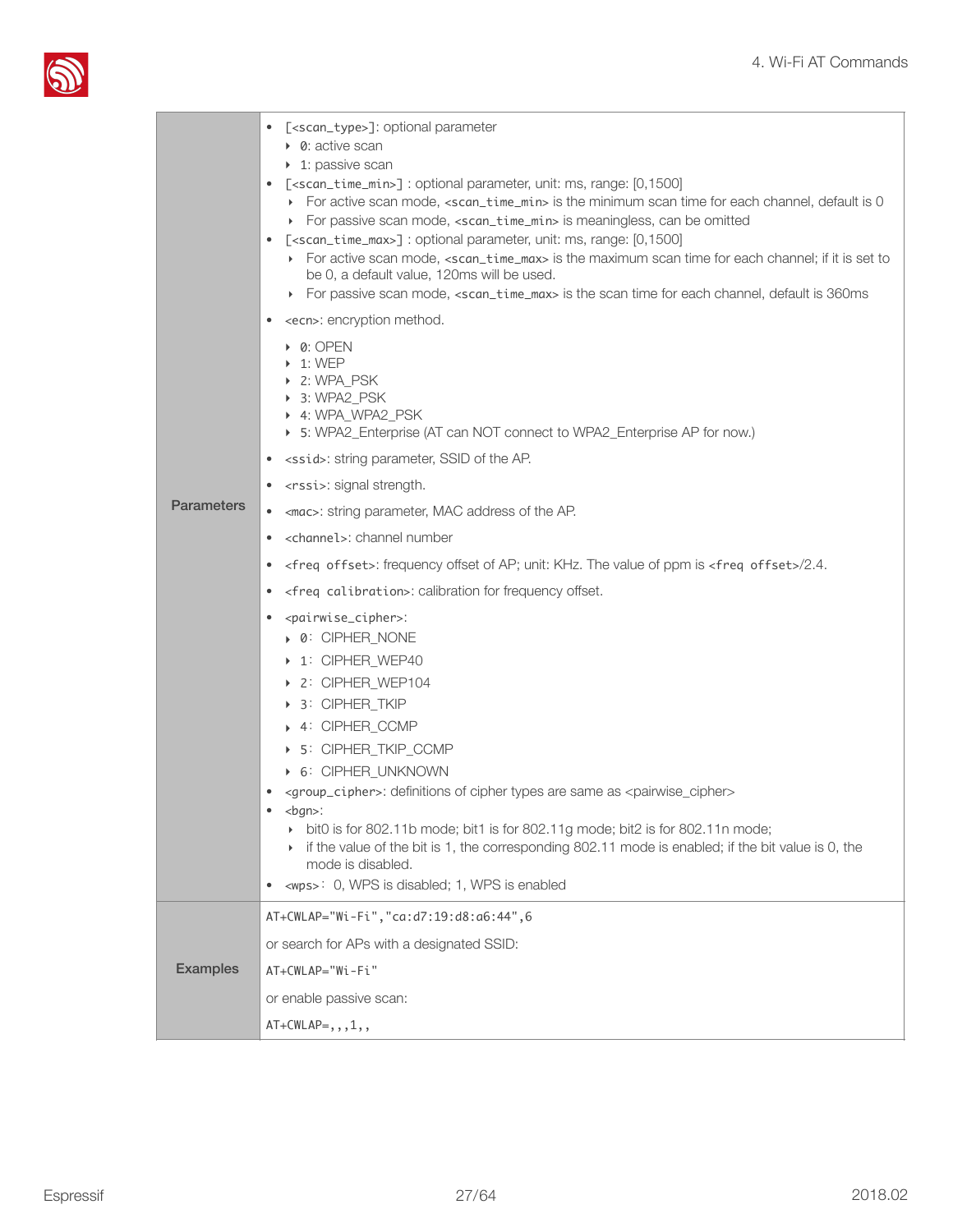| | |
|---|---|
| **Parameters** | • [<scan_type>]: optional parameter<br>‣ 0: active scan<br>‣ 1: passive scan<br>• [<scan_time_min>] : optional parameter, unit: ms, range: [0,1500]<br>‣ For active scan mode, <scan_time_min> is the minimum scan time for each channel, default is 0<br>‣ For passive scan mode, <scan_time_min> is meaningless, can be omitted<br>• [<scan_time_max>] : optional parameter, unit: ms, range: [0,1500]<br>‣ For active scan mode, <scan_time_max> is the maximum scan time for each channel; if it is set to be 0, a default value, 120ms will be used.<br>‣ For passive scan mode, <scan_time_max> is the scan time for each channel, default is 360ms<br>• <ecn>: encryption method.<br>‣ 0: OPEN<br>‣ 1: WEP<br>‣ 2: WPA_PSK<br>‣ 3: WPA2_PSK<br>‣ 4: WPA_WPA2_PSK<br>‣ 5: WPA2_Enterprise (AT can NOT connect to WPA2_Enterprise AP for now.)<br>• <ssid>: string parameter, SSID of the AP.<br>• <rssi>: signal strength.<br>• <mac>: string parameter, MAC address of the AP.<br>• <channel>: channel number<br>• <freq offset>: frequency offset of AP; unit: KHz. The value of ppm is <freq offset>/2.4.<br>• <freq calibration>: calibration for frequency offset.<br>• <pairwise_cipher>:<br>‣ 0: CIPHER_NONE<br>‣ 1: CIPHER_WEP40<br>‣ 2: CIPHER_WEP104<br>‣ 3: CIPHER_TKIP<br>‣ 4: CIPHER_CCMP<br>‣ 5: CIPHER_TKIP_CCMP<br>‣ 6: CIPHER_UNKNOWN<br>• <group_cipher>: definitions of cipher types are same as <pairwise_cipher><br>• <bgn>:<br>‣ bit0 is for 802.11b mode; bit1 is for 802.11g mode; bit2 is for 802.11n mode;<br>‣ if the value of the bit is 1, the corresponding 802.11 mode is enabled; if the bit value is 0, the mode is disabled.<br>• <wps>: 0, WPS is disabled; 1, WPS is enabled |
| **Examples** | `AT+CWLAP="Wi-Fi","ca:d7:19:d8:a6:44",6`<br>or search for APs with a designated SSID:<br>`AT+CWLAP="Wi-Fi"`<br>or enable passive scan:<br>`AT+CWLAP=,,,1,,` |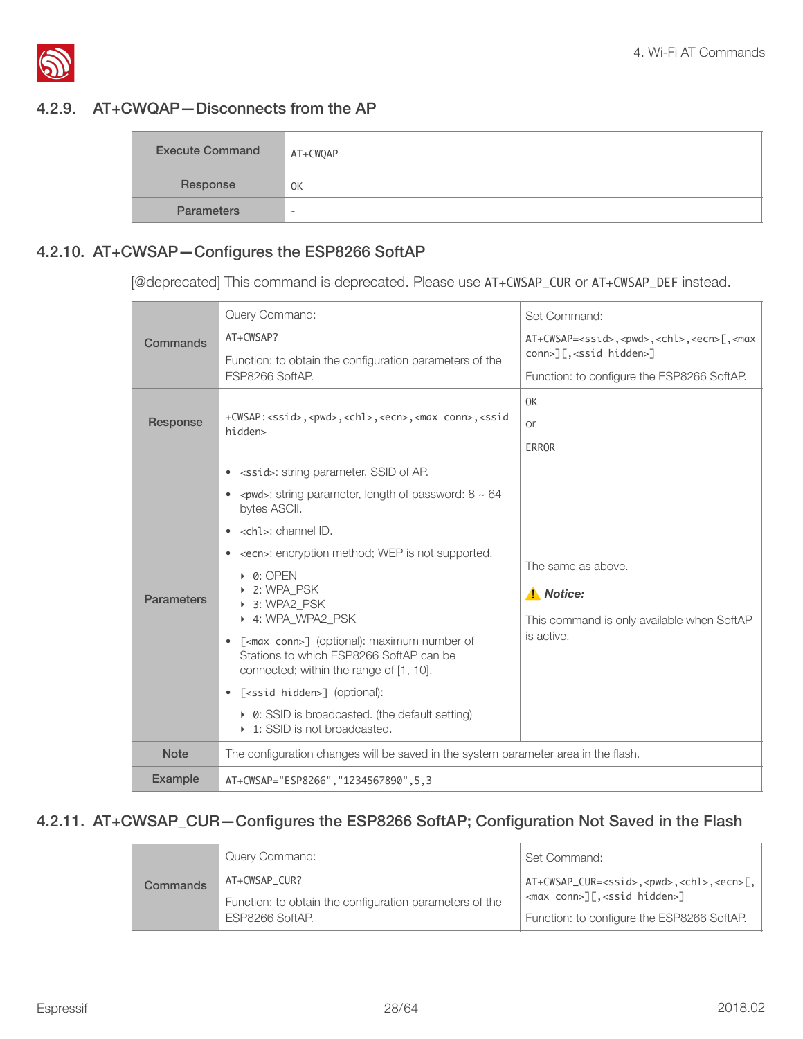### 4.2.9. AT+CWQAP—Disconnects from the AP

| Execute Command | AT+CWQAP |
|---|---|
| Response | OK |
| Parameters | - |

### 4.2.10. AT+CWSAP—Configures the ESP8266 SoftAP

[@deprecated] This command is deprecated. Please use AT+CWSAP_CUR or AT+CWSAP_DEF instead.

| | | |
|---|---|---|
| Commands | Query Command:<br>AT+CWSAP?<br>Function: to obtain the configuration parameters of the ESP8266 SoftAP. | Set Command:<br>AT+CWSAP=<ssid>,<pwd>,<chl>,<ecn>[,<max conn>][,<ssid hidden>]<br>Function: to configure the ESP8266 SoftAP. |
| Response | +CWSAP:<ssid>,<pwd>,<chl>,<ecn>,<max conn>,<ssid hidden> | OK<br>or<br>ERROR |
| Parameters | • <ssid>: string parameter, SSID of AP.<br>• <pwd>: string parameter, length of password: 8 ~ 64 bytes ASCII.<br>• <chl>: channel ID.<br>• <ecn>: encryption method; WEP is not supported.<br>‣ 0: OPEN<br>‣ 2: WPA_PSK<br>‣ 3: WPA2_PSK<br>‣ 4: WPA_WPA2_PSK<br>• [<max conn>] (optional): maximum number of Stations to which ESP8266 SoftAP can be connected; within the range of [1, 10].<br>• [<ssid hidden>] (optional):<br>‣ 0: SSID is broadcasted. (the default setting)<br>‣ 1: SSID is not broadcasted. | The same as above.<br>⚠ ***Notice:***<br>This command is only available when SoftAP is active. |
| Note | The configuration changes will be saved in the system parameter area in the flash. | |
| Example | AT+CWSAP="ESP8266","1234567890",5,3 | |

### 4.2.11. AT+CWSAP_CUR—Configures the ESP8266 SoftAP; Configuration Not Saved in the Flash

| | | |
|---|---|---|
| Commands | Query Command:<br>AT+CWSAP_CUR?<br>Function: to obtain the configuration parameters of the ESP8266 SoftAP. | Set Command:<br>AT+CWSAP_CUR=<ssid>,<pwd>,<chl>,<ecn>[,<max conn>][,<ssid hidden>]<br>Function: to configure the ESP8266 SoftAP. |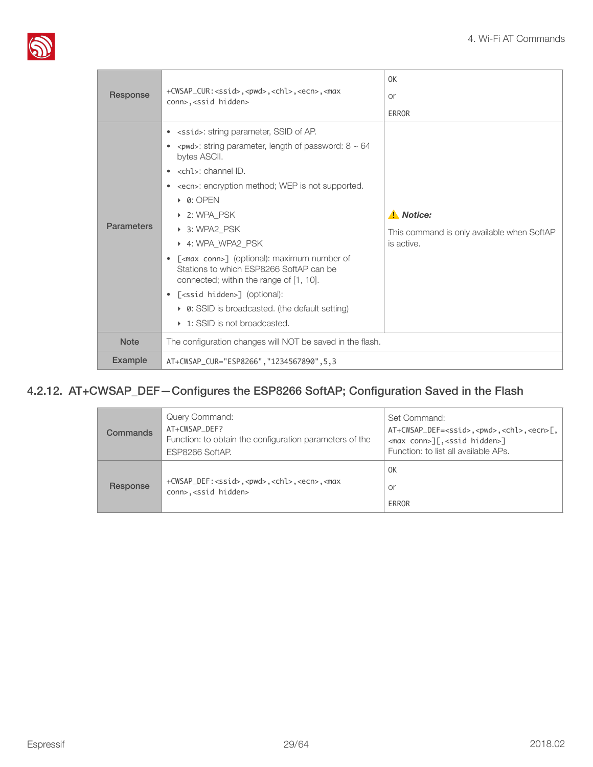| | | |
|---|---|---|
| Response | +CWSAP_CUR:<ssid>,<pwd>,<chl>,<ecn>,<max conn>,<ssid hidden> | OK<br>or<br>ERROR |
| Parameters | • <ssid>: string parameter, SSID of AP.<br>• <pwd>: string parameter, length of password: 8 ~ 64 bytes ASCII.<br>• <chl>: channel ID.<br>• <ecn>: encryption method; WEP is not supported.<br>‣ 0: OPEN<br>‣ 2: WPA_PSK<br>‣ 3: WPA2_PSK<br>‣ 4: WPA_WPA2_PSK<br>• [<max conn>] (optional): maximum number of Stations to which ESP8266 SoftAP can be connected; within the range of [1, 10].<br>• [<ssid hidden>] (optional):<br>‣ 0: SSID is broadcasted. (the default setting)<br>‣ 1: SSID is not broadcasted. | ⚠ ***Notice:***<br>This command is only available when SoftAP is active. |
| Note | The configuration changes will NOT be saved in the flash. | |
| Example | AT+CWSAP_CUR="ESP8266","1234567890",5,3 | |

### 4.2.12. AT+CWSAP_DEF—Configures the ESP8266 SoftAP; Configuration Saved in the Flash

| | | |
|---|---|---|
| Commands | Query Command:<br>AT+CWSAP_DEF?<br>Function: to obtain the configuration parameters of the ESP8266 SoftAP. | Set Command:<br>AT+CWSAP_DEF=<ssid>,<pwd>,<chl>,<ecn>[,<max conn>][,<ssid hidden>]<br>Function: to list all available APs. |
| Response | +CWSAP_DEF:<ssid>,<pwd>,<chl>,<ecn>,<max conn>,<ssid hidden> | OK<br>or<br>ERROR |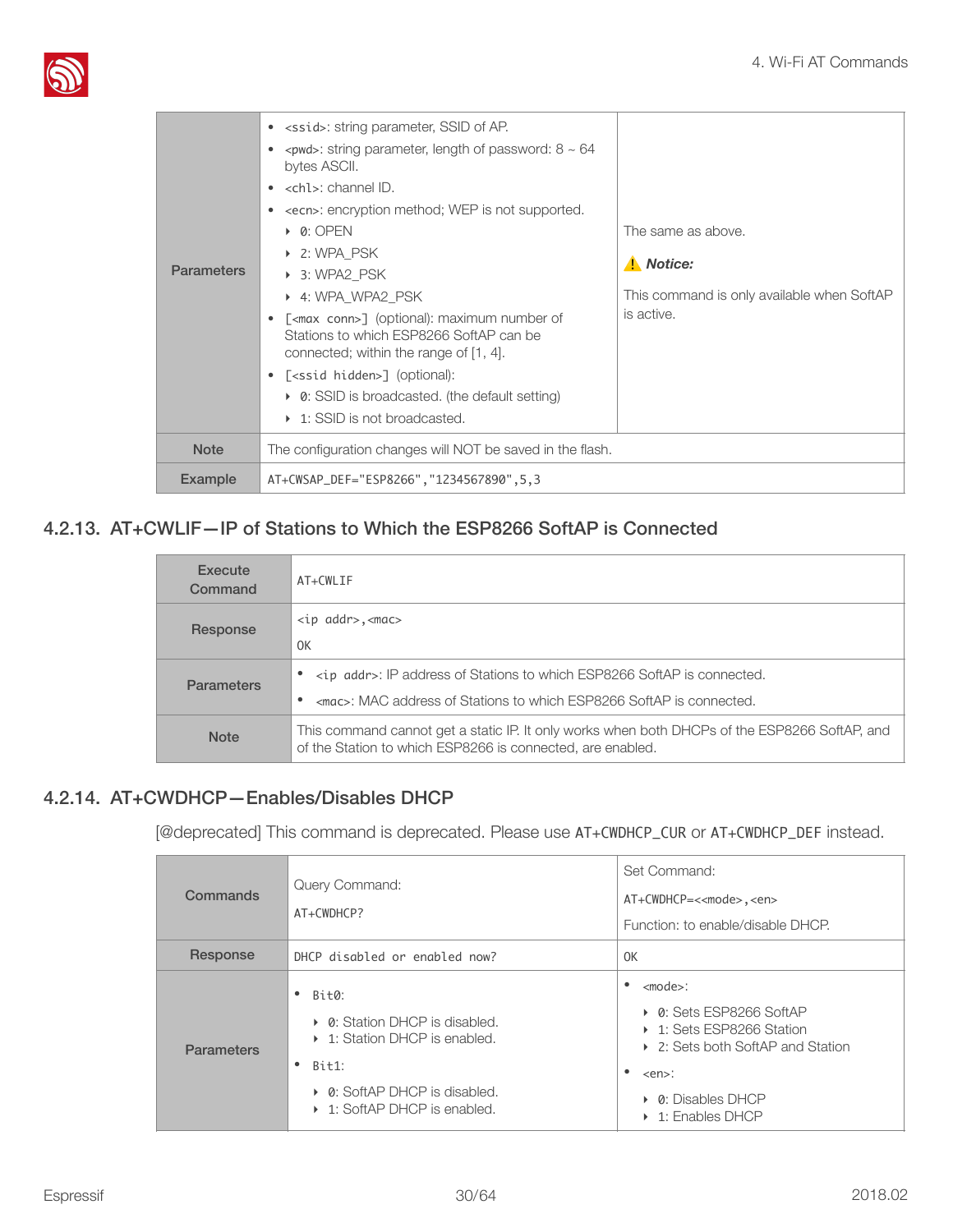| | | |
|---|---|---|
| Parameters | • `<ssid>`: string parameter, SSID of AP.<br>• `<pwd>`: string parameter, length of password: 8 ~ 64 bytes ASCII.<br>• `<chl>`: channel ID.<br>• `<ecn>`: encryption method; WEP is not supported.<br>  ‣ 0: OPEN<br>  ‣ 2: WPA_PSK<br>  ‣ 3: WPA2_PSK<br>  ‣ 4: WPA_WPA2_PSK<br>• `[<max conn>]` (optional): maximum number of Stations to which ESP8266 SoftAP can be connected; within the range of [1, 4].<br>• `[<ssid hidden>]` (optional):<br>  ‣ 0: SSID is broadcasted. (the default setting)<br>  ‣ 1: SSID is not broadcasted. | The same as above.<br><br>⚠ ***Notice:***<br><br>This command is only available when SoftAP is active. |
| Note | The configuration changes will NOT be saved in the flash. | |
| Example | `AT+CWSAP_DEF="ESP8266","1234567890",5,3` | |

### 4.2.13. AT+CWLIF—IP of Stations to Which the ESP8266 SoftAP is Connected

| | |
|---|---|
| Execute Command | `AT+CWLIF` |
| Response | `<ip addr>,<mac>`<br><br>`OK` |
| Parameters | • `<ip addr>`: IP address of Stations to which ESP8266 SoftAP is connected.<br>• `<mac>`: MAC address of Stations to which ESP8266 SoftAP is connected. |
| Note | This command cannot get a static IP. It only works when both DHCPs of the ESP8266 SoftAP, and of the Station to which ESP8266 is connected, are enabled. |

### 4.2.14. AT+CWDHCP—Enables/Disables DHCP

[@deprecated] This command is deprecated. Please use `AT+CWDHCP_CUR` or `AT+CWDHCP_DEF` instead.

| | | |
|---|---|---|
| Commands | Query Command:<br>`AT+CWDHCP?` | Set Command:<br>`AT+CWDHCP=<<mode>,<en>`<br>Function: to enable/disable DHCP. |
| Response | `DHCP disabled or enabled now?` | `OK` |
| Parameters | • `Bit0`:<br>  ‣ 0: Station DHCP is disabled.<br>  ‣ 1: Station DHCP is enabled.<br>• `Bit1`:<br>  ‣ 0: SoftAP DHCP is disabled.<br>  ‣ 1: SoftAP DHCP is enabled. | • `<mode>`:<br>  ‣ 0: Sets ESP8266 SoftAP<br>  ‣ 1: Sets ESP8266 Station<br>  ‣ 2: Sets both SoftAP and Station<br>• `<en>`:<br>  ‣ 0: Disables DHCP<br>  ‣ 1: Enables DHCP |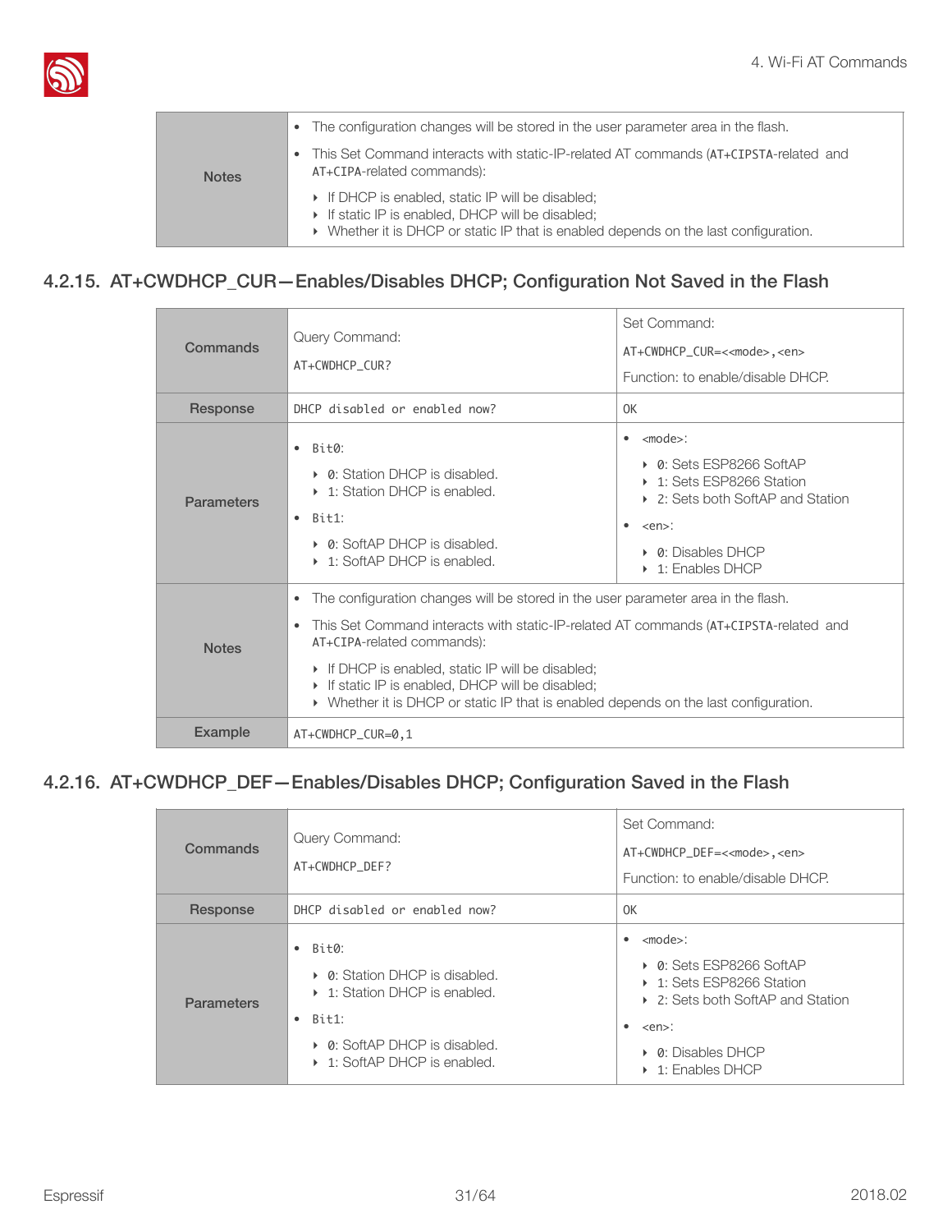| | |
|---|---|
| Notes | • The configuration changes will be stored in the user parameter area in the flash.<br>• This Set Command interacts with static-IP-related AT commands (AT+CIPSTA-related and AT+CIPA-related commands):<br>  ‣ If DHCP is enabled, static IP will be disabled;<br>  ‣ If static IP is enabled, DHCP will be disabled;<br>  ‣ Whether it is DHCP or static IP that is enabled depends on the last configuration. |

### 4.2.15. AT+CWDHCP_CUR—Enables/Disables DHCP; Configuration Not Saved in the Flash

| Commands | Query Command:<br>AT+CWDHCP_CUR? | Set Command:<br>AT+CWDHCP_CUR=<<mode>,<en><br>Function: to enable/disable DHCP. |
|---|---|---|
| Response | DHCP disabled or enabled now? | OK |
| Parameters | • Bit0:<br>  ‣ 0: Station DHCP is disabled.<br>  ‣ 1: Station DHCP is enabled.<br>• Bit1:<br>  ‣ 0: SoftAP DHCP is disabled.<br>  ‣ 1: SoftAP DHCP is enabled. | • <mode>:<br>  ‣ 0: Sets ESP8266 SoftAP<br>  ‣ 1: Sets ESP8266 Station<br>  ‣ 2: Sets both SoftAP and Station<br>• <en>:<br>  ‣ 0: Disables DHCP<br>  ‣ 1: Enables DHCP |
| Notes | • The configuration changes will be stored in the user parameter area in the flash.<br>• This Set Command interacts with static-IP-related AT commands (AT+CIPSTA-related and AT+CIPA-related commands):<br>  ‣ If DHCP is enabled, static IP will be disabled;<br>  ‣ If static IP is enabled, DHCP will be disabled;<br>  ‣ Whether it is DHCP or static IP that is enabled depends on the last configuration. | |
| Example | AT+CWDHCP_CUR=0,1 | |

### 4.2.16. AT+CWDHCP_DEF—Enables/Disables DHCP; Configuration Saved in the Flash

| Commands | Query Command:<br>AT+CWDHCP_DEF? | Set Command:<br>AT+CWDHCP_DEF=<<mode>,<en><br>Function: to enable/disable DHCP. |
|---|---|---|
| Response | DHCP disabled or enabled now? | OK |
| Parameters | • Bit0:<br>  ‣ 0: Station DHCP is disabled.<br>  ‣ 1: Station DHCP is enabled.<br>• Bit1:<br>  ‣ 0: SoftAP DHCP is disabled.<br>  ‣ 1: SoftAP DHCP is enabled. | • <mode>:<br>  ‣ 0: Sets ESP8266 SoftAP<br>  ‣ 1: Sets ESP8266 Station<br>  ‣ 2: Sets both SoftAP and Station<br>• <en>:<br>  ‣ 0: Disables DHCP<br>  ‣ 1: Enables DHCP |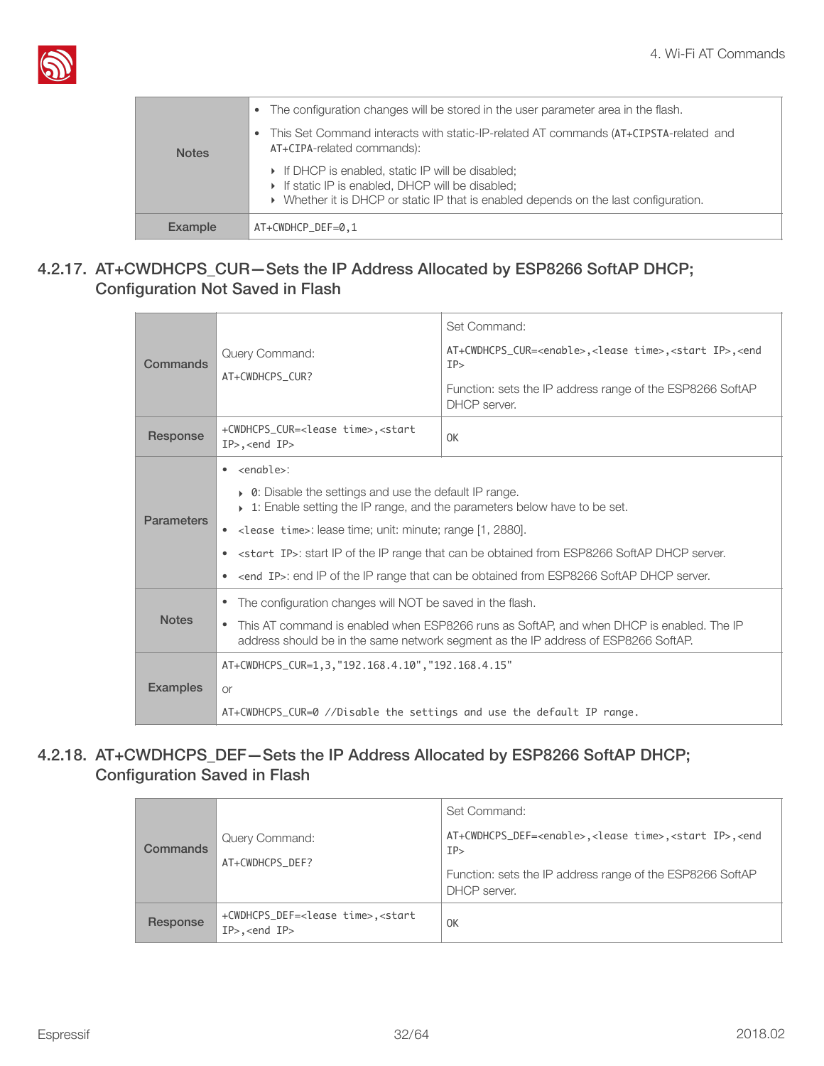| | |
|---|---|
| Notes | • The configuration changes will be stored in the user parameter area in the flash.<br>• This Set Command interacts with static-IP-related AT commands (AT+CIPSTA-related and AT+CIPA-related commands):<br>‣ If DHCP is enabled, static IP will be disabled;<br>‣ If static IP is enabled, DHCP will be disabled;<br>‣ Whether it is DHCP or static IP that is enabled depends on the last configuration. |
| Example | AT+CWDHCP_DEF=0,1 |

### 4.2.17. AT+CWDHCPS_CUR—Sets the IP Address Allocated by ESP8266 SoftAP DHCP; Configuration Not Saved in Flash

| | | |
|---|---|---|
| Commands | Query Command:<br>AT+CWDHCPS_CUR? | Set Command:<br>AT+CWDHCPS_CUR=<enable>,<lease time>,<start IP>,<end IP><br>Function: sets the IP address range of the ESP8266 SoftAP DHCP server. |
| Response | +CWDHCPS_CUR=<lease time>,<start IP>,<end IP> | OK |
| Parameters | • <enable>:<br>‣ 0: Disable the settings and use the default IP range.<br>‣ 1: Enable setting the IP range, and the parameters below have to be set.<br>• <lease time>: lease time; unit: minute; range [1, 2880].<br>• <start IP>: start IP of the IP range that can be obtained from ESP8266 SoftAP DHCP server.<br>• <end IP>: end IP of the IP range that can be obtained from ESP8266 SoftAP DHCP server. | |
| Notes | • The configuration changes will NOT be saved in the flash.<br>• This AT command is enabled when ESP8266 runs as SoftAP, and when DHCP is enabled. The IP address should be in the same network segment as the IP address of ESP8266 SoftAP. | |
| Examples | AT+CWDHCPS_CUR=1,3,"192.168.4.10","192.168.4.15"<br>or<br>AT+CWDHCPS_CUR=0 //Disable the settings and use the default IP range. | |

### 4.2.18. AT+CWDHCPS_DEF—Sets the IP Address Allocated by ESP8266 SoftAP DHCP; Configuration Saved in Flash

| | | |
|---|---|---|
| Commands | Query Command:<br>AT+CWDHCPS_DEF? | Set Command:<br>AT+CWDHCPS_DEF=<enable>,<lease time>,<start IP>,<end IP><br>Function: sets the IP address range of the ESP8266 SoftAP DHCP server. |
| Response | +CWDHCPS_DEF=<lease time>,<start IP>,<end IP> | OK |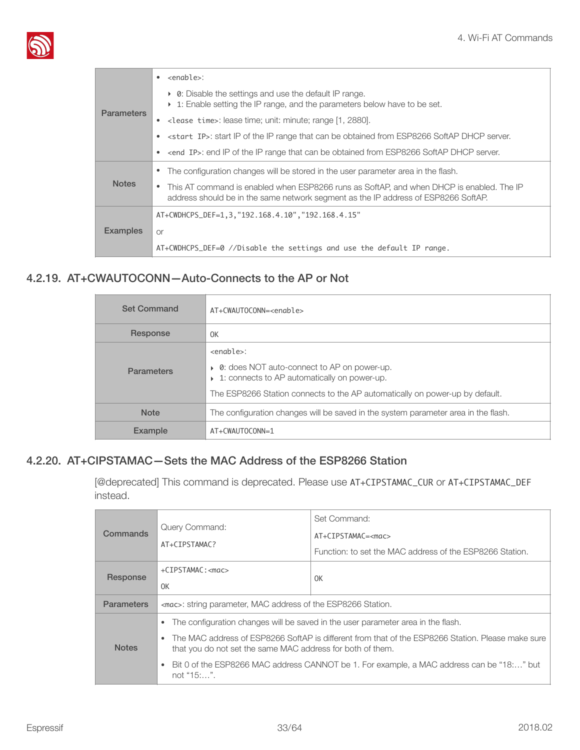| | |
|---|---|
| Parameters | • `<enable>`: ‣ `0`: Disable the settings and use the default IP range. ‣ 1: Enable setting the IP range, and the parameters below have to be set. • `<lease time>`: lease time; unit: minute; range [1, 2880]. • `<start IP>`: start IP of the IP range that can be obtained from ESP8266 SoftAP DHCP server. • `<end IP>`: end IP of the IP range that can be obtained from ESP8266 SoftAP DHCP server. |
| Notes | • The configuration changes will be stored in the user parameter area in the flash. • This AT command is enabled when ESP8266 runs as SoftAP, and when DHCP is enabled. The IP address should be in the same network segment as the IP address of ESP8266 SoftAP. |
| Examples | `AT+CWDHCPS_DEF=1,3,"192.168.4.10","192.168.4.15"` or `AT+CWDHCPS_DEF=0 //Disable the settings and use the default IP range.` |

### 4.2.19. AT+CWAUTOCONN—Auto-Connects to the AP or Not

| | |
|---|---|
| Set Command | `AT+CWAUTOCONN=<enable>` |
| Response | `OK` |
| Parameters | `<enable>`: ‣ `0`: does NOT auto-connect to AP on power-up. ‣ 1: connects to AP automatically on power-up. The ESP8266 Station connects to the AP automatically on power-up by default. |
| Note | The configuration changes will be saved in the system parameter area in the flash. |
| Example | `AT+CWAUTOCONN=1` |

### 4.2.20. AT+CIPSTAMAC—Sets the MAC Address of the ESP8266 Station

[@deprecated] This command is deprecated. Please use `AT+CIPSTAMAC_CUR` or `AT+CIPSTAMAC_DEF` instead.

| | | |
|---|---|---|
| Commands | Query Command: `AT+CIPSTAMAC?` | Set Command: `AT+CIPSTAMAC=<mac>` Function: to set the MAC address of the ESP8266 Station. |
| Response | `+CIPSTAMAC:<mac>` `OK` | `OK` |
| Parameters | `<mac>`: string parameter, MAC address of the ESP8266 Station. | |
| Notes | • The configuration changes will be saved in the user parameter area in the flash. • The MAC address of ESP8266 SoftAP is different from that of the ESP8266 Station. Please make sure that you do not set the same MAC address for both of them. • Bit 0 of the ESP8266 MAC address CANNOT be 1. For example, a MAC address can be "18:…" but not "15:…". | |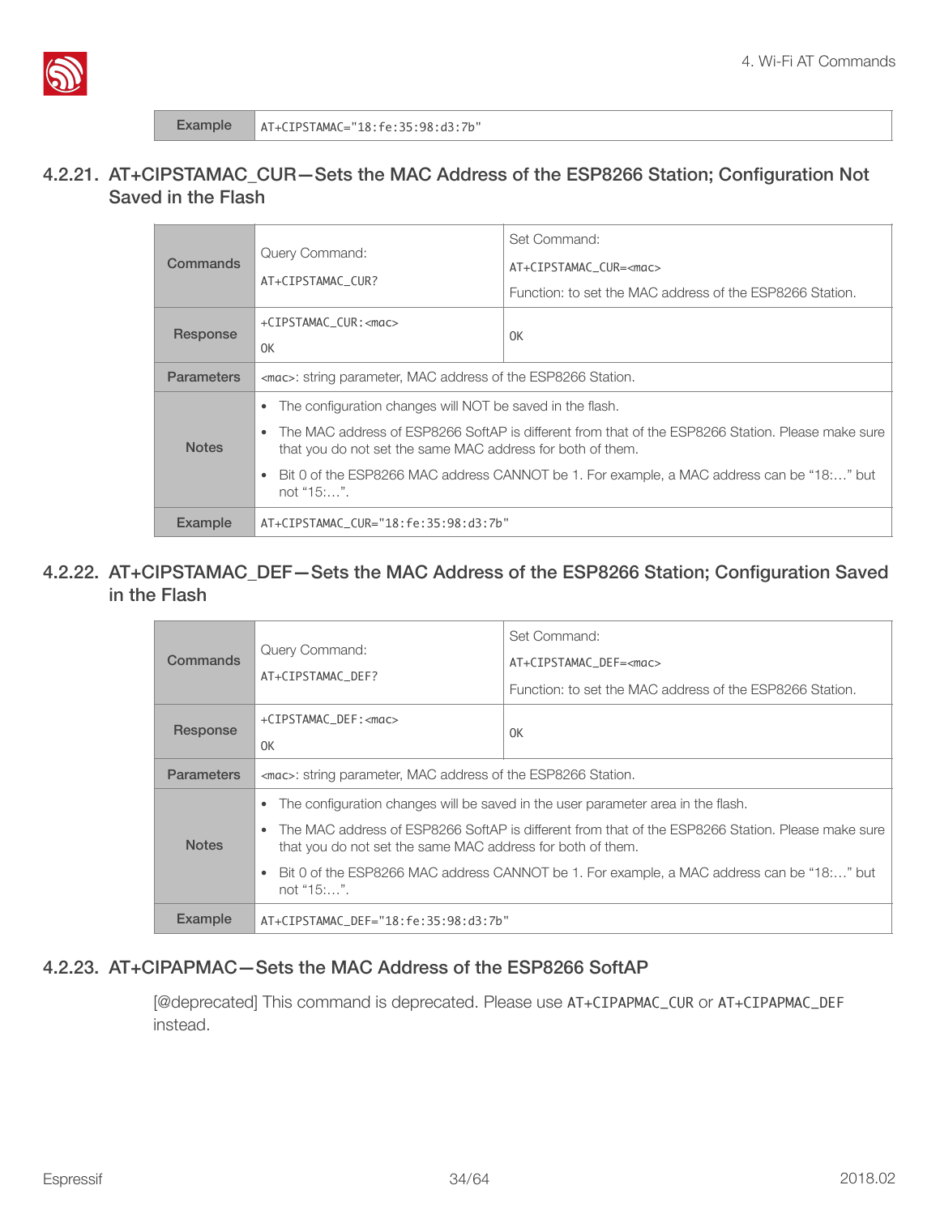| Example | AT+CIPSTAMAC="18:fe:35:98:d3:7b" |
|---|---|

### 4.2.21. AT+CIPSTAMAC_CUR—Sets the MAC Address of the ESP8266 Station; Configuration Not Saved in the Flash

| | | |
|---|---|---|
| **Commands** | Query Command:<br>AT+CIPSTAMAC_CUR? | Set Command:<br>AT+CIPSTAMAC_CUR=<mac><br>Function: to set the MAC address of the ESP8266 Station. |
| **Response** | +CIPSTAMAC_CUR:<mac><br>OK | OK |
| **Parameters** | <mac>: string parameter, MAC address of the ESP8266 Station. | |
| **Notes** | • The configuration changes will NOT be saved in the flash.<br>• The MAC address of ESP8266 SoftAP is different from that of the ESP8266 Station. Please make sure that you do not set the same MAC address for both of them.<br>• Bit 0 of the ESP8266 MAC address CANNOT be 1. For example, a MAC address can be "18:…" but not "15:…". | |
| **Example** | AT+CIPSTAMAC_CUR="18:fe:35:98:d3:7b" | |

### 4.2.22. AT+CIPSTAMAC_DEF—Sets the MAC Address of the ESP8266 Station; Configuration Saved in the Flash

| | | |
|---|---|---|
| **Commands** | Query Command:<br>AT+CIPSTAMAC_DEF? | Set Command:<br>AT+CIPSTAMAC_DEF=<mac><br>Function: to set the MAC address of the ESP8266 Station. |
| **Response** | +CIPSTAMAC_DEF:<mac><br>OK | OK |
| **Parameters** | <mac>: string parameter, MAC address of the ESP8266 Station. | |
| **Notes** | • The configuration changes will be saved in the user parameter area in the flash.<br>• The MAC address of ESP8266 SoftAP is different from that of the ESP8266 Station. Please make sure that you do not set the same MAC address for both of them.<br>• Bit 0 of the ESP8266 MAC address CANNOT be 1. For example, a MAC address can be "18:…" but not "15:…". | |
| **Example** | AT+CIPSTAMAC_DEF="18:fe:35:98:d3:7b" | |

### 4.2.23. AT+CIPAPMAC—Sets the MAC Address of the ESP8266 SoftAP

[@deprecated] This command is deprecated. Please use `AT+CIPAPMAC_CUR` or `AT+CIPAPMAC_DEF` instead.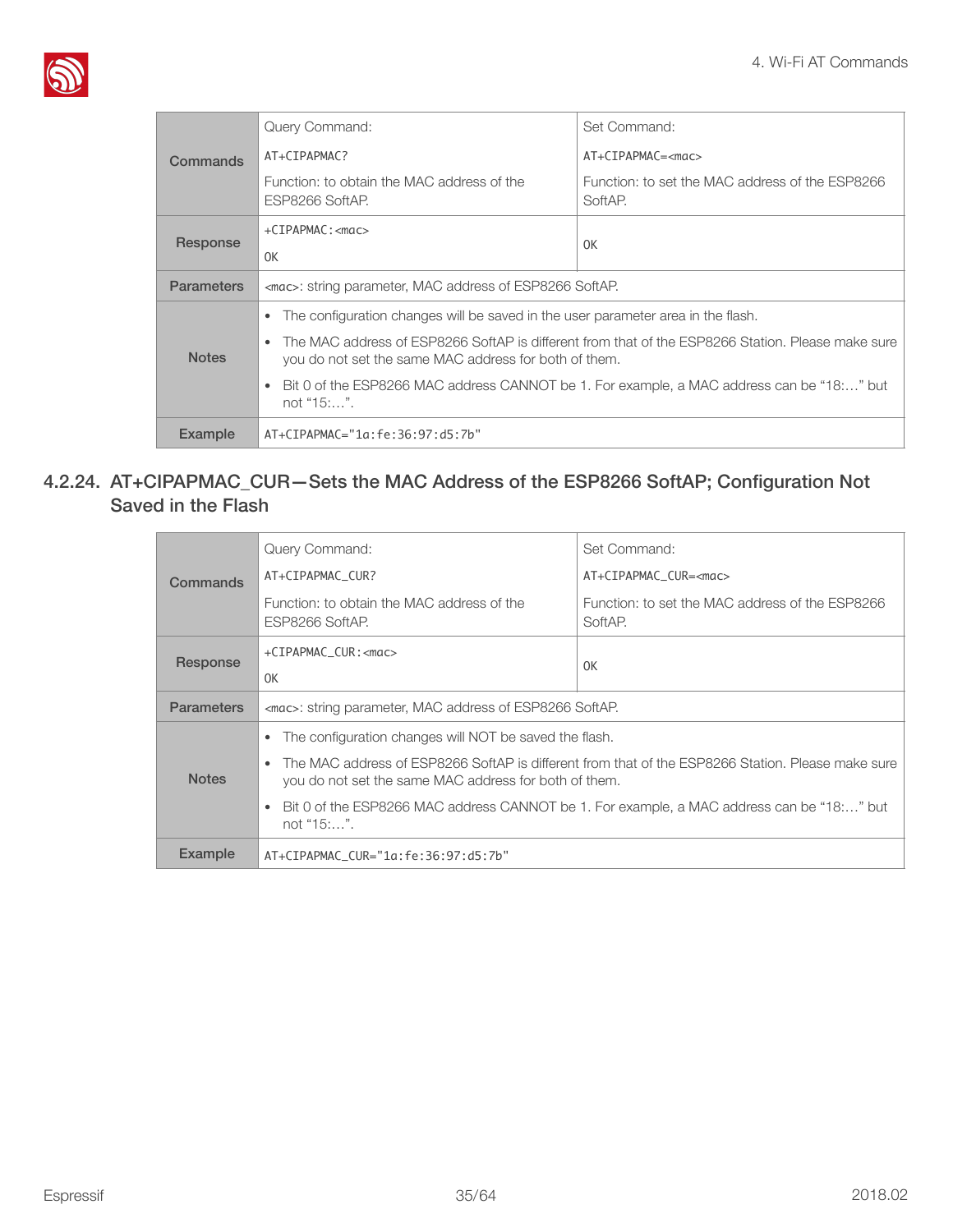| | | |
|---|---|---|
| **Commands** | Query Command:<br>`AT+CIPAPMAC?`<br>Function: to obtain the MAC address of the ESP8266 SoftAP. | Set Command:<br>`AT+CIPAPMAC=<mac>`<br>Function: to set the MAC address of the ESP8266 SoftAP. |
| **Response** | `+CIPAPMAC:<mac>`<br>`OK` | `OK` |
| **Parameters** | `<mac>`: string parameter, MAC address of ESP8266 SoftAP. | |
| **Notes** | • The configuration changes will be saved in the user parameter area in the flash.<br>• The MAC address of ESP8266 SoftAP is different from that of the ESP8266 Station. Please make sure you do not set the same MAC address for both of them.<br>• Bit 0 of the ESP8266 MAC address CANNOT be 1. For example, a MAC address can be "18:…" but not "15:…". | |
| **Example** | `AT+CIPAPMAC="1a:fe:36:97:d5:7b"` | |

### 4.2.24. AT+CIPAPMAC_CUR—Sets the MAC Address of the ESP8266 SoftAP; Configuration Not Saved in the Flash

| | | |
|---|---|---|
| **Commands** | Query Command:<br>`AT+CIPAPMAC_CUR?`<br>Function: to obtain the MAC address of the ESP8266 SoftAP. | Set Command:<br>`AT+CIPAPMAC_CUR=<mac>`<br>Function: to set the MAC address of the ESP8266 SoftAP. |
| **Response** | `+CIPAPMAC_CUR:<mac>`<br>`OK` | `OK` |
| **Parameters** | `<mac>`: string parameter, MAC address of ESP8266 SoftAP. | |
| **Notes** | • The configuration changes will NOT be saved the flash.<br>• The MAC address of ESP8266 SoftAP is different from that of the ESP8266 Station. Please make sure you do not set the same MAC address for both of them.<br>• Bit 0 of the ESP8266 MAC address CANNOT be 1. For example, a MAC address can be "18:…" but not "15:…". | |
| **Example** | `AT+CIPAPMAC_CUR="1a:fe:36:97:d5:7b"` | |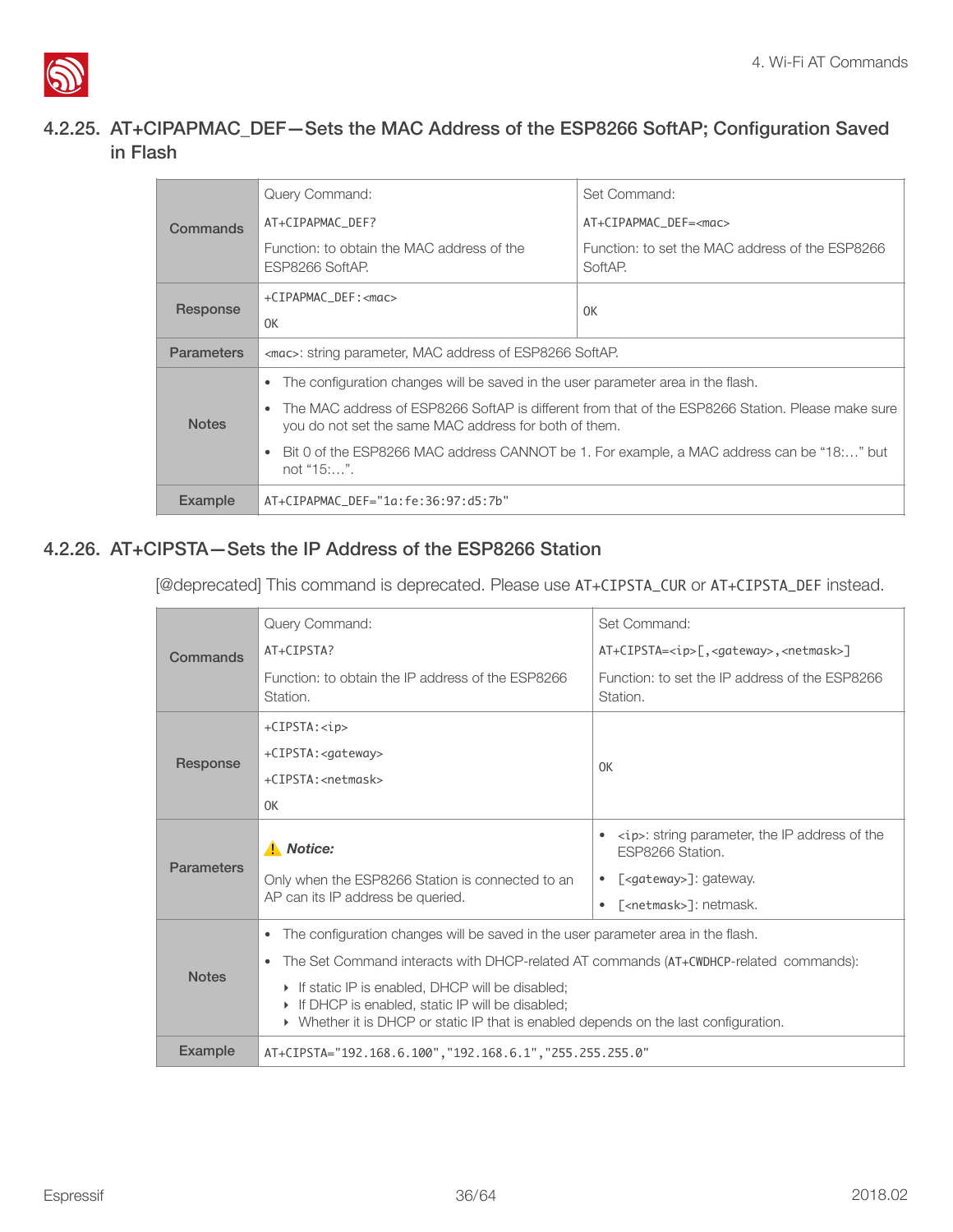### 4.2.25. AT+CIPAPMAC_DEF—Sets the MAC Address of the ESP8266 SoftAP; Configuration Saved in Flash

| | | |
|---|---|---|
| **Commands** | Query Command:<br>`AT+CIPAPMAC_DEF?`<br>Function: to obtain the MAC address of the ESP8266 SoftAP. | Set Command:<br>`AT+CIPAPMAC_DEF=<mac>`<br>Function: to set the MAC address of the ESP8266 SoftAP. |
| **Response** | `+CIPAPMAC_DEF:<mac>`<br>`OK` | `OK` |
| **Parameters** | `<mac>`: string parameter, MAC address of ESP8266 SoftAP. | |
| **Notes** | • The configuration changes will be saved in the user parameter area in the flash.<br>• The MAC address of ESP8266 SoftAP is different from that of the ESP8266 Station. Please make sure you do not set the same MAC address for both of them.<br>• Bit 0 of the ESP8266 MAC address CANNOT be 1. For example, a MAC address can be "18:…" but not "15:…". | |
| **Example** | `AT+CIPAPMAC_DEF="1a:fe:36:97:d5:7b"` | |

### 4.2.26. AT+CIPSTA—Sets the IP Address of the ESP8266 Station

[@deprecated] This command is deprecated. Please use `AT+CIPSTA_CUR` or `AT+CIPSTA_DEF` instead.

| | | |
|---|---|---|
| **Commands** | Query Command:<br>`AT+CIPSTA?`<br>Function: to obtain the IP address of the ESP8266 Station. | Set Command:<br>`AT+CIPSTA=<ip>[,<gateway>,<netmask>]`<br>Function: to set the IP address of the ESP8266 Station. |
| **Response** | `+CIPSTA:<ip>`<br>`+CIPSTA:<gateway>`<br>`+CIPSTA:<netmask>`<br>`OK` | `OK` |
| **Parameters** | ⚠ ***Notice:***<br>Only when the ESP8266 Station is connected to an AP can its IP address be queried. | • `<ip>`: string parameter, the IP address of the ESP8266 Station.<br>• `[<gateway>]`: gateway.<br>• `[<netmask>]`: netmask. |
| **Notes** | • The configuration changes will be saved in the user parameter area in the flash.<br>• The Set Command interacts with DHCP-related AT commands (`AT+CWDHCP`-related commands):<br>‣ If static IP is enabled, DHCP will be disabled;<br>‣ If DHCP is enabled, static IP will be disabled;<br>‣ Whether it is DHCP or static IP that is enabled depends on the last configuration. | |
| **Example** | `AT+CIPSTA="192.168.6.100","192.168.6.1","255.255.255.0"` | |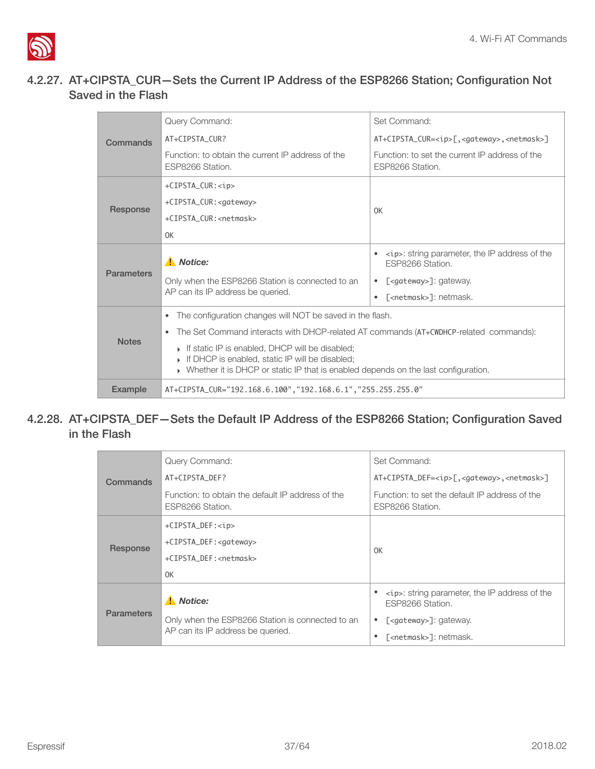### 4.2.27. AT+CIPSTA_CUR—Sets the Current IP Address of the ESP8266 Station; Configuration Not Saved in the Flash

| | | |
|---|---|---|
| **Commands** | Query Command:<br>`AT+CIPSTA_CUR?`<br>Function: to obtain the current IP address of the ESP8266 Station. | Set Command:<br>`AT+CIPSTA_CUR=<ip>[,<gateway>,<netmask>]`<br>Function: to set the current IP address of the ESP8266 Station. |
| **Response** | `+CIPSTA_CUR:<ip>`<br>`+CIPSTA_CUR:<gateway>`<br>`+CIPSTA_CUR:<netmask>`<br>`OK` | `OK` |
| **Parameters** | ⚠ ***Notice:***<br>Only when the ESP8266 Station is connected to an AP can its IP address be queried. | • `<ip>`: string parameter, the IP address of the ESP8266 Station.<br>• `[<gateway>]`: gateway.<br>• `[<netmask>]`: netmask. |
| **Notes** | • The configuration changes will NOT be saved in the flash.<br>• The Set Command interacts with DHCP-related AT commands (`AT+CWDHCP`-related commands):<br>‣ If static IP is enabled, DHCP will be disabled;<br>‣ If DHCP is enabled, static IP will be disabled;<br>‣ Whether it is DHCP or static IP that is enabled depends on the last configuration. | |
| **Example** | `AT+CIPSTA_CUR="192.168.6.100","192.168.6.1","255.255.255.0"` | |

### 4.2.28. AT+CIPSTA_DEF—Sets the Default IP Address of the ESP8266 Station; Configuration Saved in the Flash

| | | |
|---|---|---|
| **Commands** | Query Command:<br>`AT+CIPSTA_DEF?`<br>Function: to obtain the default IP address of the ESP8266 Station. | Set Command:<br>`AT+CIPSTA_DEF=<ip>[,<gateway>,<netmask>]`<br>Function: to set the default IP address of the ESP8266 Station. |
| **Response** | `+CIPSTA_DEF:<ip>`<br>`+CIPSTA_DEF:<gateway>`<br>`+CIPSTA_DEF:<netmask>`<br>`OK` | `OK` |
| **Parameters** | ⚠ ***Notice:***<br>Only when the ESP8266 Station is connected to an AP can its IP address be queried. | • `<ip>`: string parameter, the IP address of the ESP8266 Station.<br>• `[<gateway>]`: gateway.<br>• `[<netmask>]`: netmask. |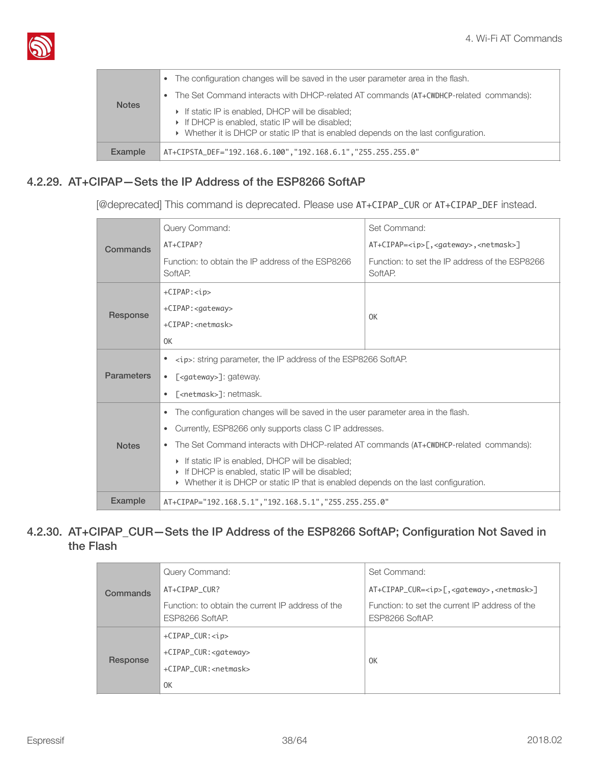| | |
|---|---|
| Notes | • The configuration changes will be saved in the user parameter area in the flash.<br>• The Set Command interacts with DHCP-related AT commands (AT+CWDHCP-related commands):<br>‣ If static IP is enabled, DHCP will be disabled;<br>‣ If DHCP is enabled, static IP will be disabled;<br>‣ Whether it is DHCP or static IP that is enabled depends on the last configuration. |
| Example | `AT+CIPSTA_DEF="192.168.6.100","192.168.6.1","255.255.255.0"` |

### 4.2.29. AT+CIPAP—Sets the IP Address of the ESP8266 SoftAP

[@deprecated] This command is deprecated. Please use `AT+CIPAP_CUR` or `AT+CIPAP_DEF` instead.

| | | |
|---|---|---|
| Commands | Query Command:<br>`AT+CIPAP?`<br>Function: to obtain the IP address of the ESP8266 SoftAP. | Set Command:<br>`AT+CIPAP=<ip>[,<gateway>,<netmask>]`<br>Function: to set the IP address of the ESP8266 SoftAP. |
| Response | `+CIPAP:<ip>`<br>`+CIPAP:<gateway>`<br>`+CIPAP:<netmask>`<br>`OK` | `OK` |
| Parameters | • `<ip>`: string parameter, the IP address of the ESP8266 SoftAP.<br>• `[<gateway>]`: gateway.<br>• `[<netmask>]`: netmask. | |
| Notes | • The configuration changes will be saved in the user parameter area in the flash.<br>• Currently, ESP8266 only supports class C IP addresses.<br>• The Set Command interacts with DHCP-related AT commands (AT+CWDHCP-related commands):<br>‣ If static IP is enabled, DHCP will be disabled;<br>‣ If DHCP is enabled, static IP will be disabled;<br>‣ Whether it is DHCP or static IP that is enabled depends on the last configuration. | |
| Example | `AT+CIPAP="192.168.5.1","192.168.5.1","255.255.255.0"` | |

### 4.2.30. AT+CIPAP_CUR—Sets the IP Address of the ESP8266 SoftAP; Configuration Not Saved in the Flash

| | | |
|---|---|---|
| Commands | Query Command:<br>`AT+CIPAP_CUR?`<br>Function: to obtain the current IP address of the ESP8266 SoftAP. | Set Command:<br>`AT+CIPAP_CUR=<ip>[,<gateway>,<netmask>]`<br>Function: to set the current IP address of the ESP8266 SoftAP. |
| Response | `+CIPAP_CUR:<ip>`<br>`+CIPAP_CUR:<gateway>`<br>`+CIPAP_CUR:<netmask>`<br>`OK` | `OK` |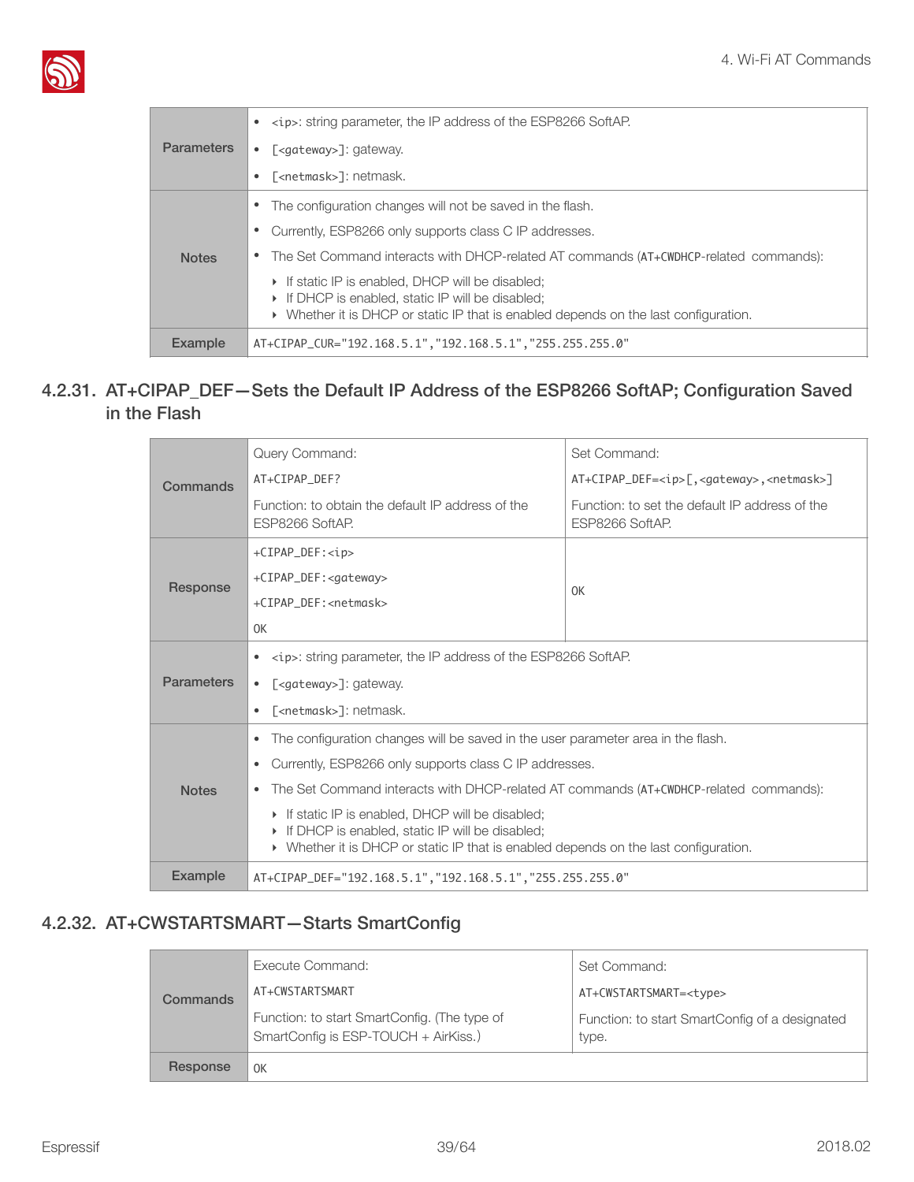| | |
|---|---|
| Parameters | • `<ip>`: string parameter, the IP address of the ESP8266 SoftAP.<br>• `[<gateway>]`: gateway.<br>• `[<netmask>]`: netmask. |
| Notes | • The configuration changes will not be saved in the flash.<br>• Currently, ESP8266 only supports class C IP addresses.<br>• The Set Command interacts with DHCP-related AT commands (`AT+CWDHCP`-related commands):<br>‣ If static IP is enabled, DHCP will be disabled;<br>‣ If DHCP is enabled, static IP will be disabled;<br>‣ Whether it is DHCP or static IP that is enabled depends on the last configuration. |
| Example | `AT+CIPAP_CUR="192.168.5.1","192.168.5.1","255.255.255.0"` |

### 4.2.31. AT+CIPAP_DEF—Sets the Default IP Address of the ESP8266 SoftAP; Configuration Saved in the Flash

| | | |
|---|---|---|
| Commands | Query Command:<br>`AT+CIPAP_DEF?`<br>Function: to obtain the default IP address of the ESP8266 SoftAP. | Set Command:<br>`AT+CIPAP_DEF=<ip>[,<gateway>,<netmask>]`<br>Function: to set the default IP address of the ESP8266 SoftAP. |
| Response | `+CIPAP_DEF:<ip>`<br>`+CIPAP_DEF:<gateway>`<br>`+CIPAP_DEF:<netmask>`<br>`OK` | `OK` |
| Parameters | • `<ip>`: string parameter, the IP address of the ESP8266 SoftAP.<br>• `[<gateway>]`: gateway.<br>• `[<netmask>]`: netmask. | |
| Notes | • The configuration changes will be saved in the user parameter area in the flash.<br>• Currently, ESP8266 only supports class C IP addresses.<br>• The Set Command interacts with DHCP-related AT commands (`AT+CWDHCP`-related commands):<br>‣ If static IP is enabled, DHCP will be disabled;<br>‣ If DHCP is enabled, static IP will be disabled;<br>‣ Whether it is DHCP or static IP that is enabled depends on the last configuration. | |
| Example | `AT+CIPAP_DEF="192.168.5.1","192.168.5.1","255.255.255.0"` | |

### 4.2.32. AT+CWSTARTSMART—Starts SmartConfig

| | | |
|---|---|---|
| Commands | Execute Command:<br>`AT+CWSTARTSMART`<br>Function: to start SmartConfig. (The type of SmartConfig is ESP-TOUCH + AirKiss.) | Set Command:<br>`AT+CWSTARTSMART=<type>`<br>Function: to start SmartConfig of a designated type. |
| Response | `OK` | |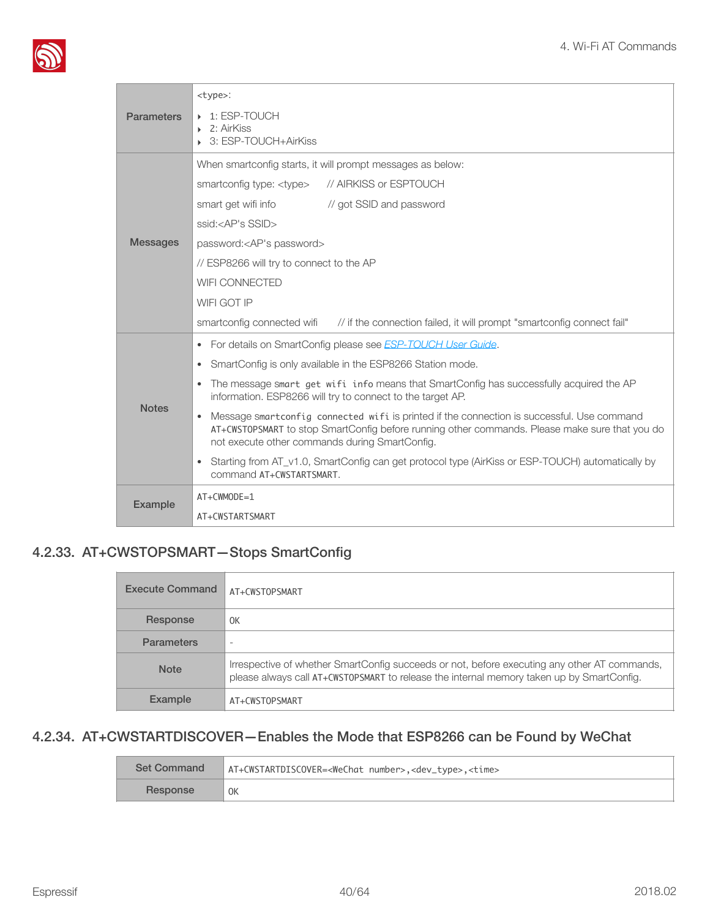| | |
|---|---|
| Parameters | `<type>`:<br>‣ 1: ESP-TOUCH<br>‣ 2: AirKiss<br>‣ 3: ESP-TOUCH+AirKiss |
| Messages | When smartconfig starts, it will prompt messages as below:<br>smartconfig type: <type> // AIRKISS or ESPTOUCH<br>smart get wifi info // got SSID and password<br>ssid:<AP's SSID><br>password:<AP's password><br>// ESP8266 will try to connect to the AP<br>WIFI CONNECTED<br>WIFI GOT IP<br>smartconfig connected wifi // if the connection failed, it will prompt "smartconfig connect fail" |
| Notes | • For details on SmartConfig please see *ESP-TOUCH User Guide*.<br>• SmartConfig is only available in the ESP8266 Station mode.<br>• The message `smart get wifi info` means that SmartConfig has successfully acquired the AP information. ESP8266 will try to connect to the target AP.<br>• Message `smartconfig connected wifi` is printed if the connection is successful. Use command `AT+CWSTOPSMART` to stop SmartConfig before running other commands. Please make sure that you do not execute other commands during SmartConfig.<br>• Starting from AT_v1.0, SmartConfig can get protocol type (AirKiss or ESP-TOUCH) automatically by command `AT+CWSTARTSMART`. |
| Example | `AT+CWMODE=1`<br>`AT+CWSTARTSMART` |

### 4.2.33. AT+CWSTOPSMART—Stops SmartConfig

| | |
|---|---|
| Execute Command | `AT+CWSTOPSMART` |
| Response | OK |
| Parameters | - |
| Note | Irrespective of whether SmartConfig succeeds or not, before executing any other AT commands, please always call `AT+CWSTOPSMART` to release the internal memory taken up by SmartConfig. |
| Example | `AT+CWSTOPSMART` |

### 4.2.34. AT+CWSTARTDISCOVER—Enables the Mode that ESP8266 can be Found by WeChat

| | |
|---|---|
| Set Command | `AT+CWSTARTDISCOVER=<WeChat number>,<dev_type>,<time>` |
| Response | OK |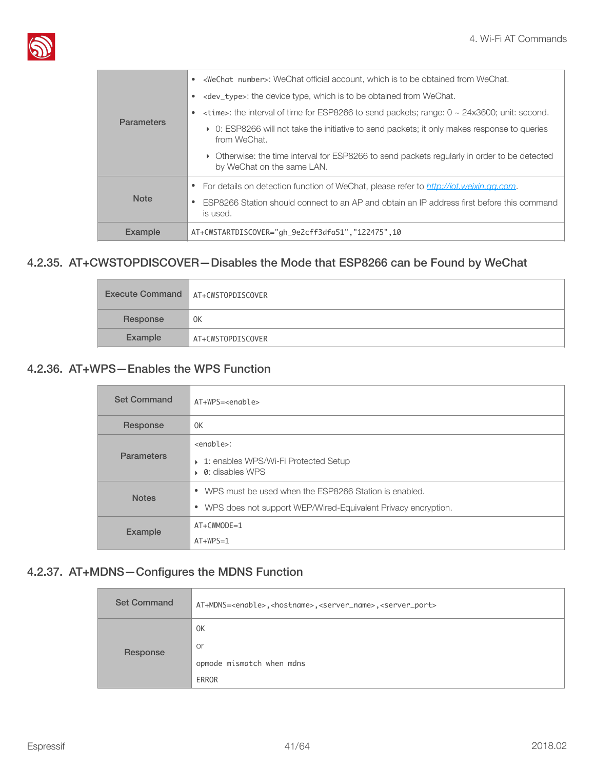| | |
|---|---|
| Parameters | • `<WeChat number>`: WeChat official account, which is to be obtained from WeChat.<br>• `<dev_type>`: the device type, which is to be obtained from WeChat.<br>• `<time>`: the interval of time for ESP8266 to send packets; range: 0 ~ 24x3600; unit: second.<br>‣ 0: ESP8266 will not take the initiative to send packets; it only makes response to queries from WeChat.<br>‣ Otherwise: the time interval for ESP8266 to send packets regularly in order to be detected by WeChat on the same LAN. |
| Note | • For details on detection function of WeChat, please refer to http://iot.weixin.qq.com.<br>• ESP8266 Station should connect to an AP and obtain an IP address first before this command is used. |
| Example | `AT+CWSTARTDISCOVER="gh_9e2cff3dfa51","122475",10` |

### 4.2.35. AT+CWSTOPDISCOVER—Disables the Mode that ESP8266 can be Found by WeChat

| | |
|---|---|
| Execute Command | `AT+CWSTOPDISCOVER` |
| Response | `OK` |
| Example | `AT+CWSTOPDISCOVER` |

### 4.2.36. AT+WPS—Enables the WPS Function

| | |
|---|---|
| Set Command | `AT+WPS=<enable>` |
| Response | `OK` |
| Parameters | `<enable>`:<br>‣ 1: enables WPS/Wi-Fi Protected Setup<br>‣ 0: disables WPS |
| Notes | • WPS must be used when the ESP8266 Station is enabled.<br>• WPS does not support WEP/Wired-Equivalent Privacy encryption. |
| Example | `AT+CWMODE=1`<br>`AT+WPS=1` |

### 4.2.37. AT+MDNS—Configures the MDNS Function

| | |
|---|---|
| Set Command | `AT+MDNS=<enable>,<hostname>,<server_name>,<server_port>` |
| Response | `OK`<br>or<br>`opmode mismatch when mdns`<br>`ERROR` |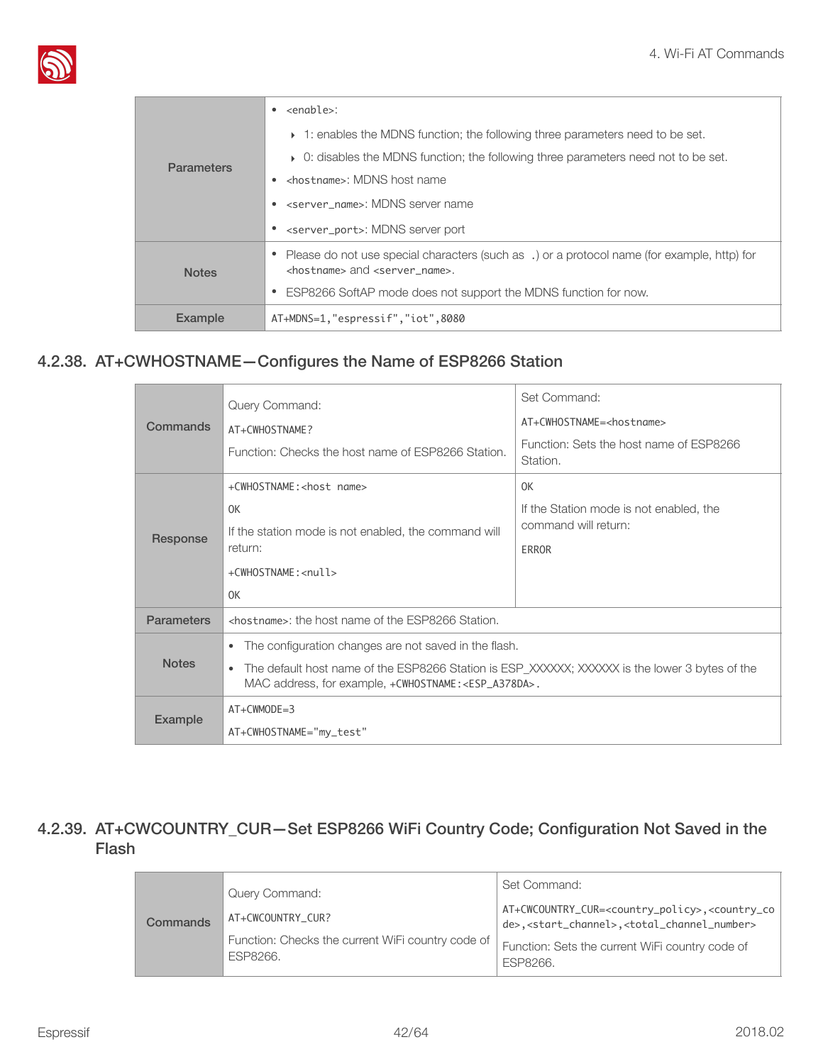| | |
|---|---|
| Parameters | • `<enable>`:<br>‣ 1: enables the MDNS function; the following three parameters need to be set.<br>‣ 0: disables the MDNS function; the following three parameters need not to be set.<br>• `<hostname>`: MDNS host name<br>• `<server_name>`: MDNS server name<br>• `<server_port>`: MDNS server port |
| Notes | • Please do not use special characters (such as .) or a protocol name (for example, http) for `<hostname>` and `<server_name>`.<br>• ESP8266 SoftAP mode does not support the MDNS function for now. |
| Example | `AT+MDNS=1,"espressif","iot",8080` |

## 4.2.38. AT+CWHOSTNAME—Configures the Name of ESP8266 Station

| | | |
|---|---|---|
| Commands | Query Command:<br>`AT+CWHOSTNAME?`<br>Function: Checks the host name of ESP8266 Station. | Set Command:<br>`AT+CWHOSTNAME=<hostname>`<br>Function: Sets the host name of ESP8266 Station. |
| Response | `+CWHOSTNAME:<host name>`<br>`OK`<br>If the station mode is not enabled, the command will return:<br>`+CWHOSTNAME:<null>`<br>`OK` | `OK`<br>If the Station mode is not enabled, the command will return:<br>`ERROR` |
| Parameters | `<hostname>`: the host name of the ESP8266 Station. | |
| Notes | • The configuration changes are not saved in the flash.<br>• The default host name of the ESP8266 Station is ESP_XXXXXX; XXXXXX is the lower 3 bytes of the MAC address, for example, `+CWHOSTNAME:<ESP_A378DA>`. | |
| Example | `AT+CWMODE=3`<br>`AT+CWHOSTNAME="my_test"` | |

## 4.2.39. AT+CWCOUNTRY_CUR—Set ESP8266 WiFi Country Code; Configuration Not Saved in the Flash

| | | |
|---|---|---|
| Commands | Query Command:<br>`AT+CWCOUNTRY_CUR?`<br>Function: Checks the current WiFi country code of ESP8266. | Set Command:<br>`AT+CWCOUNTRY_CUR=<country_policy>,<country_code>,<start_channel>,<total_channel_number>`<br>Function: Sets the current WiFi country code of ESP8266. |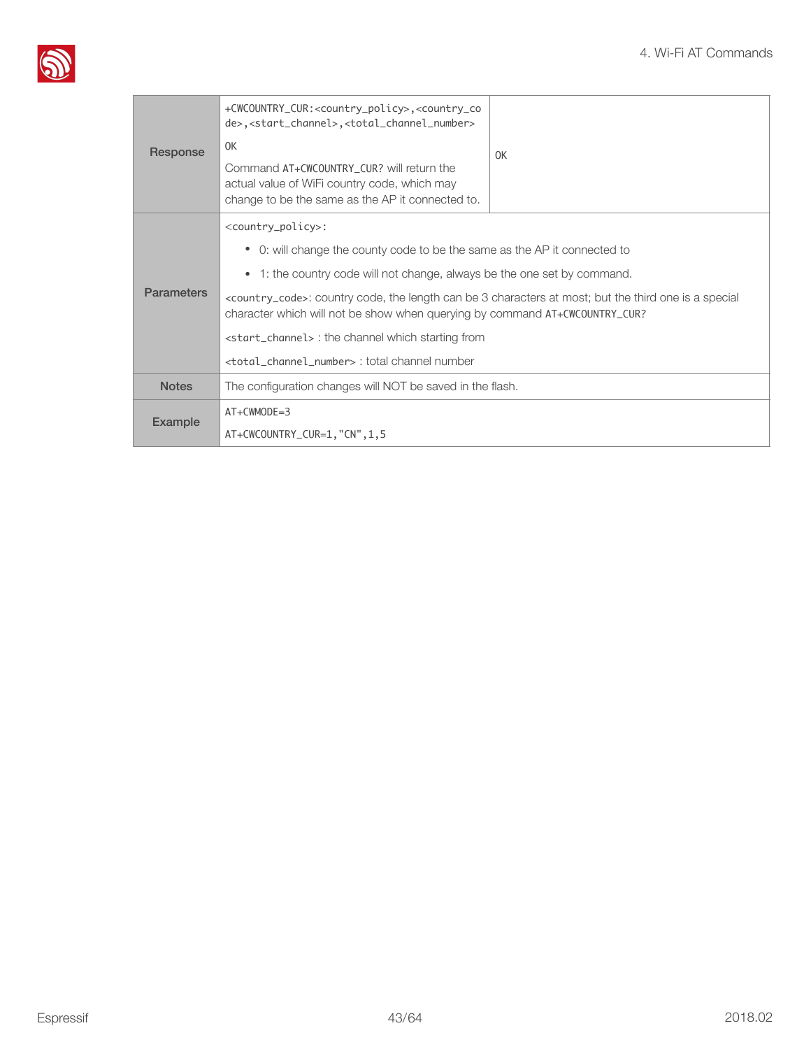| | | |
|---|---|---|
| **Response** | +CWCOUNTRY_CUR:<country_policy>,<country_code>,<start_channel>,<total_channel_number><br><br>OK<br><br>Command AT+CWCOUNTRY_CUR? will return the actual value of WiFi country code, which may change to be the same as the AP it connected to. | OK |
| **Parameters** | <country_policy>:<br>• 0: will change the county code to be the same as the AP it connected to<br>• 1: the country code will not change, always be the one set by command.<br><br><country_code>: country code, the length can be 3 characters at most; but the third one is a special character which will not be show when querying by command AT+CWCOUNTRY_CUR?<br><br><start_channel> : the channel which starting from<br><br><total_channel_number> : total channel number | |
| **Notes** | The configuration changes will NOT be saved in the flash. | |
| **Example** | AT+CWMODE=3<br><br>AT+CWCOUNTRY_CUR=1,"CN",1,5 | |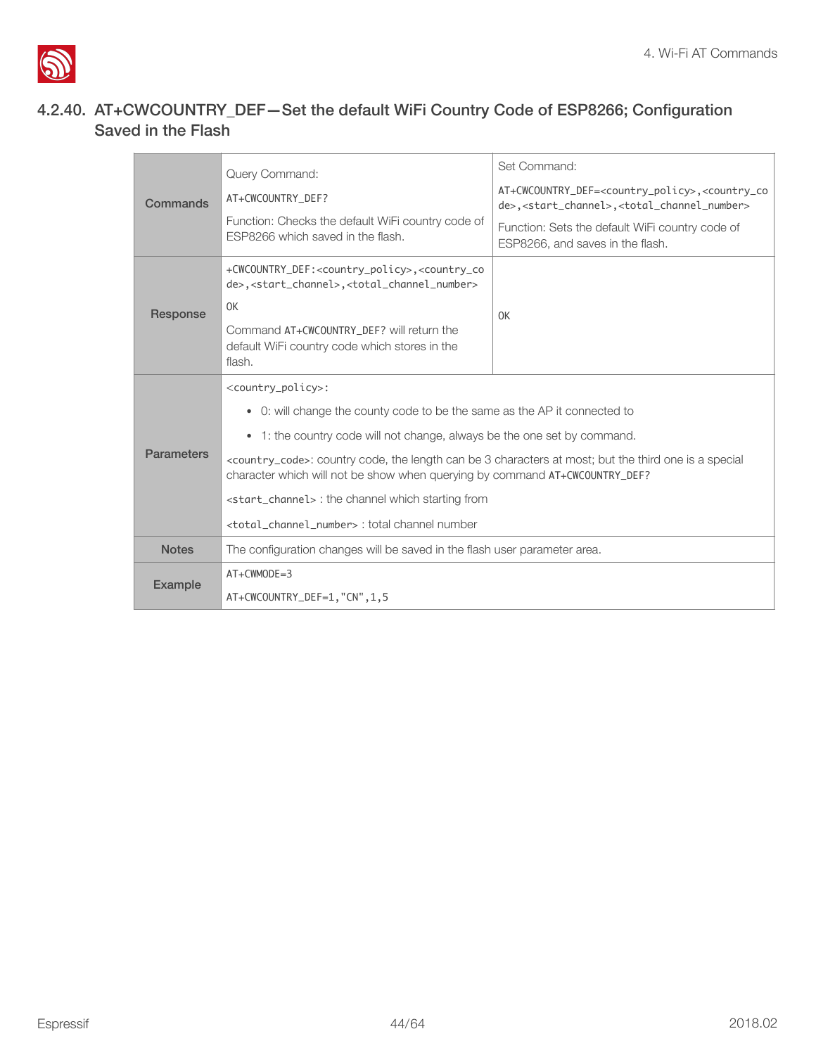### 4.2.40. AT+CWCOUNTRY_DEF—Set the default WiFi Country Code of ESP8266; Configuration Saved in the Flash

| | | |
|---|---|---|
| **Commands** | Query Command:<br>AT+CWCOUNTRY_DEF?<br>Function: Checks the default WiFi country code of ESP8266 which saved in the flash. | Set Command:<br>AT+CWCOUNTRY_DEF=<country_policy>,<country_code>,<start_channel>,<total_channel_number><br>Function: Sets the default WiFi country code of ESP8266, and saves in the flash. |
| **Response** | +CWCOUNTRY_DEF:<country_policy>,<country_code>,<start_channel>,<total_channel_number><br>OK<br>Command AT+CWCOUNTRY_DEF? will return the default WiFi country code which stores in the flash. | OK |
| **Parameters** | <country_policy>:<br>• 0: will change the county code to be the same as the AP it connected to<br>• 1: the country code will not change, always be the one set by command.<br><country_code>: country code, the length can be 3 characters at most; but the third one is a special character which will not be show when querying by command AT+CWCOUNTRY_DEF?<br><start_channel> : the channel which starting from<br><total_channel_number> : total channel number | |
| **Notes** | The configuration changes will be saved in the flash user parameter area. | |
| **Example** | AT+CWMODE=3<br>AT+CWCOUNTRY_DEF=1,"CN",1,5 | |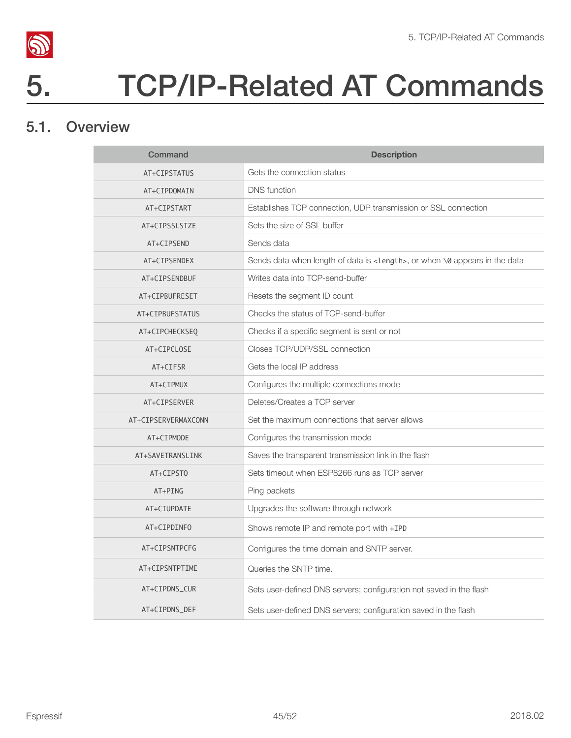# 5. TCP/IP-Related AT Commands

## 5.1. Overview

| Command | Description |
|---|---|
| AT+CIPSTATUS | Gets the connection status |
| AT+CIPDOMAIN | DNS function |
| AT+CIPSTART | Establishes TCP connection, UDP transmission or SSL connection |
| AT+CIPSSLSIZE | Sets the size of SSL buffer |
| AT+CIPSEND | Sends data |
| AT+CIPSENDEX | Sends data when length of data is `<length>`, or when `\0` appears in the data |
| AT+CIPSENDBUF | Writes data into TCP-send-buffer |
| AT+CIPBUFRESET | Resets the segment ID count |
| AT+CIPBUFSTATUS | Checks the status of TCP-send-buffer |
| AT+CIPCHECKSEQ | Checks if a specific segment is sent or not |
| AT+CIPCLOSE | Closes TCP/UDP/SSL connection |
| AT+CIFSR | Gets the local IP address |
| AT+CIPMUX | Configures the multiple connections mode |
| AT+CIPSERVER | Deletes/Creates a TCP server |
| AT+CIPSERVERMAXCONN | Set the maximum connections that server allows |
| AT+CIPMODE | Configures the transmission mode |
| AT+SAVETRANSLINK | Saves the transparent transmission link in the flash |
| AT+CIPSTO | Sets timeout when ESP8266 runs as TCP server |
| AT+PING | Ping packets |
| AT+CIUPDATE | Upgrades the software through network |
| AT+CIPDINFO | Shows remote IP and remote port with `+IPD` |
| AT+CIPSNTPCFG | Configures the time domain and SNTP server. |
| AT+CIPSNTPTIME | Queries the SNTP time. |
| AT+CIPDNS_CUR | Sets user-defined DNS servers; configuration not saved in the flash |
| AT+CIPDNS_DEF | Sets user-defined DNS servers; configuration saved in the flash |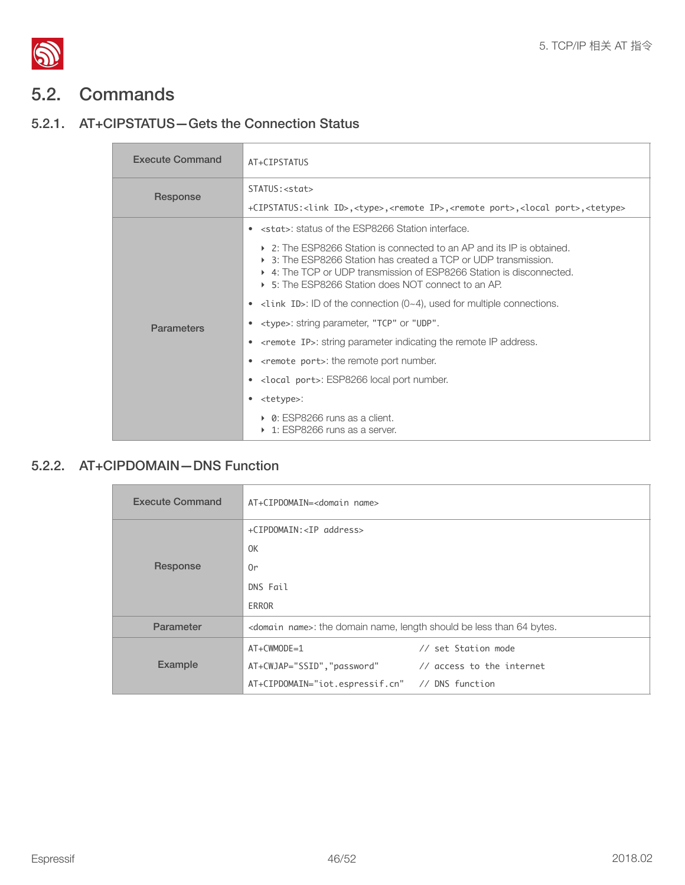## 5.2. Commands

### 5.2.1. AT+CIPSTATUS—Gets the Connection Status

| | |
|---|---|
| Execute Command | AT+CIPSTATUS |
| Response | STATUS:<stat><br>+CIPSTATUS:<link ID>,<type>,<remote IP>,<remote port>,<local port>,<tetype> |
| Parameters | • <stat>: status of the ESP8266 Station interface.<br>‣ 2: The ESP8266 Station is connected to an AP and its IP is obtained.<br>‣ 3: The ESP8266 Station has created a TCP or UDP transmission.<br>‣ 4: The TCP or UDP transmission of ESP8266 Station is disconnected.<br>‣ 5: The ESP8266 Station does NOT connect to an AP.<br>• <link ID>: ID of the connection (0~4), used for multiple connections.<br>• <type>: string parameter, "TCP" or "UDP".<br>• <remote IP>: string parameter indicating the remote IP address.<br>• <remote port>: the remote port number.<br>• <local port>: ESP8266 local port number.<br>• <tetype>:<br>‣ 0: ESP8266 runs as a client.<br>‣ 1: ESP8266 runs as a server. |

### 5.2.2. AT+CIPDOMAIN—DNS Function

| | |
|---|---|
| Execute Command | AT+CIPDOMAIN=<domain name> |
| Response | +CIPDOMAIN:<IP address><br>OK<br>Or<br>DNS Fail<br>ERROR |
| Parameter | <domain name>: the domain name, length should be less than 64 bytes. |
| Example | AT+CWMODE=1 // set Station mode<br>AT+CWJAP="SSID","password" // access to the internet<br>AT+CIPDOMAIN="iot.espressif.cn" // DNS function |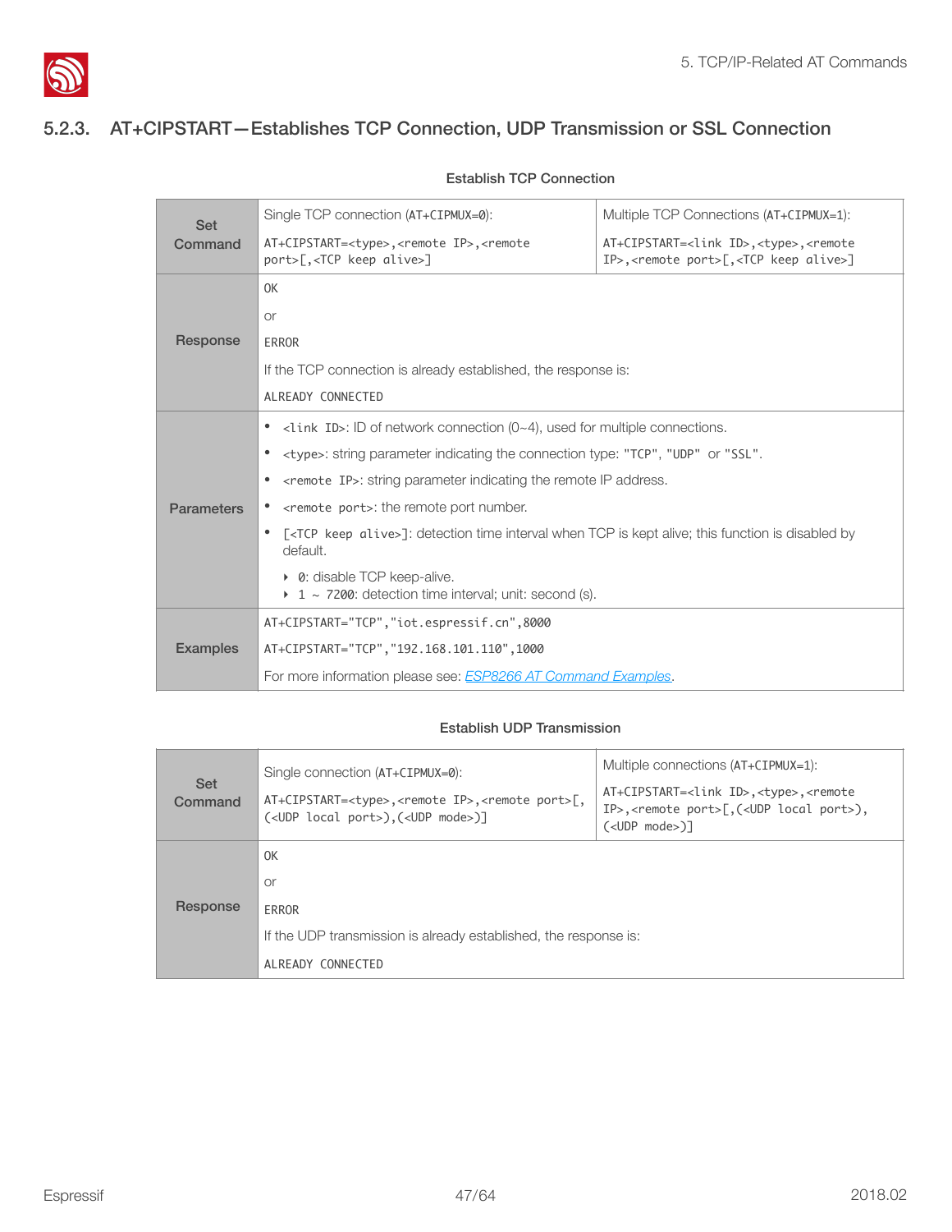### 5.2.3. AT+CIPSTART—Establishes TCP Connection, UDP Transmission or SSL Connection

**Establish TCP Connection**

| | | |
|---|---|---|
| **Set Command** | Single TCP connection (`AT+CIPMUX=0`):<br>`AT+CIPSTART=<type>,<remote IP>,<remote port>[,<TCP keep alive>]` | Multiple TCP Connections (`AT+CIPMUX=1`):<br>`AT+CIPSTART=<link ID>,<type>,<remote IP>,<remote port>[,<TCP keep alive>]` |
| **Response** | `OK`<br>or<br>`ERROR`<br>If the TCP connection is already established, the response is:<br>`ALREADY CONNECTED` | |
| **Parameters** | • `<link ID>`: ID of network connection (0~4), used for multiple connections.<br>• `<type>`: string parameter indicating the connection type: `"TCP"`, `"UDP"` or `"SSL"`.<br>• `<remote IP>`: string parameter indicating the remote IP address.<br>• `<remote port>`: the remote port number.<br>• `[<TCP keep alive>]`: detection time interval when TCP is kept alive; this function is disabled by default.<br>‣ `0`: disable TCP keep-alive.<br>‣ `1 ~ 7200`: detection time interval; unit: second (s). | |
| **Examples** | `AT+CIPSTART="TCP","iot.espressif.cn",8000`<br>`AT+CIPSTART="TCP","192.168.101.110",1000`<br>For more information please see: *ESP8266 AT Command Examples*. | |

**Establish UDP Transmission**

| | | |
|---|---|---|
| **Set Command** | Single connection (`AT+CIPMUX=0`):<br>`AT+CIPSTART=<type>,<remote IP>,<remote port>[,(<UDP local port>),(<UDP mode>)]` | Multiple connections (`AT+CIPMUX=1`):<br>`AT+CIPSTART=<link ID>,<type>,<remote IP>,<remote port>[,(<UDP local port>),(<UDP mode>)]` |
| **Response** | `OK`<br>or<br>`ERROR`<br>If the UDP transmission is already established, the response is:<br>`ALREADY CONNECTED` | |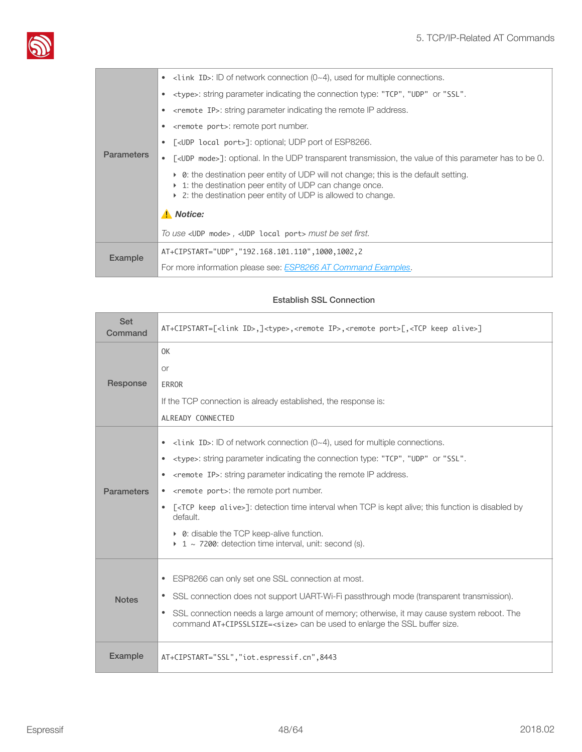| | |
|---|---|
| Parameters | • `<link ID>`: ID of network connection (0~4), used for multiple connections.<br>• `<type>`: string parameter indicating the connection type: `"TCP"`, `"UDP"` or `"SSL"`.<br>• `<remote IP>`: string parameter indicating the remote IP address.<br>• `<remote port>`: remote port number.<br>• `[<UDP local port>]`: optional; UDP port of ESP8266.<br>• `[<UDP mode>]`: optional. In the UDP transparent transmission, the value of this parameter has to be 0.<br>‣ `0`: the destination peer entity of UDP will not change; this is the default setting.<br>‣ `1`: the destination peer entity of UDP can change once.<br>‣ `2`: the destination peer entity of UDP is allowed to change.<br>⚠ ***Notice:***<br>*To use* `<UDP mode>` *,* `<UDP local port>` *must be set first.* |
| Example | `AT+CIPSTART="UDP","192.168.101.110",1000,1002,2`<br>For more information please see: *ESP8266 AT Command Examples*. |

**Establish SSL Connection**

| | |
|---|---|
| Set Command | `AT+CIPSTART=[<link ID>,]<type>,<remote IP>,<remote port>[,<TCP keep alive>]` |
| Response | `OK`<br>or<br>`ERROR`<br>If the TCP connection is already established, the response is:<br>`ALREADY CONNECTED` |
| Parameters | • `<link ID>`: ID of network connection (0~4), used for multiple connections.<br>• `<type>`: string parameter indicating the connection type: `"TCP"`, `"UDP"` or `"SSL"`.<br>• `<remote IP>`: string parameter indicating the remote IP address.<br>• `<remote port>`: the remote port number.<br>• `[<TCP keep alive>]`: detection time interval when TCP is kept alive; this function is disabled by default.<br>‣ `0`: disable the TCP keep-alive function.<br>‣ `1 ~ 7200`: detection time interval, unit: second (s). |
| Notes | • ESP8266 can only set one SSL connection at most.<br>• SSL connection does not support UART-Wi-Fi passthrough mode (transparent transmission).<br>• SSL connection needs a large amount of memory; otherwise, it may cause system reboot. The command `AT+CIPSSLSIZE=<size>` can be used to enlarge the SSL buffer size. |
| Example | `AT+CIPSTART="SSL","iot.espressif.cn",8443` |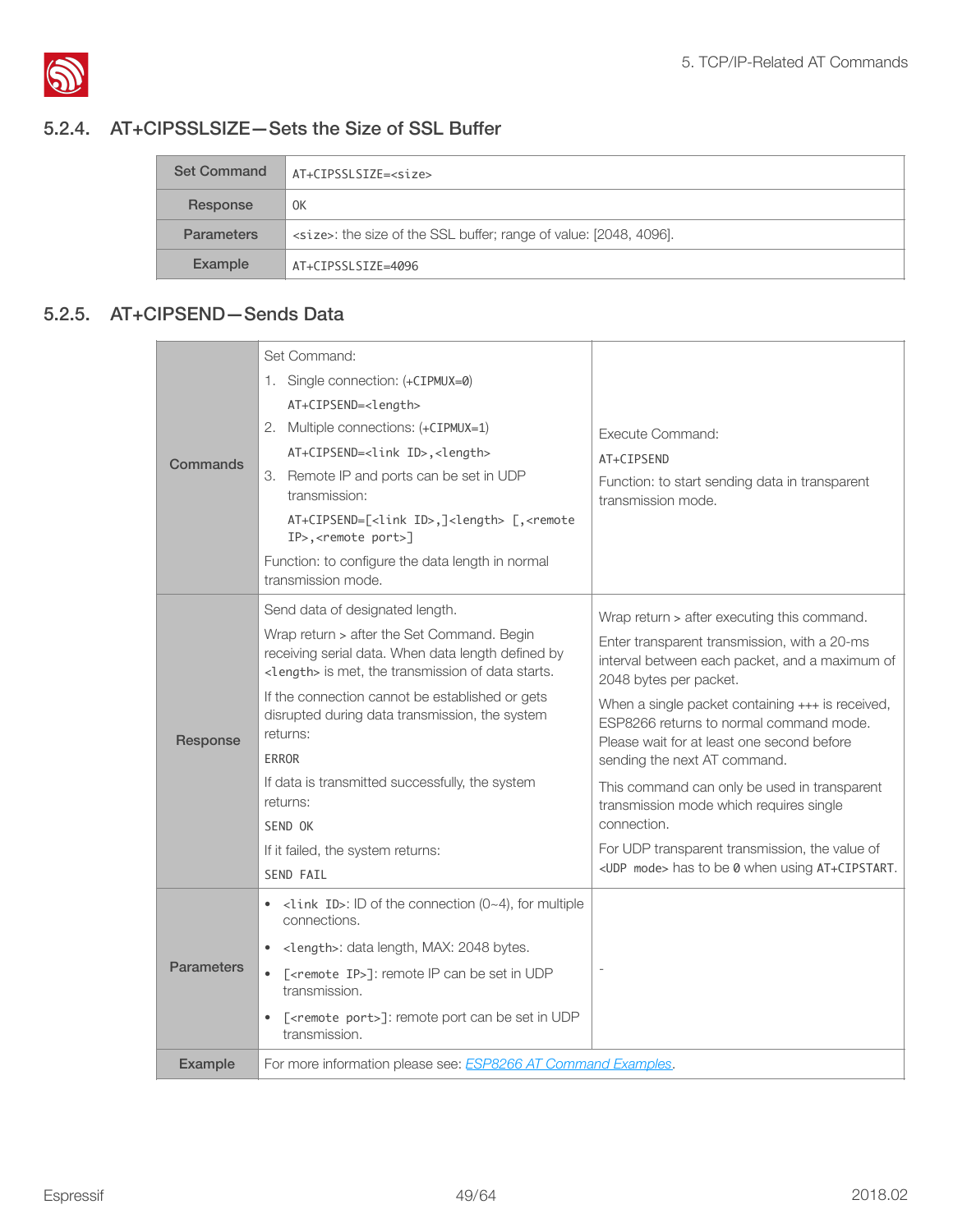### 5.2.4. AT+CIPSSLSIZE—Sets the Size of SSL Buffer

| Set Command | `AT+CIPSSLSIZE=<size>` |
|---|---|
| Response | `OK` |
| Parameters | `<size>`: the size of the SSL buffer; range of value: [2048, 4096]. |
| Example | `AT+CIPSSLSIZE=4096` |

### 5.2.5. AT+CIPSEND—Sends Data

| | | |
|---|---|---|
| Commands | Set Command:<br>1. Single connection: (`+CIPMUX=0`)<br>`AT+CIPSEND=<length>`<br>2. Multiple connections: (`+CIPMUX=1`)<br>`AT+CIPSEND=<link ID>,<length>`<br>3. Remote IP and ports can be set in UDP transmission:<br>`AT+CIPSEND=[<link ID>,]<length> [,<remote IP>,<remote port>]`<br>Function: to configure the data length in normal transmission mode. | Execute Command:<br>`AT+CIPSEND`<br>Function: to start sending data in transparent transmission mode. |
| Response | Send data of designated length.<br>Wrap return `>` after the Set Command. Begin receiving serial data. When data length defined by `<length>` is met, the transmission of data starts.<br>If the connection cannot be established or gets disrupted during data transmission, the system returns:<br>`ERROR`<br>If data is transmitted successfully, the system returns:<br>`SEND OK`<br>If it failed, the system returns:<br>`SEND FAIL` | Wrap return `>` after executing this command.<br>Enter transparent transmission, with a 20-ms interval between each packet, and a maximum of 2048 bytes per packet.<br>When a single packet containing `+++` is received, ESP8266 returns to normal command mode. Please wait for at least one second before sending the next AT command.<br>This command can only be used in transparent transmission mode which requires single connection.<br>For UDP transparent transmission, the value of `<UDP mode>` has to be `0` when using `AT+CIPSTART`. |
| Parameters | • `<link ID>`: ID of the connection (0~4), for multiple connections.<br>• `<length>`: data length, MAX: 2048 bytes.<br>• `[<remote IP>]`: remote IP can be set in UDP transmission.<br>• `[<remote port>]`: remote port can be set in UDP transmission. | - |
| Example | For more information please see: *ESP8266 AT Command Examples*. | |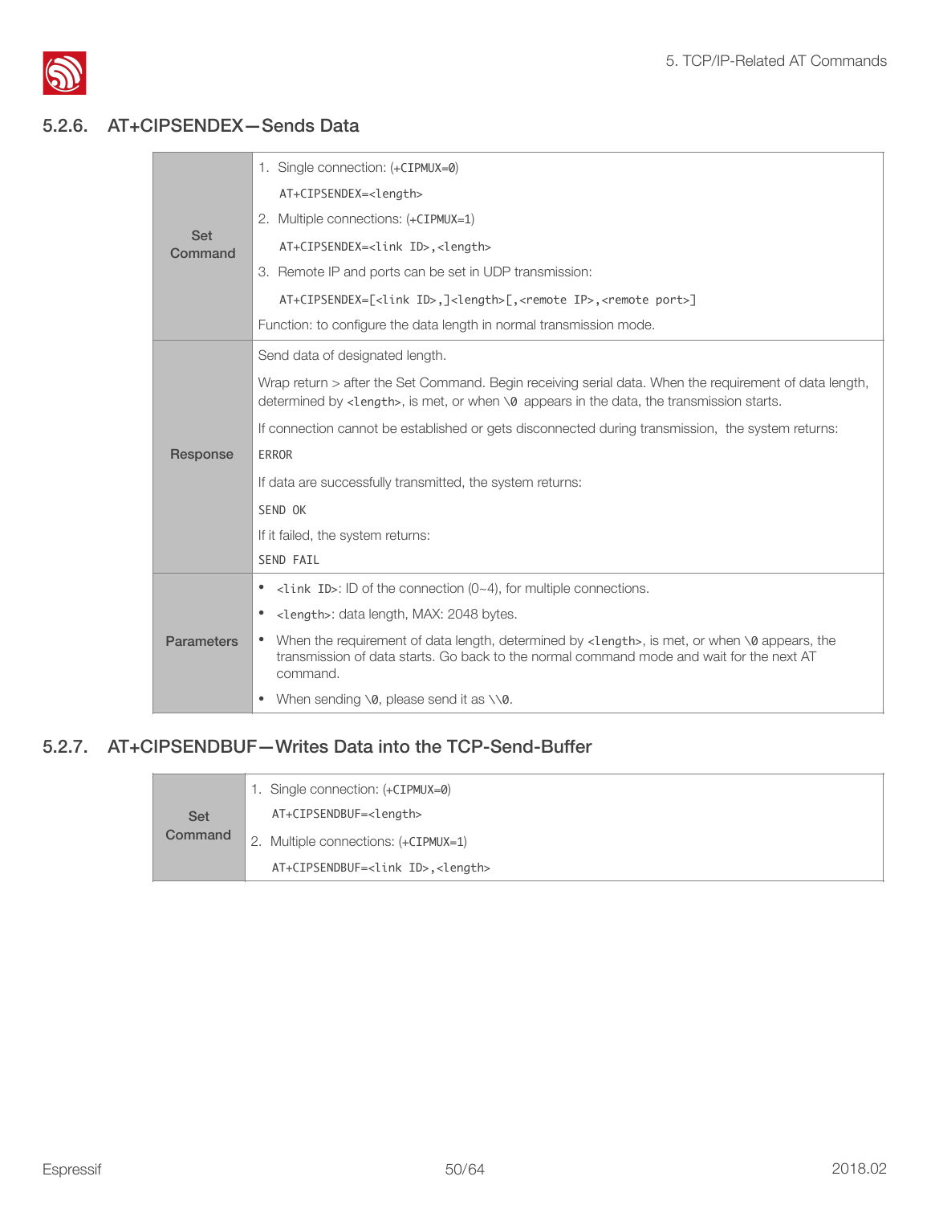### 5.2.6. AT+CIPSENDEX—Sends Data

| | |
|---|---|
| **Set Command** | 1. Single connection: (+CIPMUX=0)<br>`AT+CIPSENDEX=<length>`<br>2. Multiple connections: (+CIPMUX=1)<br>`AT+CIPSENDEX=<link ID>,<length>`<br>3. Remote IP and ports can be set in UDP transmission:<br>`AT+CIPSENDEX=[<link ID>,]<length>[,<remote IP>,<remote port>]`<br>Function: to configure the data length in normal transmission mode. |
| **Response** | Send data of designated length.<br>Wrap return > after the Set Command. Begin receiving serial data. When the requirement of data length, determined by `<length>`, is met, or when `\0` appears in the data, the transmission starts.<br>If connection cannot be established or gets disconnected during transmission, the system returns:<br>`ERROR`<br>If data are successfully transmitted, the system returns:<br>`SEND OK`<br>If it failed, the system returns:<br>`SEND FAIL` |
| **Parameters** | • `<link ID>`: ID of the connection (0~4), for multiple connections.<br>• `<length>`: data length, MAX: 2048 bytes.<br>• When the requirement of data length, determined by `<length>`, is met, or when `\0` appears, the transmission of data starts. Go back to the normal command mode and wait for the next AT command.<br>• When sending `\0`, please send it as `\\0`. |

### 5.2.7. AT+CIPSENDBUF—Writes Data into the TCP-Send-Buffer

| | |
|---|---|
| **Set Command** | 1. Single connection: (+CIPMUX=0)<br>`AT+CIPSENDBUF=<length>`<br>2. Multiple connections: (+CIPMUX=1)<br>`AT+CIPSENDBUF=<link ID>,<length>` |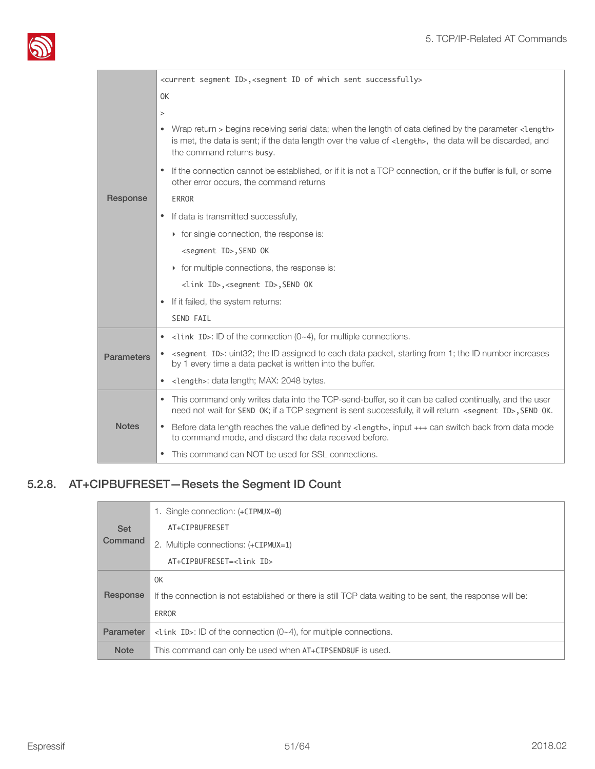| | |
|---|---|
| Response | `<current segment ID>,<segment ID of which sent successfully>`<br>`OK`<br>`>`<br>• Wrap return > begins receiving serial data; when the length of data defined by the parameter `<length>` is met, the data is sent; if the data length over the value of `<length>`, the data will be discarded, and the command returns `busy`.<br>• If the connection cannot be established, or if it is not a TCP connection, or if the buffer is full, or some other error occurs, the command returns<br>`ERROR`<br>• If data is transmitted successfully,<br>‣ for single connection, the response is:<br>`<segment ID>,SEND OK`<br>‣ for multiple connections, the response is:<br>`<link ID>,<segment ID>,SEND OK`<br>• If it failed, the system returns:<br>`SEND FAIL` |
| Parameters | • `<link ID>`: ID of the connection (0~4), for multiple connections.<br>• `<segment ID>`: uint32; the ID assigned to each data packet, starting from 1; the ID number increases by 1 every time a data packet is written into the buffer.<br>• `<length>`: data length; MAX: 2048 bytes. |
| Notes | • This command only writes data into the TCP-send-buffer, so it can be called continually, and the user need not wait for `SEND OK`; if a TCP segment is sent successfully, it will return `<segment ID>,SEND OK`.<br>• Before data length reaches the value defined by `<length>`, input `+++` can switch back from data mode to command mode, and discard the data received before.<br>• This command can NOT be used for SSL connections. |

### 5.2.8. AT+CIPBUFRESET—Resets the Segment ID Count

| | |
|---|---|
| Set Command | 1. Single connection: (`+CIPMUX=0`)<br>`AT+CIPBUFRESET`<br>2. Multiple connections: (`+CIPMUX=1`)<br>`AT+CIPBUFRESET=<link ID>` |
| Response | `OK`<br>If the connection is not established or there is still TCP data waiting to be sent, the response will be:<br>`ERROR` |
| Parameter | `<link ID>`: ID of the connection (0~4), for multiple connections. |
| Note | This command can only be used when `AT+CIPSENDBUF` is used. |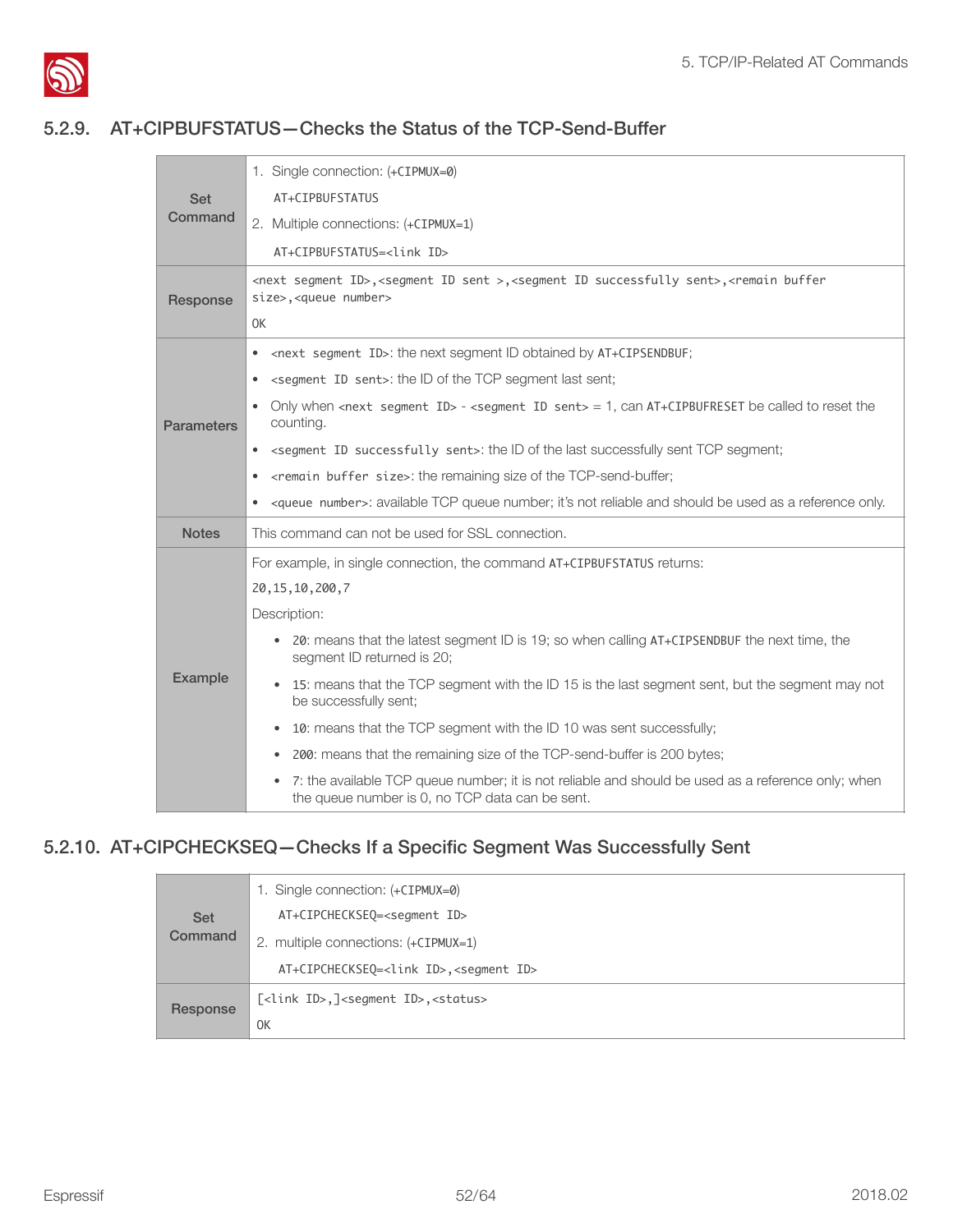### 5.2.9. AT+CIPBUFSTATUS—Checks the Status of the TCP-Send-Buffer

| | |
|---|---|
| Set Command | 1. Single connection: (+CIPMUX=0)<br>`AT+CIPBUFSTATUS`<br>2. Multiple connections: (+CIPMUX=1)<br>`AT+CIPBUFSTATUS=<link ID>` |
| Response | `<next segment ID>,<segment ID sent >,<segment ID successfully sent>,<remain buffer size>,<queue number>`<br>`OK` |
| Parameters | • `<next segment ID>`: the next segment ID obtained by `AT+CIPSENDBUF`;<br>• `<segment ID sent>`: the ID of the TCP segment last sent;<br>• Only when `<next segment ID>` - `<segment ID sent>` = 1, can `AT+CIPBUFRESET` be called to reset the counting.<br>• `<segment ID successfully sent>`: the ID of the last successfully sent TCP segment;<br>• `<remain buffer size>`: the remaining size of the TCP-send-buffer;<br>• `<queue number>`: available TCP queue number; it's not reliable and should be used as a reference only. |
| Notes | This command can not be used for SSL connection. |
| Example | For example, in single connection, the command `AT+CIPBUFSTATUS` returns:<br>`20,15,10,200,7`<br>Description:<br>• `20`: means that the latest segment ID is 19; so when calling `AT+CIPSENDBUF` the next time, the segment ID returned is 20;<br>• `15`: means that the TCP segment with the ID 15 is the last segment sent, but the segment may not be successfully sent;<br>• `10`: means that the TCP segment with the ID 10 was sent successfully;<br>• `200`: means that the remaining size of the TCP-send-buffer is 200 bytes;<br>• `7`: the available TCP queue number; it is not reliable and should be used as a reference only; when the queue number is 0, no TCP data can be sent. |

### 5.2.10. AT+CIPCHECKSEQ—Checks If a Specific Segment Was Successfully Sent

| | |
|---|---|
| Set Command | 1. Single connection: (+CIPMUX=0)<br>`AT+CIPCHECKSEQ=<segment ID>`<br>2. multiple connections: (+CIPMUX=1)<br>`AT+CIPCHECKSEQ=<link ID>,<segment ID>` |
| Response | `[<link ID>,]<segment ID>,<status>`<br>`OK` |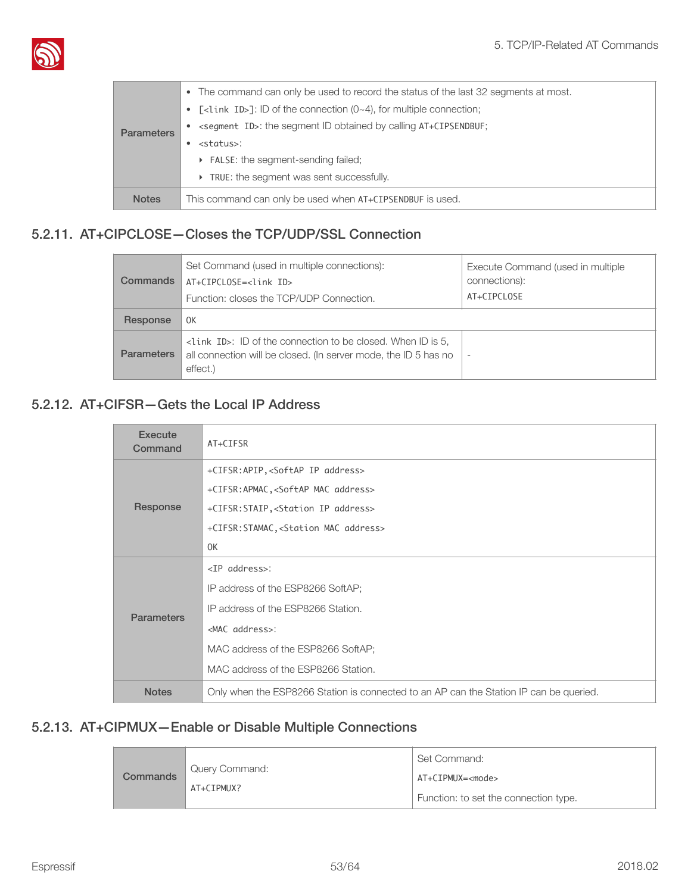| Parameters | • The command can only be used to record the status of the last 32 segments at most.<br>• [<link ID>]: ID of the connection (0~4), for multiple connection;<br>• <segment ID>: the segment ID obtained by calling AT+CIPSENDBUF;<br>• <status>:<br>‣ FALSE: the segment-sending failed;<br>‣ TRUE: the segment was sent successfully. |
|---|---|
| Notes | This command can only be used when AT+CIPSENDBUF is used. |

### 5.2.11. AT+CIPCLOSE—Closes the TCP/UDP/SSL Connection

| Commands | Set Command (used in multiple connections):<br>AT+CIPCLOSE=<link ID><br>Function: closes the TCP/UDP Connection. | Execute Command (used in multiple connections):<br>AT+CIPCLOSE |
|---|---|---|
| Response | OK | |
| Parameters | <link ID>: ID of the connection to be closed. When ID is 5, all connection will be closed. (In server mode, the ID 5 has no effect.) | - |

### 5.2.12. AT+CIFSR—Gets the Local IP Address

| Execute Command | AT+CIFSR |
|---|---|
| Response | +CIFSR:APIP,<SoftAP IP address><br>+CIFSR:APMAC,<SoftAP MAC address><br>+CIFSR:STAIP,<Station IP address><br>+CIFSR:STAMAC,<Station MAC address><br>OK |
| Parameters | <IP address>:<br>IP address of the ESP8266 SoftAP;<br>IP address of the ESP8266 Station.<br><MAC address>:<br>MAC address of the ESP8266 SoftAP;<br>MAC address of the ESP8266 Station. |
| Notes | Only when the ESP8266 Station is connected to an AP can the Station IP can be queried. |

### 5.2.13. AT+CIPMUX—Enable or Disable Multiple Connections

| Commands | Query Command:<br>AT+CIPMUX? | Set Command:<br>AT+CIPMUX=<mode><br>Function: to set the connection type. |
|---|---|---|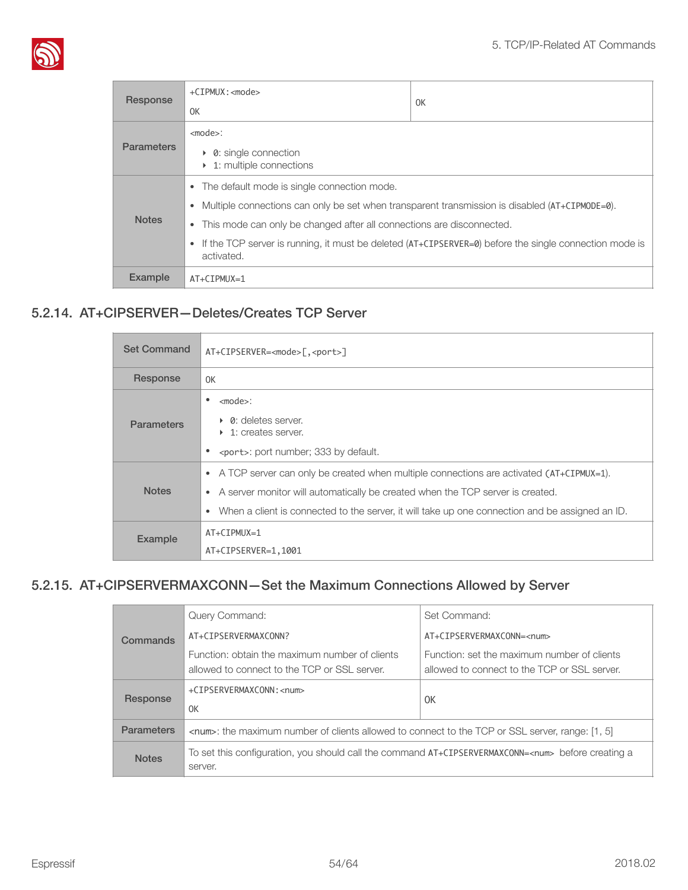| Response | +CIPMUX:<mode><br>OK | OK |
|---|---|---|
| Parameters | <mode>:<br>‣ 0: single connection<br>‣ 1: multiple connections | |
| Notes | • The default mode is single connection mode.<br>• Multiple connections can only be set when transparent transmission is disabled (AT+CIPMODE=0).<br>• This mode can only be changed after all connections are disconnected.<br>• If the TCP server is running, it must be deleted (AT+CIPSERVER=0) before the single connection mode is activated. | |
| Example | AT+CIPMUX=1 | |

### 5.2.14. AT+CIPSERVER—Deletes/Creates TCP Server

| Set Command | AT+CIPSERVER=<mode>[,<port>] |
|---|---|
| Response | OK |
| Parameters | • <mode>:<br>‣ 0: deletes server.<br>‣ 1: creates server.<br>• <port>: port number; 333 by default. |
| Notes | • A TCP server can only be created when multiple connections are activated (AT+CIPMUX=1).<br>• A server monitor will automatically be created when the TCP server is created.<br>• When a client is connected to the server, it will take up one connection and be assigned an ID. |
| Example | AT+CIPMUX=1<br>AT+CIPSERVER=1,1001 |

### 5.2.15. AT+CIPSERVERMAXCONN—Set the Maximum Connections Allowed by Server

| Commands | Query Command:<br>AT+CIPSERVERMAXCONN?<br>Function: obtain the maximum number of clients allowed to connect to the TCP or SSL server. | Set Command:<br>AT+CIPSERVERMAXCONN=<num><br>Function: set the maximum number of clients allowed to connect to the TCP or SSL server. |
|---|---|---|
| Response | +CIPSERVERMAXCONN:<num><br>OK | OK |
| Parameters | <num>: the maximum number of clients allowed to connect to the TCP or SSL server, range: [1, 5] | |
| Notes | To set this configuration, you should call the command AT+CIPSERVERMAXCONN=<num> before creating a server. | |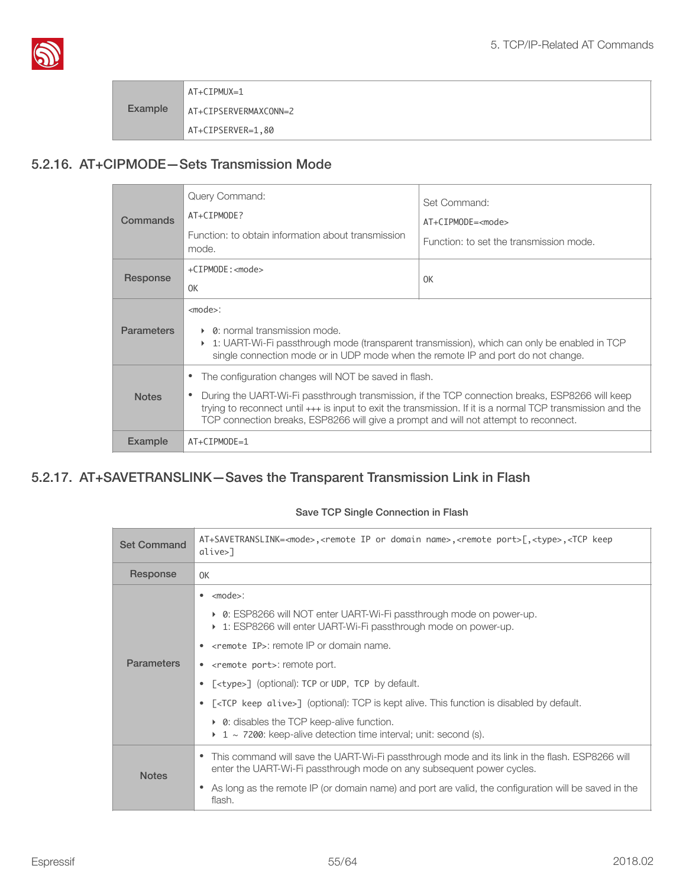| Example | AT+CIPMUX=1<br>AT+CIPSERVERMAXCONN=2<br>AT+CIPSERVER=1,80 |
|---|---|

### 5.2.16. AT+CIPMODE—Sets Transmission Mode

| Commands | Query Command:<br>AT+CIPMODE?<br>Function: to obtain information about transmission mode. | Set Command:<br>AT+CIPMODE=<mode><br>Function: to set the transmission mode. |
|---|---|---|
| Response | +CIPMODE:<mode><br>OK | OK |
| Parameters | <mode>:<br>‣ 0: normal transmission mode.<br>‣ 1: UART-Wi-Fi passthrough mode (transparent transmission), which can only be enabled in TCP single connection mode or in UDP mode when the remote IP and port do not change. | |
| Notes | • The configuration changes will NOT be saved in flash.<br>• During the UART-Wi-Fi passthrough transmission, if the TCP connection breaks, ESP8266 will keep trying to reconnect until +++ is input to exit the transmission. If it is a normal TCP transmission and the TCP connection breaks, ESP8266 will give a prompt and will not attempt to reconnect. | |
| Example | AT+CIPMODE=1 | |

### 5.2.17. AT+SAVETRANSLINK—Saves the Transparent Transmission Link in Flash

**Save TCP Single Connection in Flash**

| Set Command | AT+SAVETRANSLINK=<mode>,<remote IP or domain name>,<remote port>[,<type>,<TCP keep alive>] |
|---|---|
| Response | OK |
| Parameters | • <mode>:<br>‣ 0: ESP8266 will NOT enter UART-Wi-Fi passthrough mode on power-up.<br>‣ 1: ESP8266 will enter UART-Wi-Fi passthrough mode on power-up.<br>• <remote IP>: remote IP or domain name.<br>• <remote port>: remote port.<br>• [<type>] (optional): TCP or UDP, TCP by default.<br>• [<TCP keep alive>] (optional): TCP is kept alive. This function is disabled by default.<br>‣ 0: disables the TCP keep-alive function.<br>‣ 1 ~ 7200: keep-alive detection time interval; unit: second (s). |
| Notes | • This command will save the UART-Wi-Fi passthrough mode and its link in the flash. ESP8266 will enter the UART-Wi-Fi passthrough mode on any subsequent power cycles.<br>• As long as the remote IP (or domain name) and port are valid, the configuration will be saved in the flash. |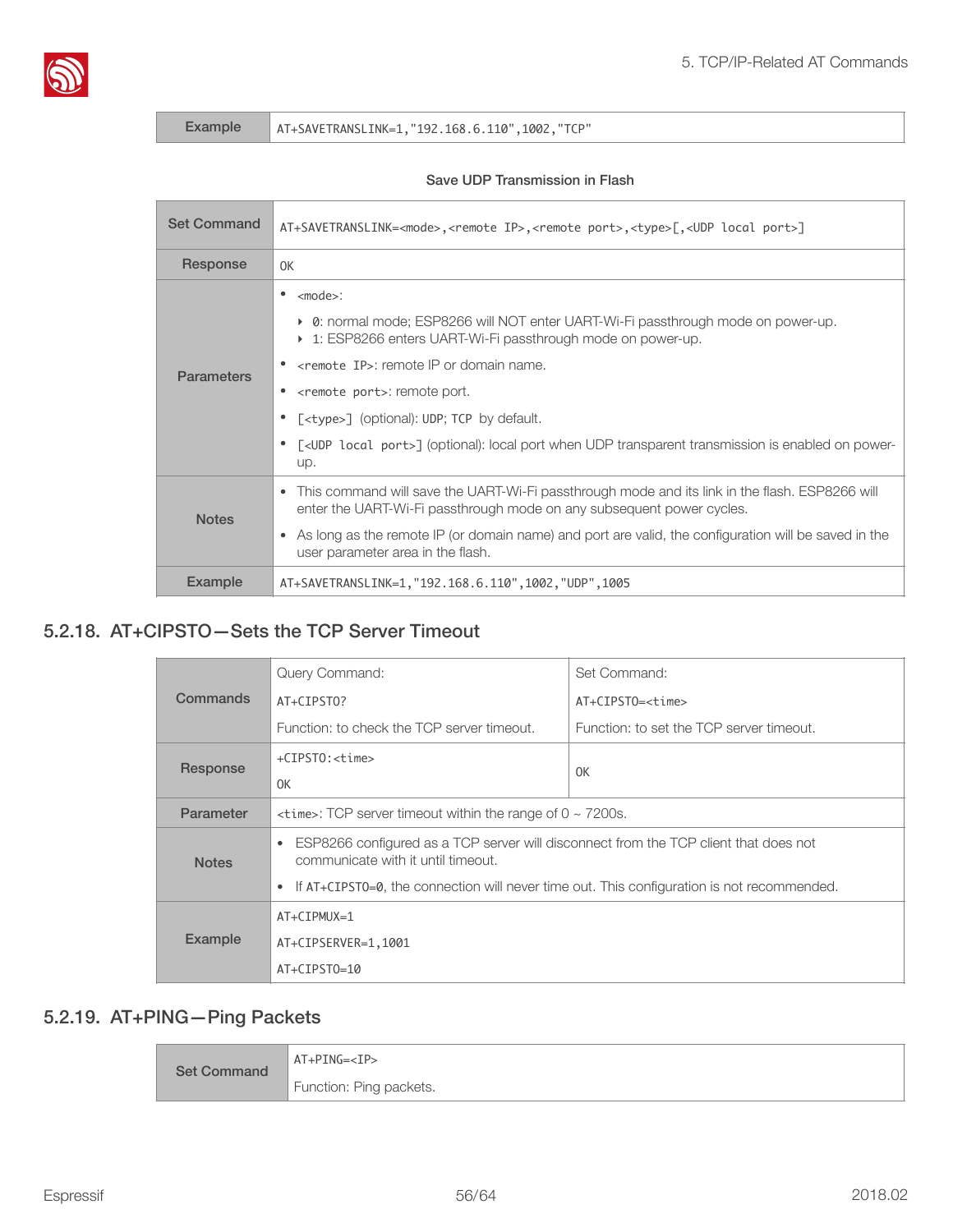| Example | AT+SAVETRANSLINK=1,"192.168.6.110",1002,"TCP" |
|---|---|

**Save UDP Transmission in Flash**

| | |
|---|---|
| Set Command | AT+SAVETRANSLINK=<mode>,<remote IP>,<remote port>,<type>[,<UDP local port>] |
| Response | OK |
| Parameters | • <mode>:<br>  ‣ 0: normal mode; ESP8266 will NOT enter UART-Wi-Fi passthrough mode on power-up.<br>  ‣ 1: ESP8266 enters UART-Wi-Fi passthrough mode on power-up.<br>• <remote IP>: remote IP or domain name.<br>• <remote port>: remote port.<br>• [<type>] (optional): UDP; TCP by default.<br>• [<UDP local port>] (optional): local port when UDP transparent transmission is enabled on power-up. |
| Notes | • This command will save the UART-Wi-Fi passthrough mode and its link in the flash. ESP8266 will enter the UART-Wi-Fi passthrough mode on any subsequent power cycles.<br>• As long as the remote IP (or domain name) and port are valid, the configuration will be saved in the user parameter area in the flash. |
| Example | AT+SAVETRANSLINK=1,"192.168.6.110",1002,"UDP",1005 |

## 5.2.18. AT+CIPSTO—Sets the TCP Server Timeout

| Commands | Query Command:<br>AT+CIPSTO?<br>Function: to check the TCP server timeout. | Set Command:<br>AT+CIPSTO=<time><br>Function: to set the TCP server timeout. |
|---|---|---|
| Response | +CIPSTO:<time><br>OK | OK |
| Parameter | <time>: TCP server timeout within the range of 0 ~ 7200s. | |
| Notes | • ESP8266 configured as a TCP server will disconnect from the TCP client that does not communicate with it until timeout.<br>• If AT+CIPSTO=0, the connection will never time out. This configuration is not recommended. | |
| Example | AT+CIPMUX=1<br>AT+CIPSERVER=1,1001<br>AT+CIPSTO=10 | |

## 5.2.19. AT+PING—Ping Packets

| Set Command | AT+PING=<IP><br>Function: Ping packets. |
|---|---|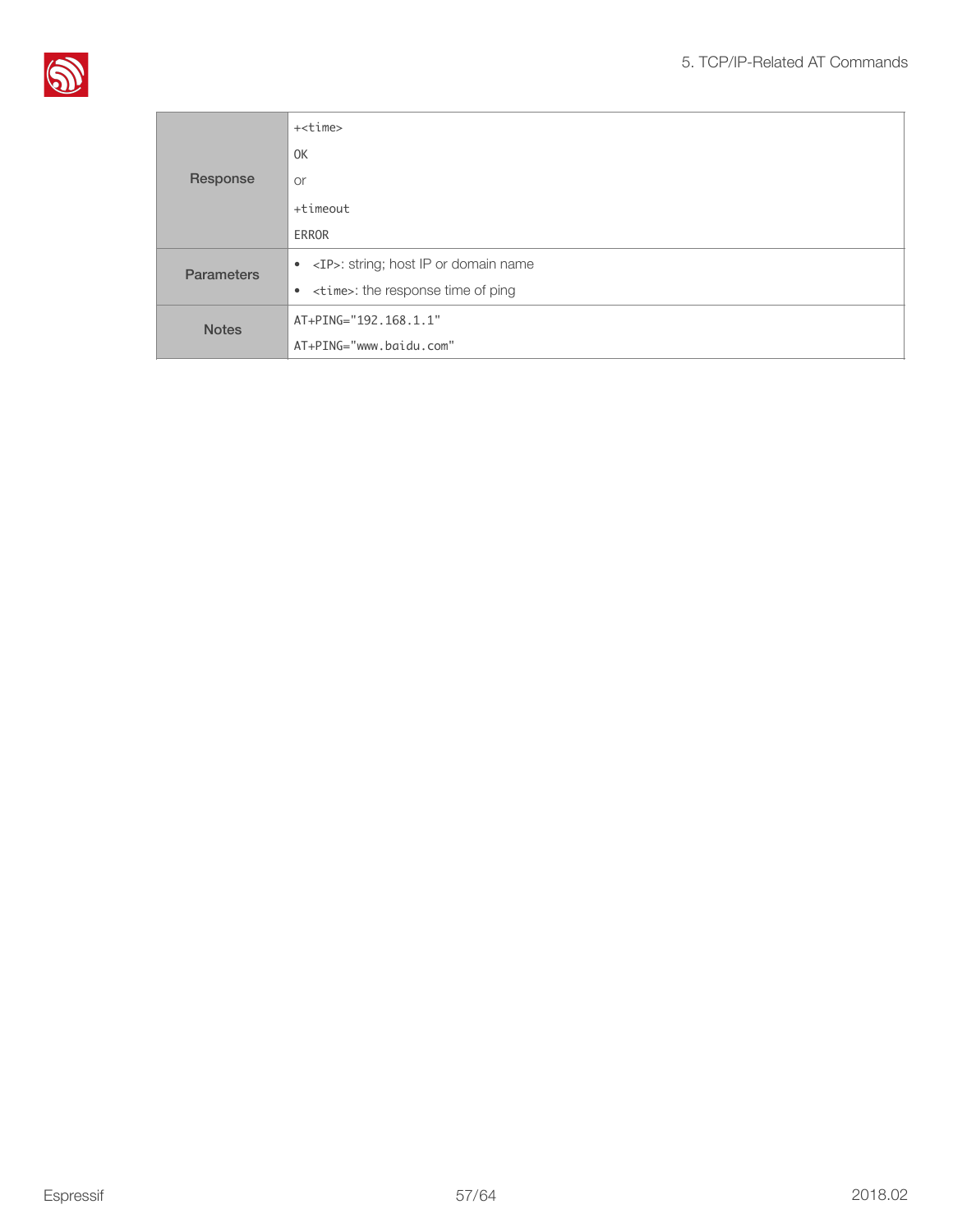| | |
|---|---|
| **Response** | +<time><br>OK<br>or<br>+timeout<br>ERROR |
| **Parameters** | • <IP>: string; host IP or domain name<br>• <time>: the response time of ping |
| **Notes** | AT+PING="192.168.1.1"<br>AT+PING="www.baidu.com" |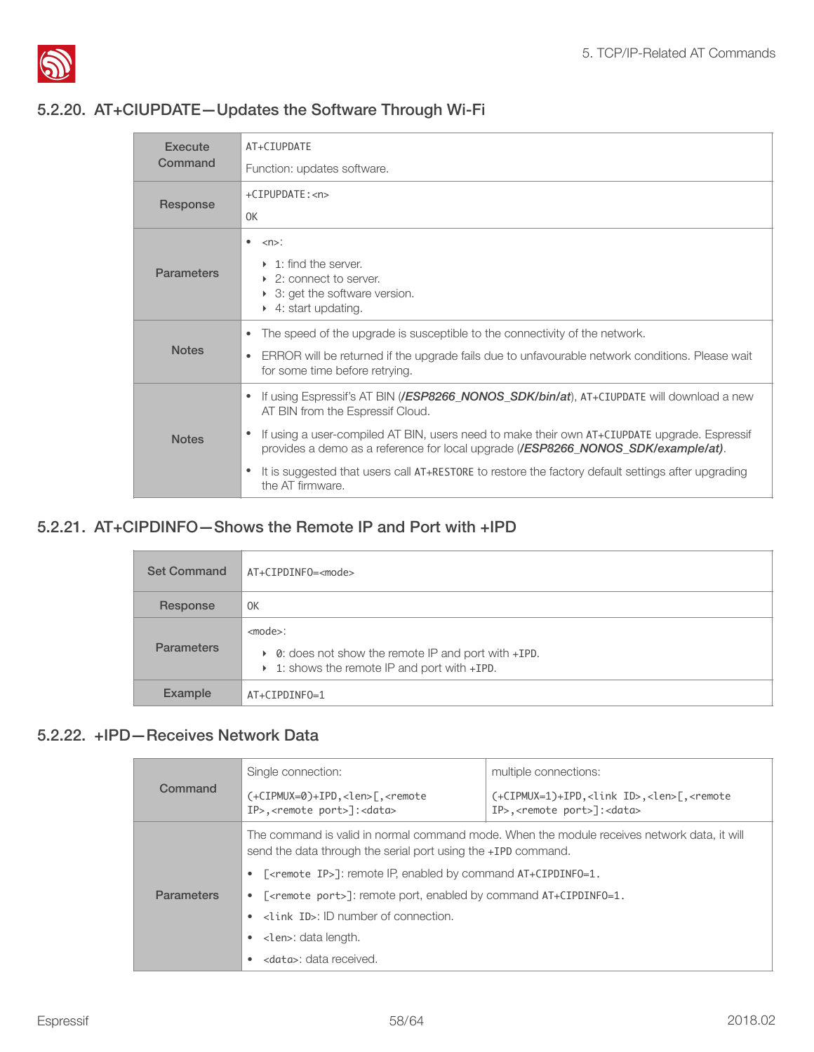### 5.2.20. AT+CIUPDATE—Updates the Software Through Wi-Fi

| | |
|---|---|
| Execute Command | `AT+CIUPDATE`<br>Function: updates software. |
| Response | `+CIPUPDATE:<n>`<br>`OK` |
| Parameters | • `<n>`:<br>  ‣ 1: find the server.<br>  ‣ 2: connect to server.<br>  ‣ 3: get the software version.<br>  ‣ 4: start updating. |
| Notes | • The speed of the upgrade is susceptible to the connectivity of the network.<br>• ERROR will be returned if the upgrade fails due to unfavourable network conditions. Please wait for some time before retrying. |
| Notes | • If using Espressif's AT BIN (***/ESP8266_NONOS_SDK/bin/at***), `AT+CIUPDATE` will download a new AT BIN from the Espressif Cloud.<br>• If using a user-compiled AT BIN, users need to make their own `AT+CIUPDATE` upgrade. Espressif provides a demo as a reference for local upgrade (***/ESP8266_NONOS_SDK/example/at)***.<br>• It is suggested that users call `AT+RESTORE` to restore the factory default settings after upgrading the AT firmware. |

### 5.2.21. AT+CIPDINFO—Shows the Remote IP and Port with +IPD

| | |
|---|---|
| Set Command | `AT+CIPDINFO=<mode>` |
| Response | `OK` |
| Parameters | `<mode>`:<br>  ‣ `0`: does not show the remote IP and port with `+IPD`.<br>  ‣ 1: shows the remote IP and port with `+IPD`. |
| Example | `AT+CIPDINFO=1` |

### 5.2.22. +IPD—Receives Network Data

| | | |
|---|---|---|
| Command | Single connection:<br>`(+CIPMUX=0)+IPD,<len>[,<remote IP>,<remote port>]:<data>` | multiple connections:<br>`(+CIPMUX=1)+IPD,<link ID>,<len>[,<remote IP>,<remote port>]:<data>` |
| Parameters | The command is valid in normal command mode. When the module receives network data, it will send the data through the serial port using the `+IPD` command.<br>• `[<remote IP>]`: remote IP, enabled by command `AT+CIPDINFO=1`.<br>• `[<remote port>]`: remote port, enabled by command `AT+CIPDINFO=1`.<br>• `<link ID>`: ID number of connection.<br>• `<len>`: data length.<br>• `<data>`: data received. | |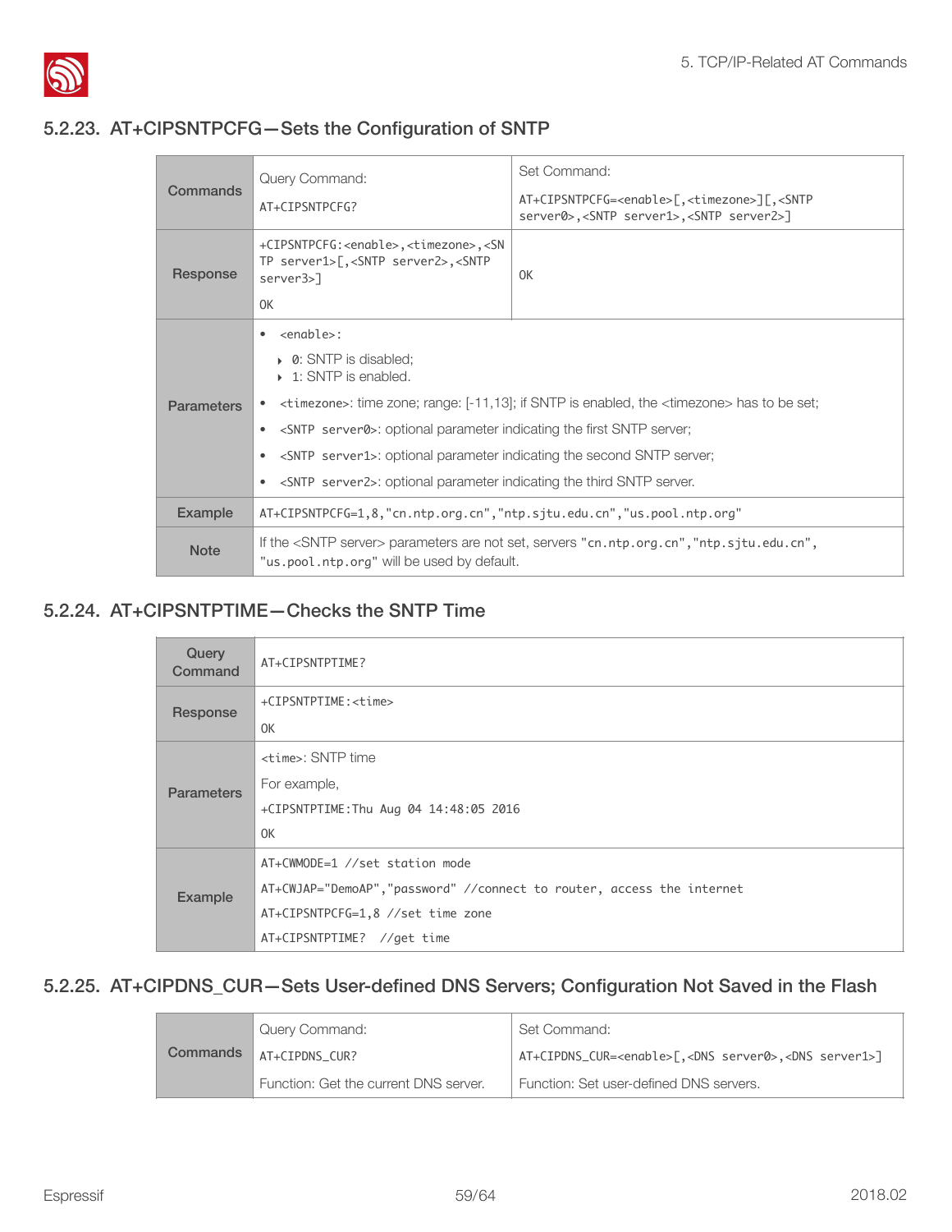### 5.2.23. AT+CIPSNTPCFG—Sets the Configuration of SNTP

| | | |
|---|---|---|
| **Commands** | Query Command:<br>AT+CIPSNTPCFG? | Set Command:<br>AT+CIPSNTPCFG=<enable>[,<timezone>][,<SNTP server0>,<SNTP server1>,<SNTP server2>] |
| **Response** | +CIPSNTPCFG:<enable>,<timezone>,<SNTP server1>[,<SNTP server2>,<SNTP server3>]<br>OK | OK |
| **Parameters** | • <enable>:<br>‣ 0: SNTP is disabled;<br>‣ 1: SNTP is enabled.<br>• <timezone>: time zone; range: [-11,13]; if SNTP is enabled, the <timezone> has to be set;<br>• <SNTP server0>: optional parameter indicating the first SNTP server;<br>• <SNTP server1>: optional parameter indicating the second SNTP server;<br>• <SNTP server2>: optional parameter indicating the third SNTP server. | |
| **Example** | AT+CIPSNTPCFG=1,8,"cn.ntp.org.cn","ntp.sjtu.edu.cn","us.pool.ntp.org" | |
| **Note** | If the <SNTP server> parameters are not set, servers "cn.ntp.org.cn","ntp.sjtu.edu.cn", "us.pool.ntp.org" will be used by default. | |

### 5.2.24. AT+CIPSNTPTIME—Checks the SNTP Time

| | |
|---|---|
| **Query Command** | AT+CIPSNTPTIME? |
| **Response** | +CIPSNTPTIME:<time><br>OK |
| **Parameters** | <time>: SNTP time<br>For example,<br>+CIPSNTPTIME:Thu Aug 04 14:48:05 2016<br>OK |
| **Example** | AT+CWMODE=1 //set station mode<br>AT+CWJAP="DemoAP","password" //connect to router, access the internet<br>AT+CIPSNTPCFG=1,8 //set time zone<br>AT+CIPSNTPTIME? //get time |

### 5.2.25. AT+CIPDNS_CUR—Sets User-defined DNS Servers; Configuration Not Saved in the Flash

| | | |
|---|---|---|
| **Commands** | Query Command:<br>AT+CIPDNS_CUR?<br>Function: Get the current DNS server. | Set Command:<br>AT+CIPDNS_CUR=<enable>[,<DNS server0>,<DNS server1>]<br>Function: Set user-defined DNS servers. |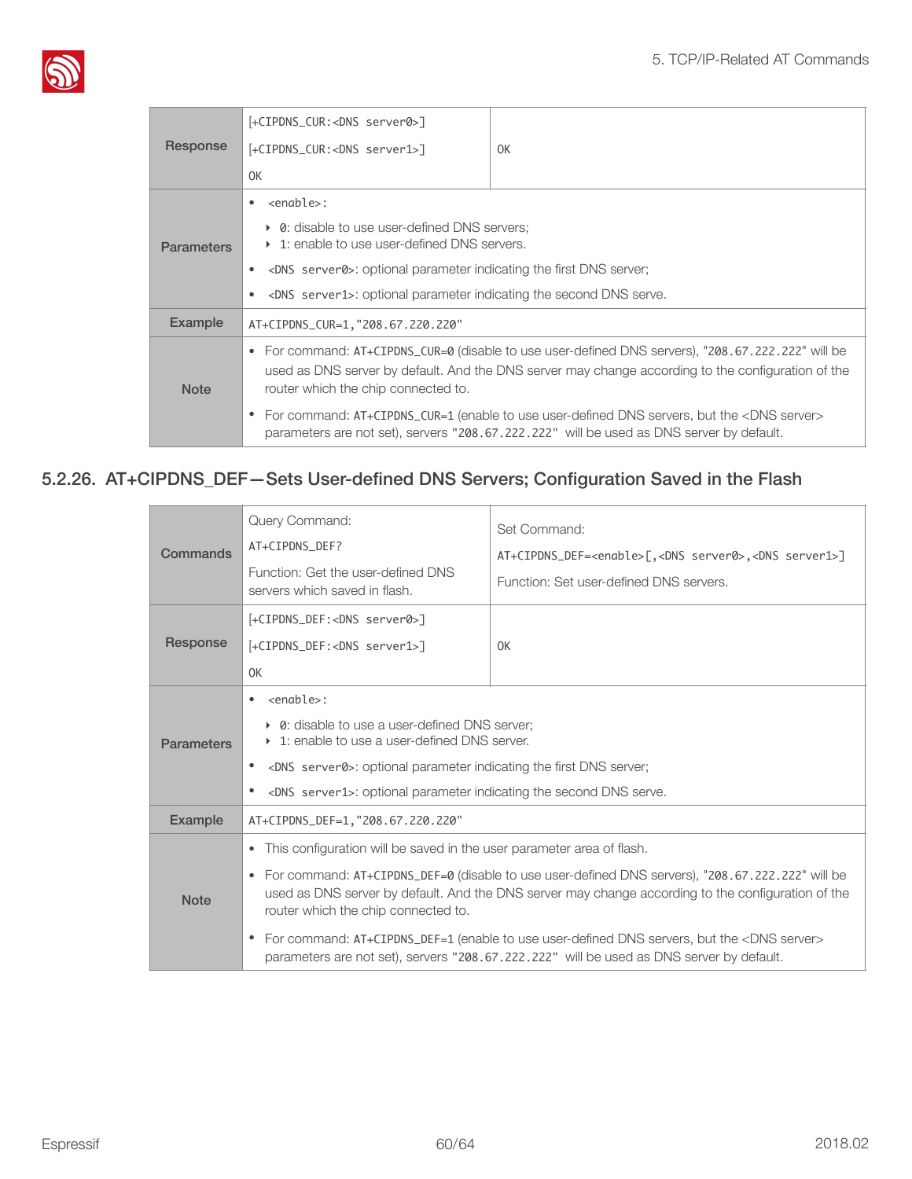| | | |
|---|---|---|
| **Response** | [+CIPDNS_CUR:<DNS server0>]<br>[+CIPDNS_CUR:<DNS server1>]<br>OK | OK |
| **Parameters** | • <enable>:<br>  ‣ 0: disable to use user-defined DNS servers;<br>  ‣ 1: enable to use user-defined DNS servers.<br>• <DNS server0>: optional parameter indicating the first DNS server;<br>• <DNS server1>: optional parameter indicating the second DNS serve. | |
| **Example** | AT+CIPDNS_CUR=1,"208.67.220.220" | |
| **Note** | • For command: AT+CIPDNS_CUR=0 (disable to use user-defined DNS servers), "208.67.222.222" will be used as DNS server by default. And the DNS server may change according to the configuration of the router which the chip connected to.<br>• For command: AT+CIPDNS_CUR=1 (enable to use user-defined DNS servers, but the <DNS server> parameters are not set), servers "208.67.222.222" will be used as DNS server by default. | |

### 5.2.26. AT+CIPDNS_DEF—Sets User-defined DNS Servers; Configuration Saved in the Flash

| | | |
|---|---|---|
| **Commands** | Query Command:<br>AT+CIPDNS_DEF?<br>Function: Get the user-defined DNS servers which saved in flash. | Set Command:<br>AT+CIPDNS_DEF=<enable>[,<DNS server0>,<DNS server1>]<br>Function: Set user-defined DNS servers. |
| **Response** | [+CIPDNS_DEF:<DNS server0>]<br>[+CIPDNS_DEF:<DNS server1>]<br>OK | OK |
| **Parameters** | • <enable>:<br>  ‣ 0: disable to use a user-defined DNS server;<br>  ‣ 1: enable to use a user-defined DNS server.<br>• <DNS server0>: optional parameter indicating the first DNS server;<br>• <DNS server1>: optional parameter indicating the second DNS serve. | |
| **Example** | AT+CIPDNS_DEF=1,"208.67.220.220" | |
| **Note** | • This configuration will be saved in the user parameter area of flash.<br>• For command: AT+CIPDNS_DEF=0 (disable to use user-defined DNS servers), "208.67.222.222" will be used as DNS server by default. And the DNS server may change according to the configuration of the router which the chip connected to.<br>• For command: AT+CIPDNS_DEF=1 (enable to use user-defined DNS servers, but the <DNS server> parameters are not set), servers "208.67.222.222" will be used as DNS server by default. | |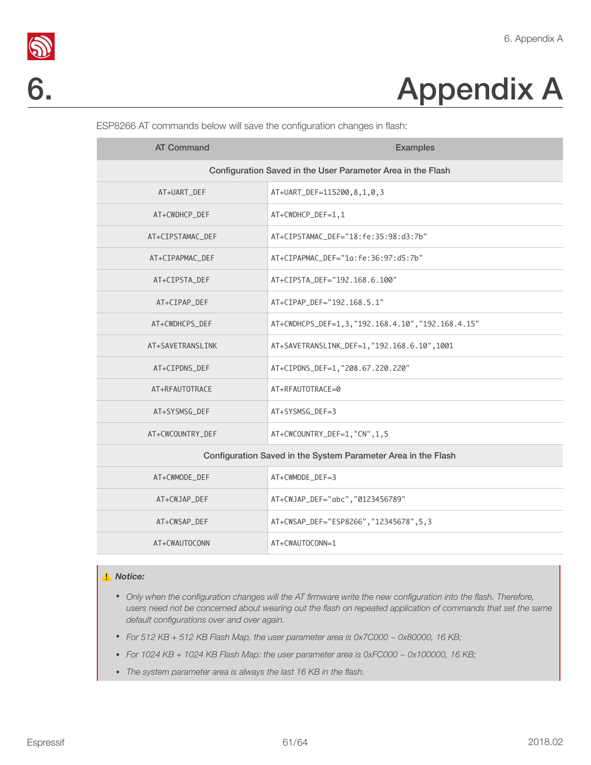# 6. Appendix A

ESP8266 AT commands below will save the configuration changes in flash:

| AT Command | Examples |
|---|---|
| **Configuration Saved in the User Parameter Area in the Flash** | |
| AT+UART_DEF | AT+UART_DEF=115200,8,1,0,3 |
| AT+CWDHCP_DEF | AT+CWDHCP_DEF=1,1 |
| AT+CIPSTAMAC_DEF | AT+CIPSTAMAC_DEF="18:fe:35:98:d3:7b" |
| AT+CIPAPMAC_DEF | AT+CIPAPMAC_DEF="1a:fe:36:97:d5:7b" |
| AT+CIPSTA_DEF | AT+CIPSTA_DEF="192.168.6.100" |
| AT+CIPAP_DEF | AT+CIPAP_DEF="192.168.5.1" |
| AT+CWDHCPS_DEF | AT+CWDHCPS_DEF=1,3,"192.168.4.10","192.168.4.15" |
| AT+SAVETRANSLINK | AT+SAVETRANSLINK_DEF=1,"192.168.6.10",1001 |
| AT+CIPDNS_DEF | AT+CIPDNS_DEF=1,"208.67.220.220" |
| AT+RFAUTOTRACE | AT+RFAUTOTRACE=0 |
| AT+SYSMSG_DEF | AT+SYSMSG_DEF=3 |
| AT+CWCOUNTRY_DEF | AT+CWCOUNTRY_DEF=1,"CN",1,5 |
| **Configuration Saved in the System Parameter Area in the Flash** | |
| AT+CWMODE_DEF | AT+CWMODE_DEF=3 |
| AT+CWJAP_DEF | AT+CWJAP_DEF="abc","0123456789" |
| AT+CWSAP_DEF | AT+CWSAP_DEF="ESP8266","12345678",5,3 |
| AT+CWAUTOCONN | AT+CWAUTOCONN=1 |

> ⚠ ***Notice:***
>
> - *Only when the configuration changes will the AT firmware write the new configuration into the flash. Therefore, users need not be concerned about wearing out the flash on repeated application of commands that set the same default configurations over and over again.*
> - *For 512 KB + 512 KB Flash Map, the user parameter area is 0x7C000 ~ 0x80000, 16 KB;*
> - *For 1024 KB + 1024 KB Flash Map: the user parameter area is 0xFC000 ~ 0x100000, 16 KB;*
> - *The system parameter area is always the last 16 KB in the flash.*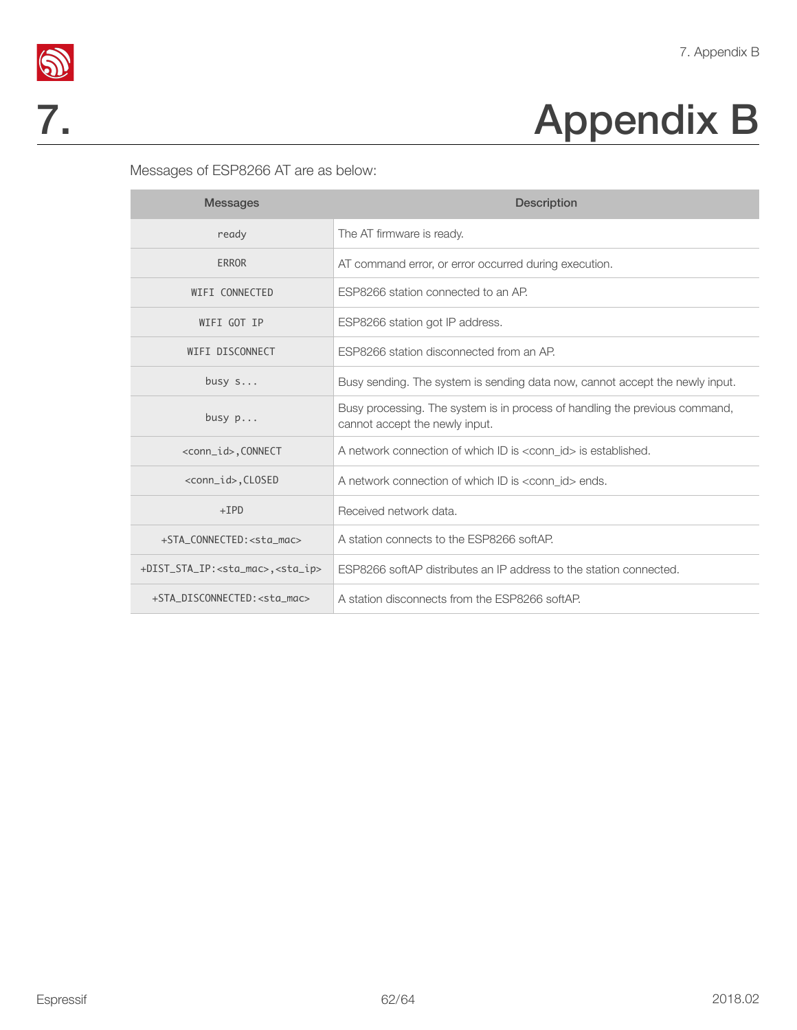# 7. Appendix B

Messages of ESP8266 AT are as below:

| Messages | Description |
|---|---|
| `ready` | The AT firmware is ready. |
| `ERROR` | AT command error, or error occurred during execution. |
| `WIFI CONNECTED` | ESP8266 station connected to an AP. |
| `WIFI GOT IP` | ESP8266 station got IP address. |
| `WIFI DISCONNECT` | ESP8266 station disconnected from an AP. |
| `busy s...` | Busy sending. The system is sending data now, cannot accept the newly input. |
| `busy p...` | Busy processing. The system is in process of handling the previous command, cannot accept the newly input. |
| `<conn_id>,CONNECT` | A network connection of which ID is <conn_id> is established. |
| `<conn_id>,CLOSED` | A network connection of which ID is <conn_id> ends. |
| `+IPD` | Received network data. |
| `+STA_CONNECTED:<sta_mac>` | A station connects to the ESP8266 softAP. |
| `+DIST_STA_IP:<sta_mac>,<sta_ip>` | ESP8266 softAP distributes an IP address to the station connected. |
| `+STA_DISCONNECTED:<sta_mac>` | A station disconnects from the ESP8266 softAP. |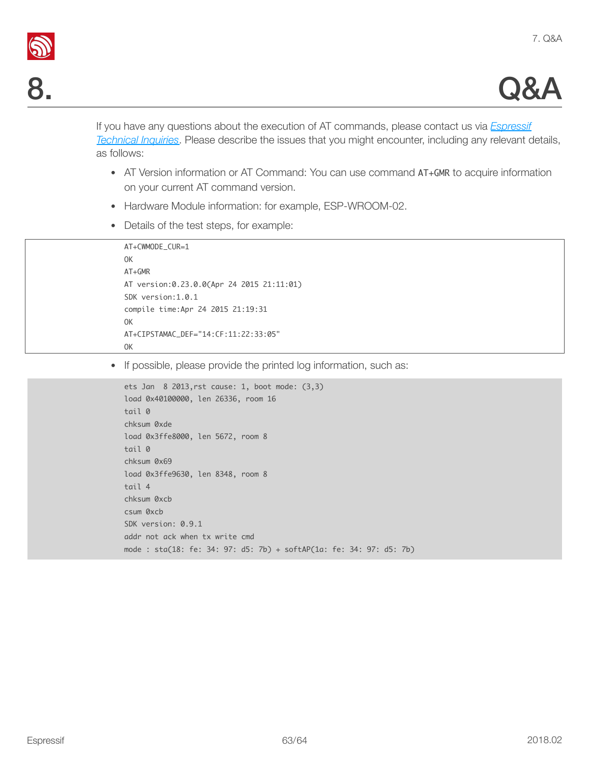# 8. Q&A

If you have any questions about the execution of AT commands, please contact us via [Espressif Technical Inquiries](). Please describe the issues that you might encounter, including any relevant details, as follows:

- AT Version information or AT Command: You can use command `AT+GMR` to acquire information on your current AT command version.
- Hardware Module information: for example, ESP-WROOM-02.
- Details of the test steps, for example:

```
AT+CWMODE_CUR=1
OK
AT+GMR
AT version:0.23.0.0(Apr 24 2015 21:11:01)
SDK version:1.0.1
compile time:Apr 24 2015 21:19:31
OK
AT+CIPSTAMAC_DEF="14:CF:11:22:33:05"
OK
```

- If possible, please provide the printed log information, such as:

```
ets Jan  8 2013,rst cause: 1, boot mode: (3,3)
load 0x40100000, len 26336, room 16
tail 0
chksum 0xde
load 0x3ffe8000, len 5672, room 8
tail 0
chksum 0x69
load 0x3ffe9630, len 8348, room 8
tail 4
chksum 0xcb
csum 0xcb
SDK version: 0.9.1
addr not ack when tx write cmd
mode : sta(18: fe: 34: 97: d5: 7b) + softAP(1a: fe: 34: 97: d5: 7b)
```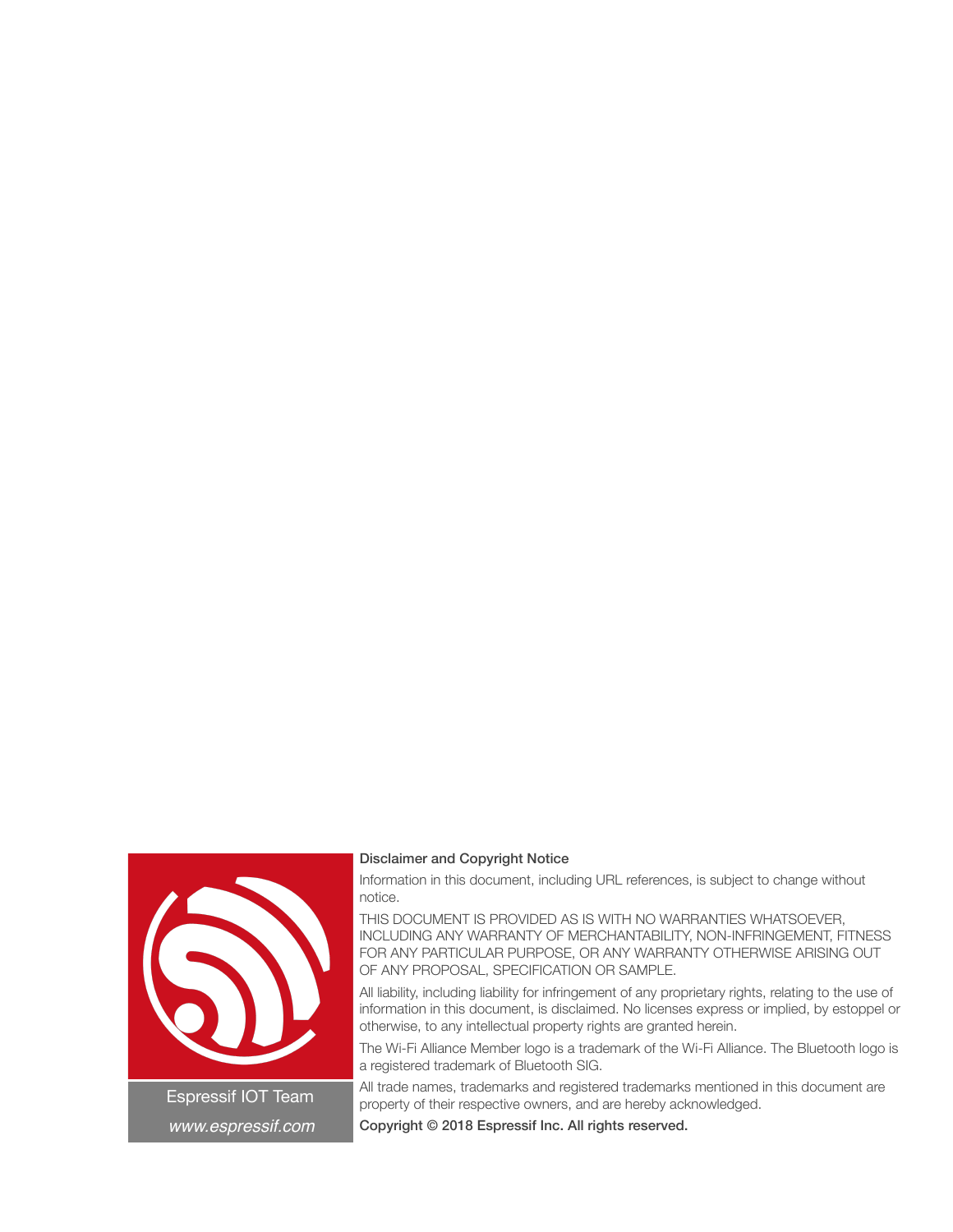Espressif IOT Team

*www.espressif.com*

**Disclaimer and Copyright Notice**

Information in this document, including URL references, is subject to change without notice.

THIS DOCUMENT IS PROVIDED AS IS WITH NO WARRANTIES WHATSOEVER, INCLUDING ANY WARRANTY OF MERCHANTABILITY, NON-INFRINGEMENT, FITNESS FOR ANY PARTICULAR PURPOSE, OR ANY WARRANTY OTHERWISE ARISING OUT OF ANY PROPOSAL, SPECIFICATION OR SAMPLE.

All liability, including liability for infringement of any proprietary rights, relating to the use of information in this document, is disclaimed. No licenses express or implied, by estoppel or otherwise, to any intellectual property rights are granted herein.

The Wi-Fi Alliance Member logo is a trademark of the Wi-Fi Alliance. The Bluetooth logo is a registered trademark of Bluetooth SIG.

All trade names, trademarks and registered trademarks mentioned in this document are property of their respective owners, and are hereby acknowledged.

**Copyright © 2018 Espressif Inc. All rights reserved.**